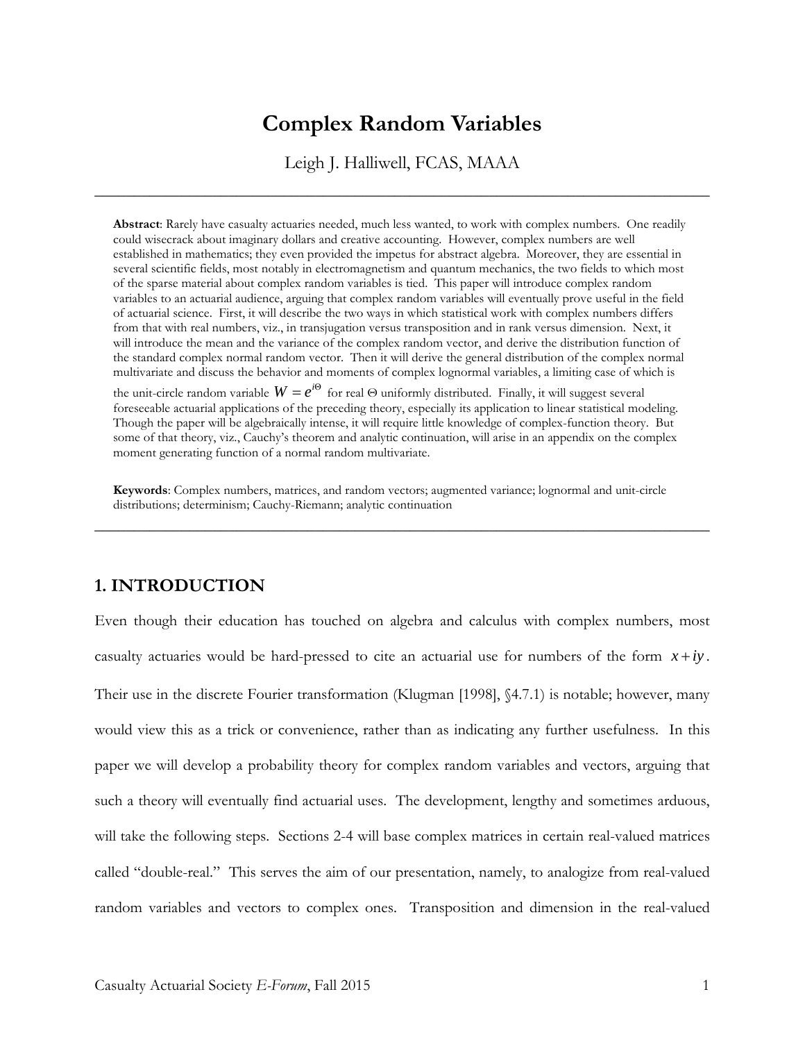# Complex Random Variables

Leigh J. Halliwell, FCAS, MAAA

---

**Abstract**: Rarely have casualty actuaries needed, much less wanted, to work with complex numbers. One readily could wisecrack about imaginary dollars and creative accounting. However, complex numbers are well established in mathematics; they even provided the impetus for abstract algebra. Moreover, they are essential in several scientific fields, most notably in electromagnetism and quantum mechanics, the two fields to which most of the sparse material about complex random variables is tied. This paper will introduce complex random variables to an actuarial audience, arguing that complex random variables will eventually prove useful in the field of actuarial science. First, it will describe the two ways in which statistical work with complex numbers differs from that with real numbers, viz., in transjugation versus transposition and in rank versus dimension. Next, it will introduce the mean and the variance of the complex random vector, and derive the distribution function of the standard complex normal random vector. Then it will derive the general distribution of the complex normal multivariate and discuss the behavior and moments of complex lognormal variables, a limiting case of which is the unit-circle random variable $W = e^{i\Theta}$ for real Θ uniformly distributed. Finally, it will suggest several foreseeable actuarial applications of the preceding theory, especially its application to linear statistical modeling. Though the paper will be algebraically intense, it will require little knowledge of complex-function theory. But some of that theory, viz., Cauchy's theorem and analytic continuation, will arise in an appendix on the complex moment generating function of a normal random multivariate.

**Keywords**: Complex numbers, matrices, and random vectors; augmented variance; lognormal and unit-circle distributions; determinism; Cauchy-Riemann; analytic continuation

---

## 1. INTRODUCTION

Even though their education has touched on algebra and calculus with complex numbers, most casualty actuaries would be hard-pressed to cite an actuarial use for numbers of the form $x + iy$. Their use in the discrete Fourier transformation (Klugman [1998], §4.7.1) is notable; however, many would view this as a trick or convenience, rather than as indicating any further usefulness. In this paper we will develop a probability theory for complex random variables and vectors, arguing that such a theory will eventually find actuarial uses. The development, lengthy and sometimes arduous, will take the following steps. Sections 2-4 will base complex matrices in certain real-valued matrices called "double-real." This serves the aim of our presentation, namely, to analogize from real-valued random variables and vectors to complex ones. Transposition and dimension in the real-valued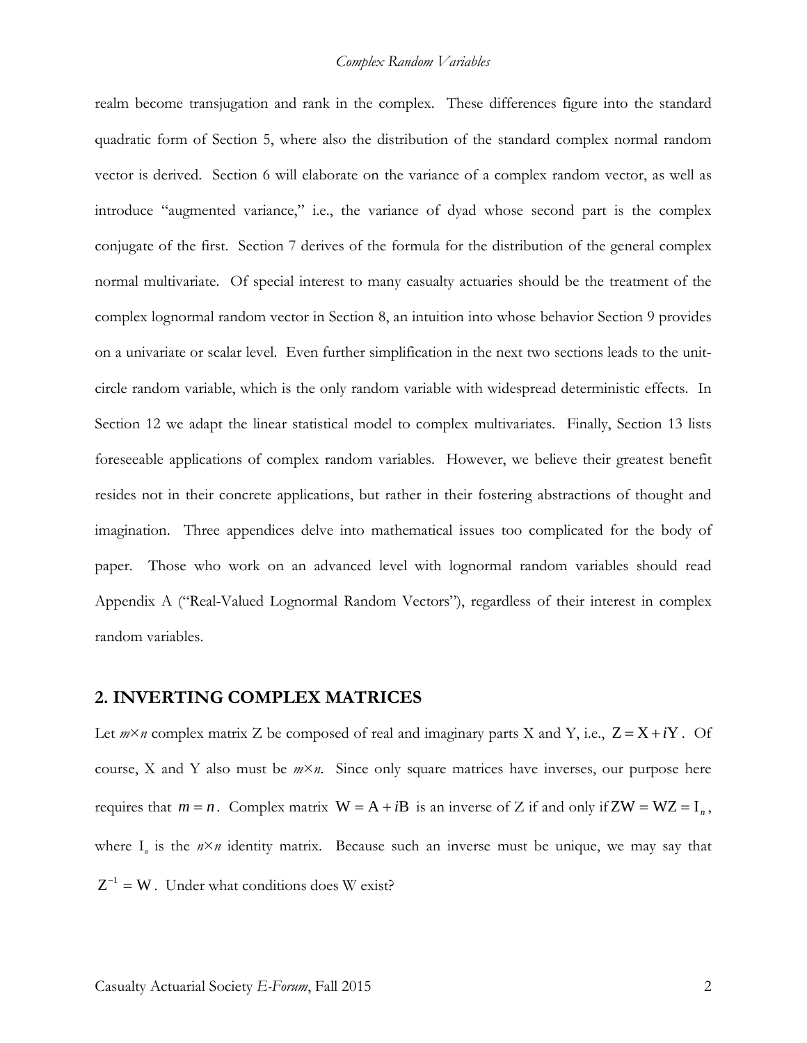realm become transjugation and rank in the complex. These differences figure into the standard quadratic form of Section 5, where also the distribution of the standard complex normal random vector is derived. Section 6 will elaborate on the variance of a complex random vector, as well as introduce "augmented variance," i.e., the variance of dyad whose second part is the complex conjugate of the first. Section 7 derives of the formula for the distribution of the general complex normal multivariate. Of special interest to many casualty actuaries should be the treatment of the complex lognormal random vector in Section 8, an intuition into whose behavior Section 9 provides on a univariate or scalar level. Even further simplification in the next two sections leads to the unit-circle random variable, which is the only random variable with widespread deterministic effects. In Section 12 we adapt the linear statistical model to complex multivariates. Finally, Section 13 lists foreseeable applications of complex random variables. However, we believe their greatest benefit resides not in their concrete applications, but rather in their fostering abstractions of thought and imagination. Three appendices delve into mathematical issues too complicated for the body of paper. Those who work on an advanced level with lognormal random variables should read Appendix A ("Real-Valued Lognormal Random Vectors"), regardless of their interest in complex random variables.

## 2. INVERTING COMPLEX MATRICES

Let $m \times n$ complex matrix Z be composed of real and imaginary parts X and Y, i.e., $\mathrm{Z} = \mathrm{X} + i\mathrm{Y}$. Of course, X and Y also must be $m \times n$. Since only square matrices have inverses, our purpose here requires that $m = n$. Complex matrix $\mathrm{W} = \mathrm{A} + i\mathrm{B}$ is an inverse of Z if and only if $\mathrm{ZW} = \mathrm{WZ} = \mathrm{I}_n$, where $\mathrm{I}_n$ is the $n \times n$ identity matrix. Because such an inverse must be unique, we may say that $\mathrm{Z}^{-1} = \mathrm{W}$. Under what conditions does W exist?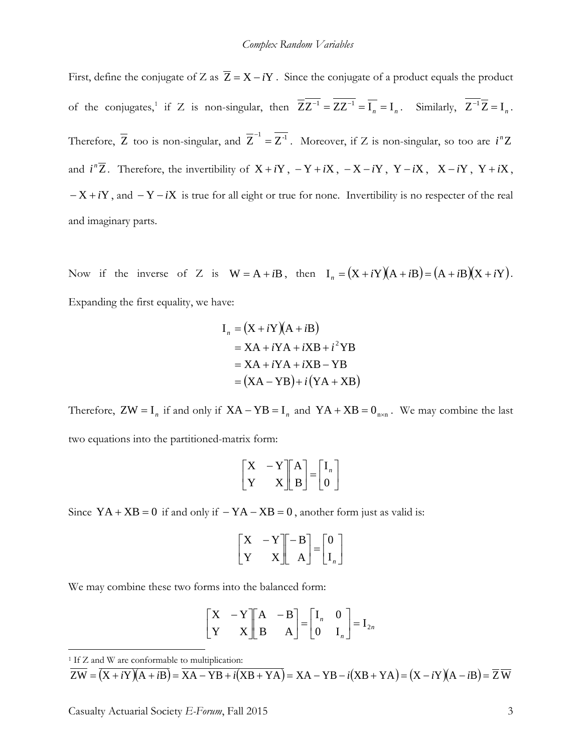First, define the conjugate of Z as $\overline{\mathrm{Z}} = \mathrm{X} - i\mathrm{Y}$. Since the conjugate of a product equals the product of the conjugates,[1] if Z is non-singular, then $\overline{\mathrm{Z}}\,\overline{\mathrm{Z}^{-1}} = \overline{\mathrm{Z}\mathrm{Z}^{-1}} = \overline{\mathrm{I}_n} = \mathrm{I}_n$. Similarly, $\overline{\mathrm{Z}^{-1}}\,\overline{\mathrm{Z}} = \mathrm{I}_n$. Therefore, $\overline{\mathrm{Z}}$ too is non-singular, and $\overline{\mathrm{Z}}^{-1} = \overline{\mathrm{Z}^{-1}}$. Moreover, if Z is non-singular, so too are $i^n\mathrm{Z}$ and $i^n\overline{\mathrm{Z}}$. Therefore, the invertibility of $\mathrm{X} + i\mathrm{Y}$, $-\mathrm{Y} + i\mathrm{X}$, $-\mathrm{X} - i\mathrm{Y}$, $\mathrm{Y} - i\mathrm{X}$, $\mathrm{X} - i\mathrm{Y}$, $\mathrm{Y} + i\mathrm{X}$, $-\mathrm{X} + i\mathrm{Y}$, and $-\mathrm{Y} - i\mathrm{X}$ is true for all eight or true for none. Invertibility is no respecter of the real and imaginary parts.

Now if the inverse of Z is $\mathrm{W} = \mathrm{A} + i\mathrm{B}$, then $\mathrm{I}_n = (\mathrm{X} + i\mathrm{Y})(\mathrm{A} + i\mathrm{B}) = (\mathrm{A} + i\mathrm{B})(\mathrm{X} + i\mathrm{Y})$. Expanding the first equality, we have:

$$
\begin{aligned}
\mathrm{I}_n &= (\mathrm{X} + i\mathrm{Y})(\mathrm{A} + i\mathrm{B}) \\
&= \mathrm{XA} + i\mathrm{YA} + i\mathrm{XB} + i^2\mathrm{YB} \\
&= \mathrm{XA} + i\mathrm{YA} + i\mathrm{XB} - \mathrm{YB} \\
&= (\mathrm{XA} - \mathrm{YB}) + i(\mathrm{YA} + \mathrm{XB})
\end{aligned}
$$

Therefore, $\mathrm{ZW} = \mathrm{I}_n$ if and only if $\mathrm{XA} - \mathrm{YB} = \mathrm{I}_n$ and $\mathrm{YA} + \mathrm{XB} = 0_{n\times n}$. We may combine the last two equations into the partitioned-matrix form:

$$
\begin{bmatrix} \mathrm{X} & -\mathrm{Y} \\ \mathrm{Y} & \mathrm{X} \end{bmatrix}
\begin{bmatrix} \mathrm{A} \\ \mathrm{B} \end{bmatrix}
=
\begin{bmatrix} \mathrm{I}_n \\ 0 \end{bmatrix}
$$

Since $\mathrm{YA} + \mathrm{XB} = 0$ if and only if $-\mathrm{YA} - \mathrm{XB} = 0$, another form just as valid is:

$$
\begin{bmatrix} \mathrm{X} & -\mathrm{Y} \\ \mathrm{Y} & \mathrm{X} \end{bmatrix}
\begin{bmatrix} -\mathrm{B} \\ \mathrm{A} \end{bmatrix}
=
\begin{bmatrix} 0 \\ \mathrm{I}_n \end{bmatrix}
$$

We may combine these two forms into the balanced form:

$$
\begin{bmatrix} \mathrm{X} & -\mathrm{Y} \\ \mathrm{Y} & \mathrm{X} \end{bmatrix}
\begin{bmatrix} \mathrm{A} & -\mathrm{B} \\ \mathrm{B} & \mathrm{A} \end{bmatrix}
=
\begin{bmatrix} \mathrm{I}_n & 0 \\ 0 & \mathrm{I}_n \end{bmatrix}
= \mathrm{I}_{2n}
$$

---

[1] If Z and W are conformable to multiplication:
$\overline{\mathrm{ZW}} = \overline{(\mathrm{X} + i\mathrm{Y})(\mathrm{A} + i\mathrm{B})} = \overline{\mathrm{XA} - \mathrm{YB} + i(\mathrm{XB} + \mathrm{YA})} = \mathrm{XA} - \mathrm{YB} - i(\mathrm{XB} + \mathrm{YA}) = (\mathrm{X} - i\mathrm{Y})(\mathrm{A} - i\mathrm{B}) = \overline{\mathrm{Z}}\,\overline{\mathrm{W}}$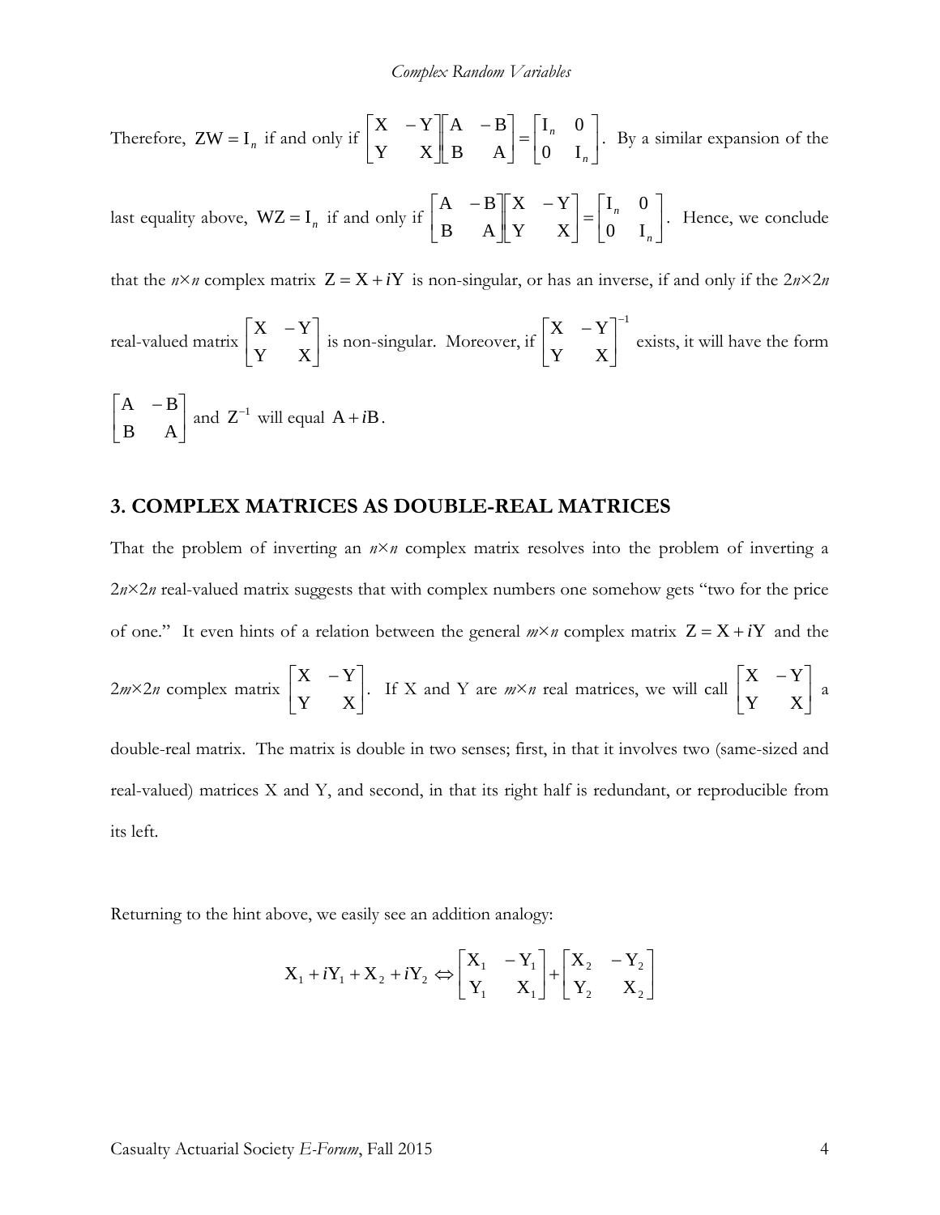Therefore, $\mathrm{ZW} = \mathrm{I}_n$ if and only if $\begin{bmatrix} \mathrm{X} & -\mathrm{Y} \\ \mathrm{Y} & \mathrm{X} \end{bmatrix} \begin{bmatrix} \mathrm{A} & -\mathrm{B} \\ \mathrm{B} & \mathrm{A} \end{bmatrix} = \begin{bmatrix} \mathrm{I}_n & 0 \\ 0 & \mathrm{I}_n \end{bmatrix}$. By a similar expansion of the last equality above, $\mathrm{WZ} = \mathrm{I}_n$ if and only if $\begin{bmatrix} \mathrm{A} & -\mathrm{B} \\ \mathrm{B} & \mathrm{A} \end{bmatrix} \begin{bmatrix} \mathrm{X} & -\mathrm{Y} \\ \mathrm{Y} & \mathrm{X} \end{bmatrix} = \begin{bmatrix} \mathrm{I}_n & 0 \\ 0 & \mathrm{I}_n \end{bmatrix}$. Hence, we conclude that the $n \times n$ complex matrix $\mathrm{Z} = \mathrm{X} + i\mathrm{Y}$ is non-singular, or has an inverse, if and only if the $2n \times 2n$ real-valued matrix $\begin{bmatrix} \mathrm{X} & -\mathrm{Y} \\ \mathrm{Y} & \mathrm{X} \end{bmatrix}$ is non-singular. Moreover, if $\begin{bmatrix} \mathrm{X} & -\mathrm{Y} \\ \mathrm{Y} & \mathrm{X} \end{bmatrix}^{-1}$ exists, it will have the form $\begin{bmatrix} \mathrm{A} & -\mathrm{B} \\ \mathrm{B} & \mathrm{A} \end{bmatrix}$ and $\mathrm{Z}^{-1}$ will equal $\mathrm{A} + i\mathrm{B}$.

## 3. COMPLEX MATRICES AS DOUBLE-REAL MATRICES

That the problem of inverting an $n \times n$ complex matrix resolves into the problem of inverting a $2n \times 2n$ real-valued matrix suggests that with complex numbers one somehow gets "two for the price of one." It even hints of a relation between the general $m \times n$ complex matrix $\mathrm{Z} = \mathrm{X} + i\mathrm{Y}$ and the $2m \times 2n$ complex matrix $\begin{bmatrix} \mathrm{X} & -\mathrm{Y} \\ \mathrm{Y} & \mathrm{X} \end{bmatrix}$. If X and Y are $m \times n$ real matrices, we will call $\begin{bmatrix} \mathrm{X} & -\mathrm{Y} \\ \mathrm{Y} & \mathrm{X} \end{bmatrix}$ a double-real matrix. The matrix is double in two senses; first, in that it involves two (same-sized and real-valued) matrices X and Y, and second, in that its right half is redundant, or reproducible from its left.

Returning to the hint above, we easily see an addition analogy:

$$\mathrm{X}_1 + i\mathrm{Y}_1 + \mathrm{X}_2 + i\mathrm{Y}_2 \Leftrightarrow \begin{bmatrix} \mathrm{X}_1 & -\mathrm{Y}_1 \\ \mathrm{Y}_1 & \mathrm{X}_1 \end{bmatrix} + \begin{bmatrix} \mathrm{X}_2 & -\mathrm{Y}_2 \\ \mathrm{Y}_2 & \mathrm{X}_2 \end{bmatrix}$$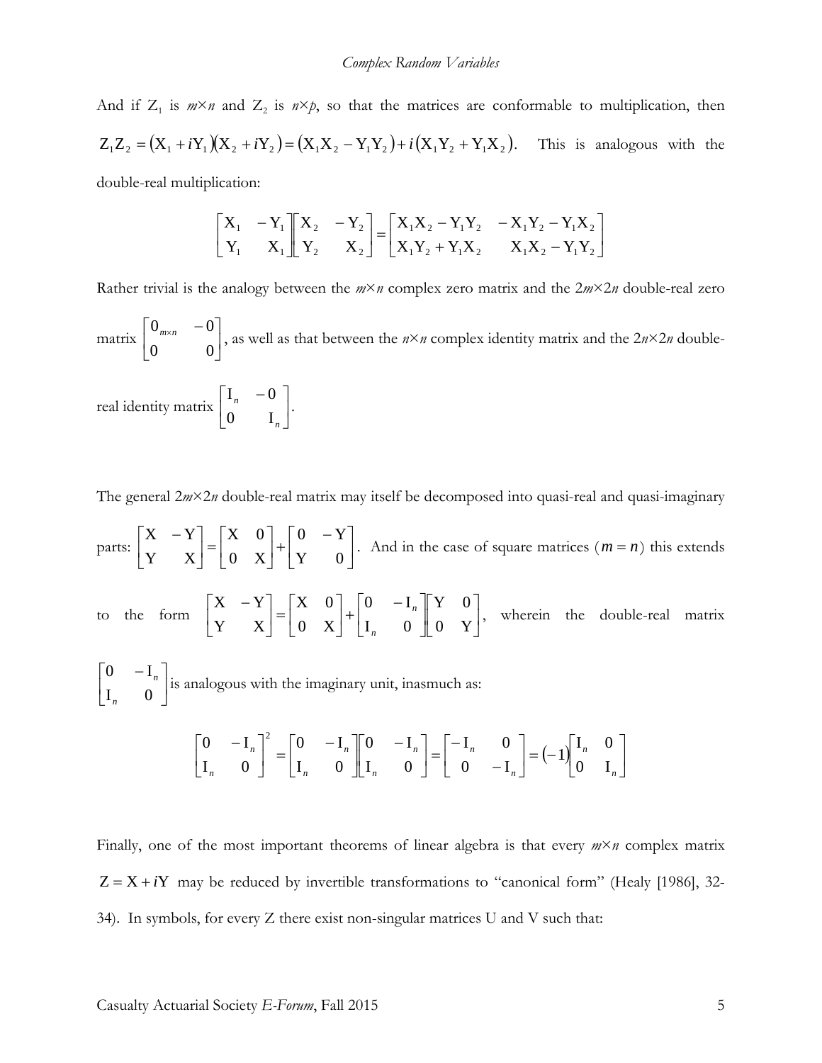And if $Z_1$ is $m \times n$ and $Z_2$ is $n \times p$, so that the matrices are conformable to multiplication, then $Z_1 Z_2 = (X_1 + iY_1)(X_2 + iY_2) = (X_1 X_2 - Y_1 Y_2) + i(X_1 Y_2 + Y_1 X_2)$. This is analogous with the double-real multiplication:

$$\begin{bmatrix} X_1 & -Y_1 \\ Y_1 & X_1 \end{bmatrix} \begin{bmatrix} X_2 & -Y_2 \\ Y_2 & X_2 \end{bmatrix} = \begin{bmatrix} X_1 X_2 - Y_1 Y_2 & -X_1 Y_2 - Y_1 X_2 \\ X_1 Y_2 + Y_1 X_2 & X_1 X_2 - Y_1 Y_2 \end{bmatrix}$$

Rather trivial is the analogy between the $m \times n$ complex zero matrix and the $2m \times 2n$ double-real zero matrix $\begin{bmatrix} 0_{m \times n} & -0 \\ 0 & 0 \end{bmatrix}$, as well as that between the $n \times n$ complex identity matrix and the $2n \times 2n$ double-real identity matrix $\begin{bmatrix} I_n & -0 \\ 0 & I_n \end{bmatrix}$.

The general $2m \times 2n$ double-real matrix may itself be decomposed into quasi-real and quasi-imaginary parts: $\begin{bmatrix} X & -Y \\ Y & X \end{bmatrix} = \begin{bmatrix} X & 0 \\ 0 & X \end{bmatrix} + \begin{bmatrix} 0 & -Y \\ Y & 0 \end{bmatrix}$. And in the case of square matrices ($m = n$) this extends to the form $\begin{bmatrix} X & -Y \\ Y & X \end{bmatrix} = \begin{bmatrix} X & 0 \\ 0 & X \end{bmatrix} + \begin{bmatrix} 0 & -I_n \\ I_n & 0 \end{bmatrix} \begin{bmatrix} Y & 0 \\ 0 & Y \end{bmatrix}$, wherein the double-real matrix $\begin{bmatrix} 0 & -I_n \\ I_n & 0 \end{bmatrix}$ is analogous with the imaginary unit, inasmuch as:

$$\begin{bmatrix} 0 & -I_n \\ I_n & 0 \end{bmatrix}^2 = \begin{bmatrix} 0 & -I_n \\ I_n & 0 \end{bmatrix} \begin{bmatrix} 0 & -I_n \\ I_n & 0 \end{bmatrix} = \begin{bmatrix} -I_n & 0 \\ 0 & -I_n \end{bmatrix} = (-1) \begin{bmatrix} I_n & 0 \\ 0 & I_n \end{bmatrix}$$

Finally, one of the most important theorems of linear algebra is that every $m \times n$ complex matrix $Z = X + iY$ may be reduced by invertible transformations to "canonical form" (Healy [1986], 32-34). In symbols, for every Z there exist non-singular matrices U and V such that: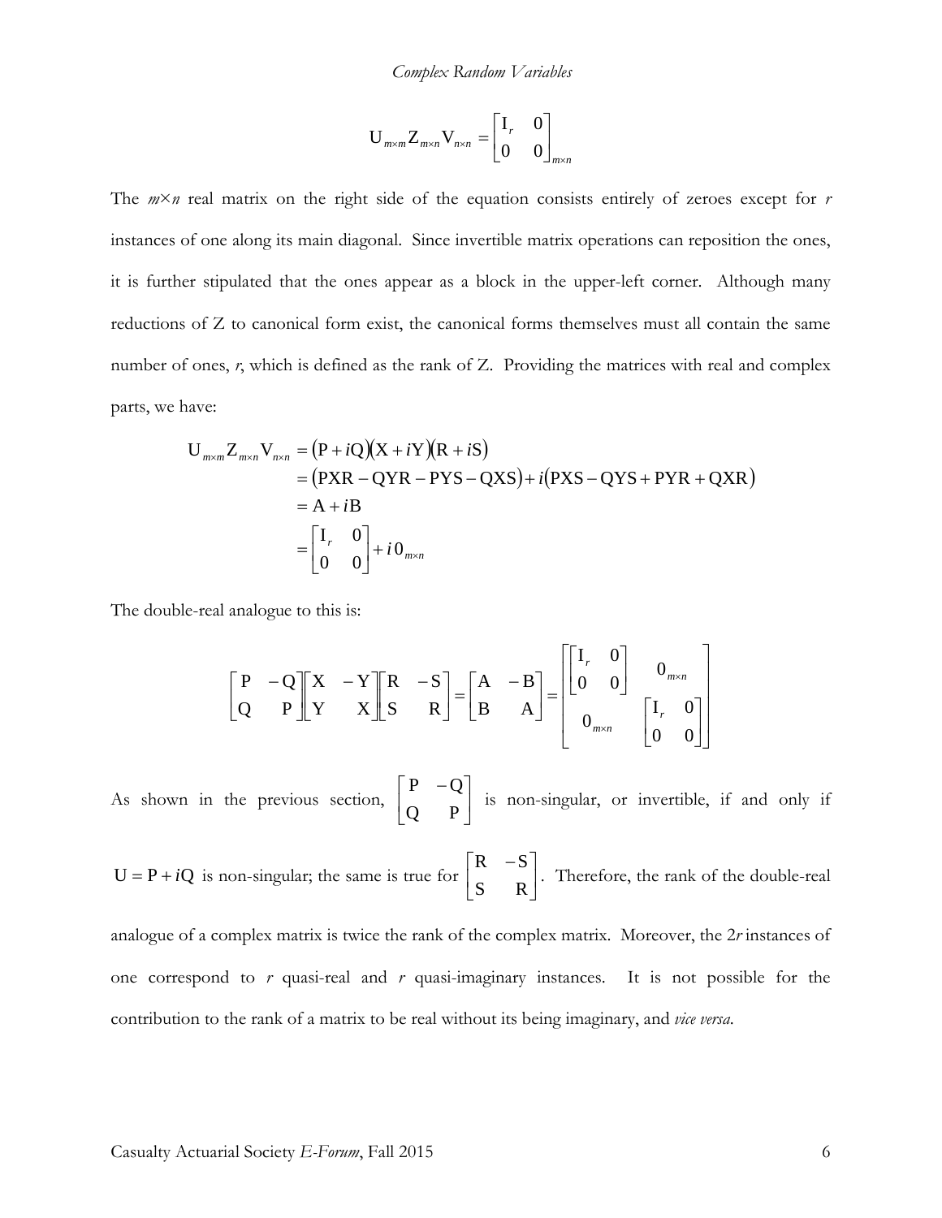$$\mathrm{U}_{m\times m}\mathrm{Z}_{m\times n}\mathrm{V}_{n\times n} = \begin{bmatrix} \mathrm{I}_r & 0 \\ 0 & 0 \end{bmatrix}_{m\times n}$$

The $m \times n$ real matrix on the right side of the equation consists entirely of zeroes except for $r$ instances of one along its main diagonal. Since invertible matrix operations can reposition the ones, it is further stipulated that the ones appear as a block in the upper-left corner. Although many reductions of Z to canonical form exist, the canonical forms themselves must all contain the same number of ones, $r$, which is defined as the rank of Z. Providing the matrices with real and complex parts, we have:

$$\begin{aligned}
\mathrm{U}_{m\times m}\mathrm{Z}_{m\times n}\mathrm{V}_{n\times n} &= (\mathrm{P} + i\mathrm{Q})(\mathrm{X} + i\mathrm{Y})(\mathrm{R} + i\mathrm{S}) \\
&= (\mathrm{PXR} - \mathrm{QYR} - \mathrm{PYS} - \mathrm{QXS}) + i(\mathrm{PXS} - \mathrm{QYS} + \mathrm{PYR} + \mathrm{QXR}) \\
&= \mathrm{A} + i\mathrm{B} \\
&= \begin{bmatrix} \mathrm{I}_r & 0 \\ 0 & 0 \end{bmatrix} + i\,0_{m\times n}
\end{aligned}$$

The double-real analogue to this is:

$$\begin{bmatrix} \mathrm{P} & -\mathrm{Q} \\ \mathrm{Q} & \mathrm{P} \end{bmatrix}\begin{bmatrix} \mathrm{X} & -\mathrm{Y} \\ \mathrm{Y} & \mathrm{X} \end{bmatrix}\begin{bmatrix} \mathrm{R} & -\mathrm{S} \\ \mathrm{S} & \mathrm{R} \end{bmatrix} = \begin{bmatrix} \mathrm{A} & -\mathrm{B} \\ \mathrm{B} & \mathrm{A} \end{bmatrix} = \begin{bmatrix} \begin{bmatrix} \mathrm{I}_r & 0 \\ 0 & 0 \end{bmatrix} & 0_{m\times n} \\ 0_{m\times n} & \begin{bmatrix} \mathrm{I}_r & 0 \\ 0 & 0 \end{bmatrix} \end{bmatrix}$$

As shown in the previous section, $\begin{bmatrix} \mathrm{P} & -\mathrm{Q} \\ \mathrm{Q} & \mathrm{P} \end{bmatrix}$ is non-singular, or invertible, if and only if $\mathrm{U} = \mathrm{P} + i\mathrm{Q}$ is non-singular; the same is true for $\begin{bmatrix} \mathrm{R} & -\mathrm{S} \\ \mathrm{S} & \mathrm{R} \end{bmatrix}$. Therefore, the rank of the double-real analogue of a complex matrix is twice the rank of the complex matrix. Moreover, the $2r$ instances of one correspond to $r$ quasi-real and $r$ quasi-imaginary instances. It is not possible for the contribution to the rank of a matrix to be real without its being imaginary, and *vice versa*.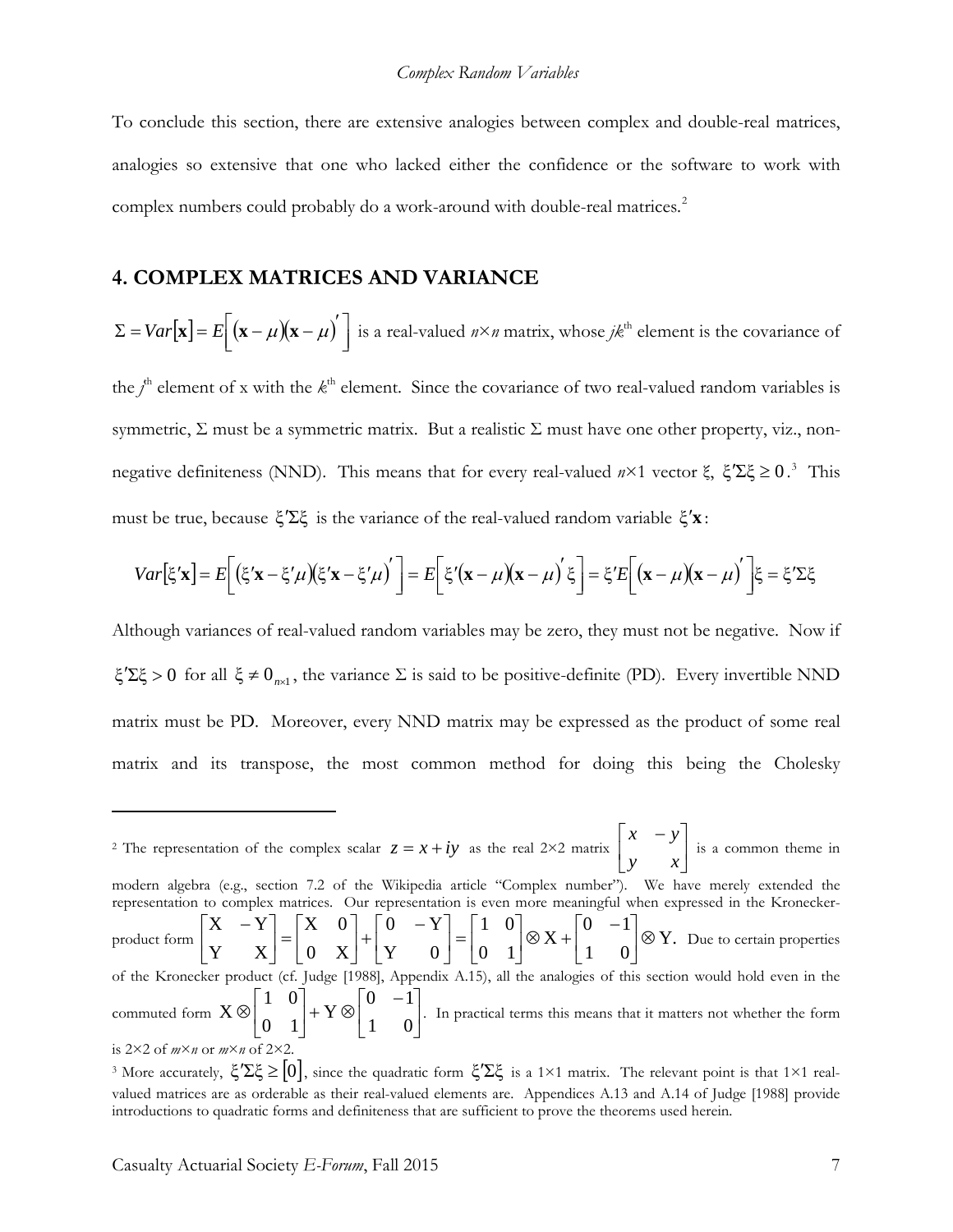To conclude this section, there are extensive analogies between complex and double-real matrices, analogies so extensive that one who lacked either the confidence or the software to work with complex numbers could probably do a work-around with double-real matrices.[2]

## 4. COMPLEX MATRICES AND VARIANCE

$\Sigma = Var[\mathbf{x}] = E\left[(\mathbf{x} - \mu)(\mathbf{x} - \mu)'\right]$ is a real-valued $n \times n$ matrix, whose $jk^{\text{th}}$ element is the covariance of the $j^{\text{th}}$ element of x with the $k^{\text{th}}$ element. Since the covariance of two real-valued random variables is symmetric, $\Sigma$ must be a symmetric matrix. But a realistic $\Sigma$ must have one other property, viz., non-negative definiteness (NND). This means that for every real-valued $n \times 1$ vector $\xi$, $\xi'\Sigma\xi \geq 0$.[3] This must be true, because $\xi'\Sigma\xi$ is the variance of the real-valued random variable $\xi'\mathbf{x}$:

$$Var[\xi'\mathbf{x}] = E\left[(\xi'\mathbf{x} - \xi'\mu)(\xi'\mathbf{x} - \xi'\mu)'\right] = E\left[\xi'(\mathbf{x} - \mu)(\mathbf{x} - \mu)'\xi\right] = \xi' E\left[(\mathbf{x} - \mu)(\mathbf{x} - \mu)'\right]\xi = \xi'\Sigma\xi$$

Although variances of real-valued random variables may be zero, they must not be negative. Now if $\xi'\Sigma\xi > 0$ for all $\xi \neq 0_{n\times 1}$, the variance $\Sigma$ is said to be positive-definite (PD). Every invertible NND matrix must be PD. Moreover, every NND matrix may be expressed as the product of some real matrix and its transpose, the most common method for doing this being the Cholesky

---

[2] The representation of the complex scalar $z = x + iy$ as the real 2×2 matrix $\begin{bmatrix} x & -y \\ y & x \end{bmatrix}$ is a common theme in modern algebra (e.g., section 7.2 of the Wikipedia article "Complex number"). We have merely extended the representation to complex matrices. Our representation is even more meaningful when expressed in the Kronecker-product form $\begin{bmatrix} \mathrm{X} & -\mathrm{Y} \\ \mathrm{Y} & \mathrm{X} \end{bmatrix} = \begin{bmatrix} \mathrm{X} & 0 \\ 0 & \mathrm{X} \end{bmatrix} + \begin{bmatrix} 0 & -\mathrm{Y} \\ \mathrm{Y} & 0 \end{bmatrix} = \begin{bmatrix} 1 & 0 \\ 0 & 1 \end{bmatrix} \otimes \mathrm{X} + \begin{bmatrix} 0 & -1 \\ 1 & 0 \end{bmatrix} \otimes \mathrm{Y}.$ Due to certain properties of the Kronecker product (cf. Judge [1988], Appendix A.15), all the analogies of this section would hold even in the commuted form $\mathrm{X} \otimes \begin{bmatrix} 1 & 0 \\ 0 & 1 \end{bmatrix} + \mathrm{Y} \otimes \begin{bmatrix} 0 & -1 \\ 1 & 0 \end{bmatrix}$. In practical terms this means that it matters not whether the form is 2×2 of $m \times n$ or $m \times n$ of 2×2.

[3] More accurately, $\xi'\Sigma\xi \geq [0]$, since the quadratic form $\xi'\Sigma\xi$ is a 1×1 matrix. The relevant point is that 1×1 real-valued matrices are as orderable as their real-valued elements are. Appendices A.13 and A.14 of Judge [1988] provide introductions to quadratic forms and definiteness that are sufficient to prove the theorems used herein.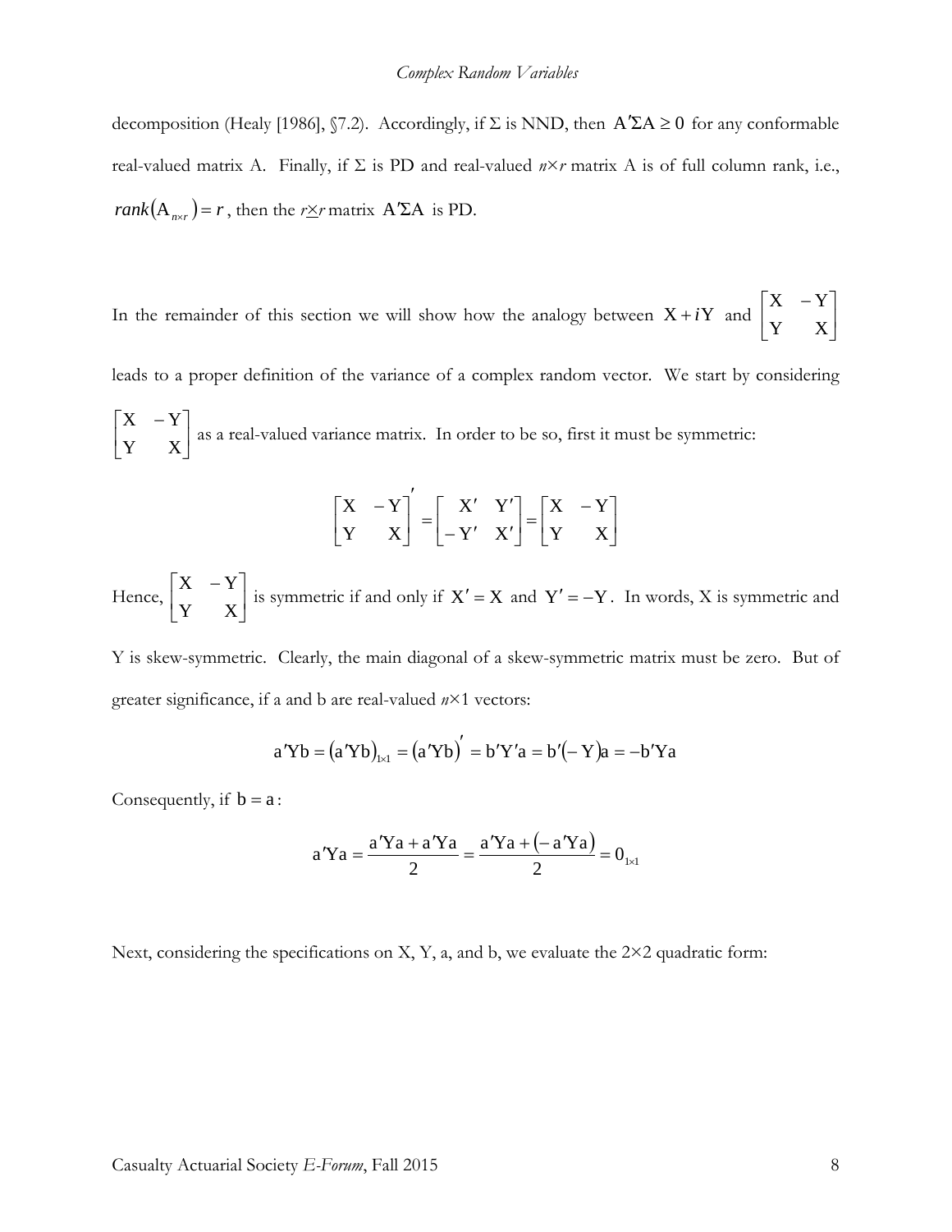decomposition (Healy [1986], §7.2). Accordingly, if $\Sigma$ is NND, then $\mathrm{A}'\Sigma\mathrm{A} \geq 0$ for any conformable real-valued matrix A. Finally, if $\Sigma$ is PD and real-valued $n \times r$ matrix A is of full column rank, i.e., $rank(\mathrm{A}_{n \times r}) = r$, then the $r \times r$ matrix $\mathrm{A}'\Sigma\mathrm{A}$ is PD.

In the remainder of this section we will show how the analogy between $\mathrm{X} + i\mathrm{Y}$ and $\begin{bmatrix} \mathrm{X} & -\mathrm{Y} \\ \mathrm{Y} & \mathrm{X} \end{bmatrix}$ leads to a proper definition of the variance of a complex random vector. We start by considering $\begin{bmatrix} \mathrm{X} & -\mathrm{Y} \\ \mathrm{Y} & \mathrm{X} \end{bmatrix}$ as a real-valued variance matrix. In order to be so, first it must be symmetric:

$$\begin{bmatrix} \mathrm{X} & -\mathrm{Y} \\ \mathrm{Y} & \mathrm{X} \end{bmatrix}' = \begin{bmatrix} \mathrm{X}' & \mathrm{Y}' \\ -\mathrm{Y}' & \mathrm{X}' \end{bmatrix} = \begin{bmatrix} \mathrm{X} & -\mathrm{Y} \\ \mathrm{Y} & \mathrm{X} \end{bmatrix}$$

Hence, $\begin{bmatrix} \mathrm{X} & -\mathrm{Y} \\ \mathrm{Y} & \mathrm{X} \end{bmatrix}$ is symmetric if and only if $\mathrm{X}' = \mathrm{X}$ and $\mathrm{Y}' = -\mathrm{Y}$. In words, X is symmetric and Y is skew-symmetric. Clearly, the main diagonal of a skew-symmetric matrix must be zero. But of greater significance, if a and b are real-valued $n \times 1$ vectors:

$$\mathrm{a}'\mathrm{Y}\mathrm{b} = (\mathrm{a}'\mathrm{Y}\mathrm{b})_{1 \times 1} = (\mathrm{a}'\mathrm{Y}\mathrm{b})' = \mathrm{b}'\mathrm{Y}'\mathrm{a} = \mathrm{b}'(-\mathrm{Y})\mathrm{a} = -\mathrm{b}'\mathrm{Y}\mathrm{a}$$

Consequently, if $\mathrm{b} = \mathrm{a}$:

$$\mathrm{a}'\mathrm{Y}\mathrm{a} = \frac{\mathrm{a}'\mathrm{Y}\mathrm{a} + \mathrm{a}'\mathrm{Y}\mathrm{a}}{2} = \frac{\mathrm{a}'\mathrm{Y}\mathrm{a} + (-\mathrm{a}'\mathrm{Y}\mathrm{a})}{2} = 0_{1 \times 1}$$

Next, considering the specifications on X, Y, a, and b, we evaluate the $2 \times 2$ quadratic form: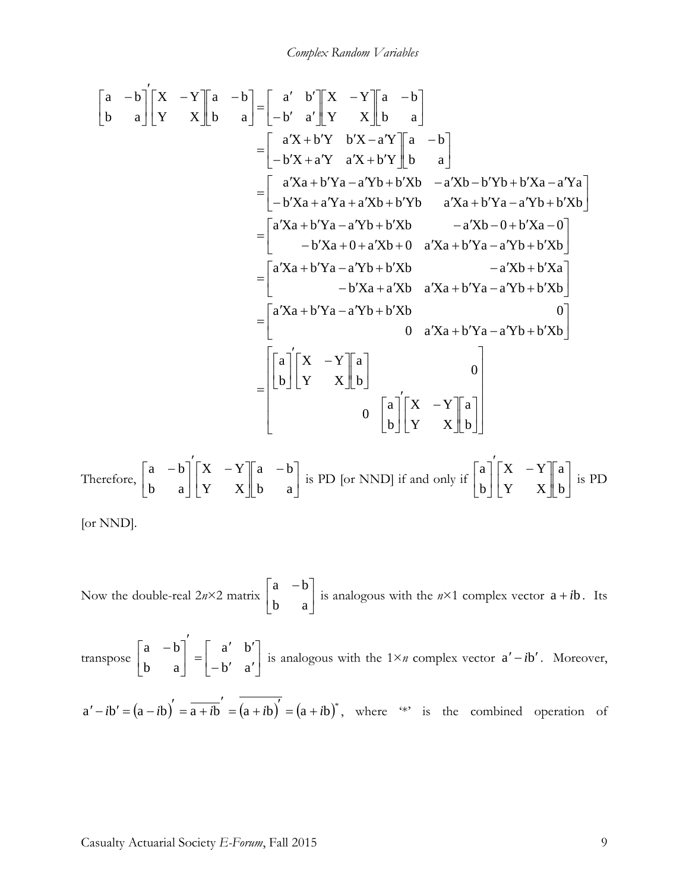$$
\begin{aligned}
\begin{bmatrix} a & -b \\ b & a \end{bmatrix}' \begin{bmatrix} X & -Y \\ Y & X \end{bmatrix} \begin{bmatrix} a & -b \\ b & a \end{bmatrix} &= \begin{bmatrix} a' & b' \\ -b' & a' \end{bmatrix} \begin{bmatrix} X & -Y \\ Y & X \end{bmatrix} \begin{bmatrix} a & -b \\ b & a \end{bmatrix} \\
&= \begin{bmatrix} a'X + b'Y & b'X - a'Y \\ -b'X + a'Y & a'X + b'Y \end{bmatrix} \begin{bmatrix} a & -b \\ b & a \end{bmatrix} \\
&= \begin{bmatrix} a'Xa + b'Ya - a'Yb + b'Xb & -a'Xb - b'Yb + b'Xa - a'Ya \\ -b'Xa + a'Ya + a'Xb + b'Yb & a'Xa + b'Ya - a'Yb + b'Xb \end{bmatrix} \\
&= \begin{bmatrix} a'Xa + b'Ya - a'Yb + b'Xb & -a'Xb - 0 + b'Xa - 0 \\ -b'Xa + 0 + a'Xb + 0 & a'Xa + b'Ya - a'Yb + b'Xb \end{bmatrix} \\
&= \begin{bmatrix} a'Xa + b'Ya - a'Yb + b'Xb & -a'Xb + b'Xa \\ -b'Xa + a'Xb & a'Xa + b'Ya - a'Yb + b'Xb \end{bmatrix} \\
&= \begin{bmatrix} a'Xa + b'Ya - a'Yb + b'Xb & 0 \\ 0 & a'Xa + b'Ya - a'Yb + b'Xb \end{bmatrix} \\
&= \begin{bmatrix} \begin{bmatrix} a \\ b \end{bmatrix}' \begin{bmatrix} X & -Y \\ Y & X \end{bmatrix} \begin{bmatrix} a \\ b \end{bmatrix} & 0 \\ 0 & \begin{bmatrix} a \\ b \end{bmatrix}' \begin{bmatrix} X & -Y \\ Y & X \end{bmatrix} \begin{bmatrix} a \\ b \end{bmatrix} \end{bmatrix}
\end{aligned}
$$

Therefore, $\begin{bmatrix} a & -b \\ b & a \end{bmatrix}' \begin{bmatrix} X & -Y \\ Y & X \end{bmatrix} \begin{bmatrix} a & -b \\ b & a \end{bmatrix}$ is PD [or NND] if and only if $\begin{bmatrix} a \\ b \end{bmatrix}' \begin{bmatrix} X & -Y \\ Y & X \end{bmatrix} \begin{bmatrix} a \\ b \end{bmatrix}$ is PD [or NND].

Now the double-real $2n \times 2$ matrix $\begin{bmatrix} a & -b \\ b & a \end{bmatrix}$ is analogous with the $n \times 1$ complex vector $a + ib$. Its transpose $\begin{bmatrix} a & -b \\ b & a \end{bmatrix}' = \begin{bmatrix} a' & b' \\ -b' & a' \end{bmatrix}$ is analogous with the $1 \times n$ complex vector $a' - ib'$. Moreover, $a' - ib' = (a - ib)' = \overline{a + ib}' = \overline{(a + ib)'} = (a + ib)^*$, where '\*' is the combined operation of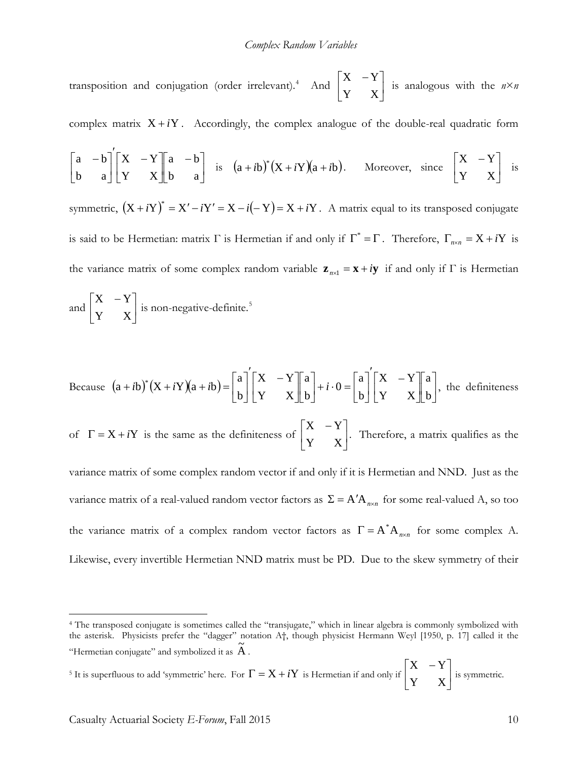transposition and conjugation (order irrelevant).[4] And $\begin{bmatrix} X & -Y \\ Y & X \end{bmatrix}$ is analogous with the $n \times n$ complex matrix $X + iY$. Accordingly, the complex analogue of the double-real quadratic form $\begin{bmatrix} a & -b \\ b & a \end{bmatrix}' \begin{bmatrix} X & -Y \\ Y & X \end{bmatrix} \begin{bmatrix} a & -b \\ b & a \end{bmatrix}$ is $(a + ib)^* (X + iY)(a + ib)$. Moreover, since $\begin{bmatrix} X & -Y \\ Y & X \end{bmatrix}$ is symmetric, $(X + iY)^* = X' - iY' = X - i(-Y) = X + iY$. A matrix equal to its transposed conjugate is said to be Hermetian: matrix $\Gamma$ is Hermetian if and only if $\Gamma^* = \Gamma$. Therefore, $\Gamma_{n \times n} = X + iY$ is the variance matrix of some complex random variable $\mathbf{z}_{n \times 1} = \mathbf{x} + i\mathbf{y}$ if and only if $\Gamma$ is Hermetian and $\begin{bmatrix} X & -Y \\ Y & X \end{bmatrix}$ is non-negative-definite.[5]

Because $(a + ib)^* (X + iY)(a + ib) = \begin{bmatrix} a \\ b \end{bmatrix}' \begin{bmatrix} X & -Y \\ Y & X \end{bmatrix} \begin{bmatrix} a \\ b \end{bmatrix} + i \cdot 0 = \begin{bmatrix} a \\ b \end{bmatrix}' \begin{bmatrix} X & -Y \\ Y & X \end{bmatrix} \begin{bmatrix} a \\ b \end{bmatrix}$, the definiteness of $\Gamma = X + iY$ is the same as the definiteness of $\begin{bmatrix} X & -Y \\ Y & X \end{bmatrix}$. Therefore, a matrix qualifies as the variance matrix of some complex random vector if and only if it is Hermetian and NND. Just as the variance matrix of a real-valued random vector factors as $\Sigma = A' A_{n \times n}$ for some real-valued A, so too the variance matrix of a complex random vector factors as $\Gamma = A^* A_{n \times n}$ for some complex A. Likewise, every invertible Hermetian NND matrix must be PD. Due to the skew symmetry of their

---

[4] The transposed conjugate is sometimes called the "transjugate," which in linear algebra is commonly symbolized with the asterisk. Physicists prefer the "dagger" notation A†, though physicist Hermann Weyl [1950, p. 17] called it the "Hermetian conjugate" and symbolized it as $\tilde{A}$.

[5] It is superfluous to add 'symmetric' here. For $\Gamma = X + iY$ is Hermetian if and only if $\begin{bmatrix} X & -Y \\ Y & X \end{bmatrix}$ is symmetric.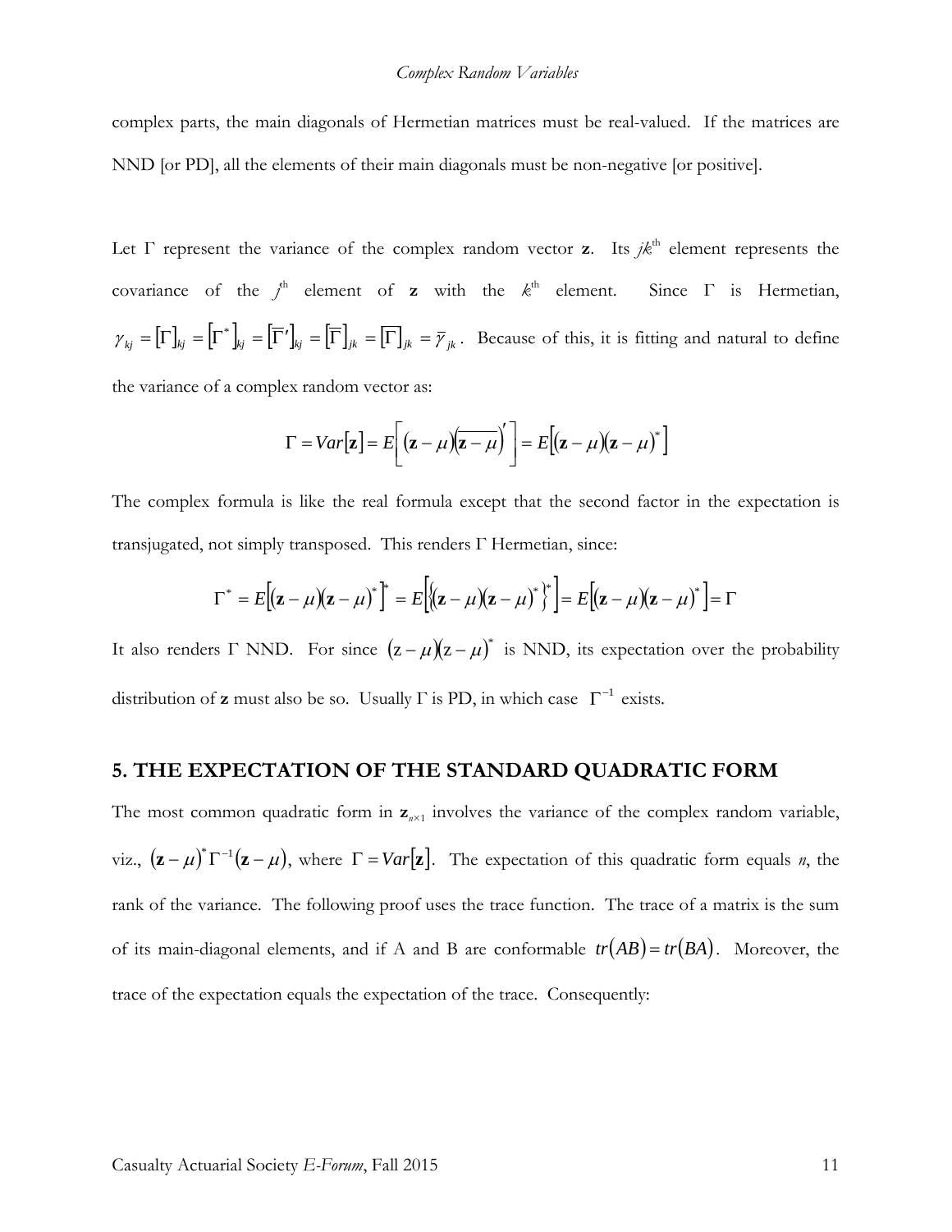complex parts, the main diagonals of Hermetian matrices must be real-valued. If the matrices are NND [or PD], all the elements of their main diagonals must be non-negative [or positive].

Let $\Gamma$ represent the variance of the complex random vector $\mathbf{z}$. Its $jk^{\text{th}}$ element represents the covariance of the $j^{\text{th}}$ element of $\mathbf{z}$ with the $k^{\text{th}}$ element. Since $\Gamma$ is Hermetian, $\gamma_{kj} = [\Gamma]_{kj} = [\Gamma^*]_{kj} = [\overline{\Gamma}']_{kj} = [\overline{\Gamma}]_{jk} = \overline{[\Gamma]_{jk}} = \overline{\gamma}_{jk}$. Because of this, it is fitting and natural to define the variance of a complex random vector as:

$$\Gamma = Var[\mathbf{z}] = E\left[ (\mathbf{z} - \mu)\left(\overline{\mathbf{z} - \mu}\right)' \right] = E\left[ (\mathbf{z} - \mu)(\mathbf{z} - \mu)^* \right]$$

The complex formula is like the real formula except that the second factor in the expectation is transjugated, not simply transposed. This renders $\Gamma$ Hermetian, since:

$$\Gamma^* = E\left[ (\mathbf{z} - \mu)(\mathbf{z} - \mu)^* \right]^* = E\left[ \left\{ (\mathbf{z} - \mu)(\mathbf{z} - \mu)^* \right\}^* \right] = E\left[ (\mathbf{z} - \mu)(\mathbf{z} - \mu)^* \right] = \Gamma$$

It also renders $\Gamma$ NND. For since $(\mathrm{z} - \mu)(\mathrm{z} - \mu)^*$ is NND, its expectation over the probability distribution of $\mathbf{z}$ must also be so. Usually $\Gamma$ is PD, in which case $\Gamma^{-1}$ exists.

## 5. THE EXPECTATION OF THE STANDARD QUADRATIC FORM

The most common quadratic form in $\mathbf{z}_{n \times 1}$ involves the variance of the complex random variable, viz., $(\mathbf{z} - \mu)^* \Gamma^{-1} (\mathbf{z} - \mu)$, where $\Gamma = Var[\mathbf{z}]$. The expectation of this quadratic form equals $n$, the rank of the variance. The following proof uses the trace function. The trace of a matrix is the sum of its main-diagonal elements, and if A and B are conformable $tr(AB) = tr(BA)$. Moreover, the trace of the expectation equals the expectation of the trace. Consequently: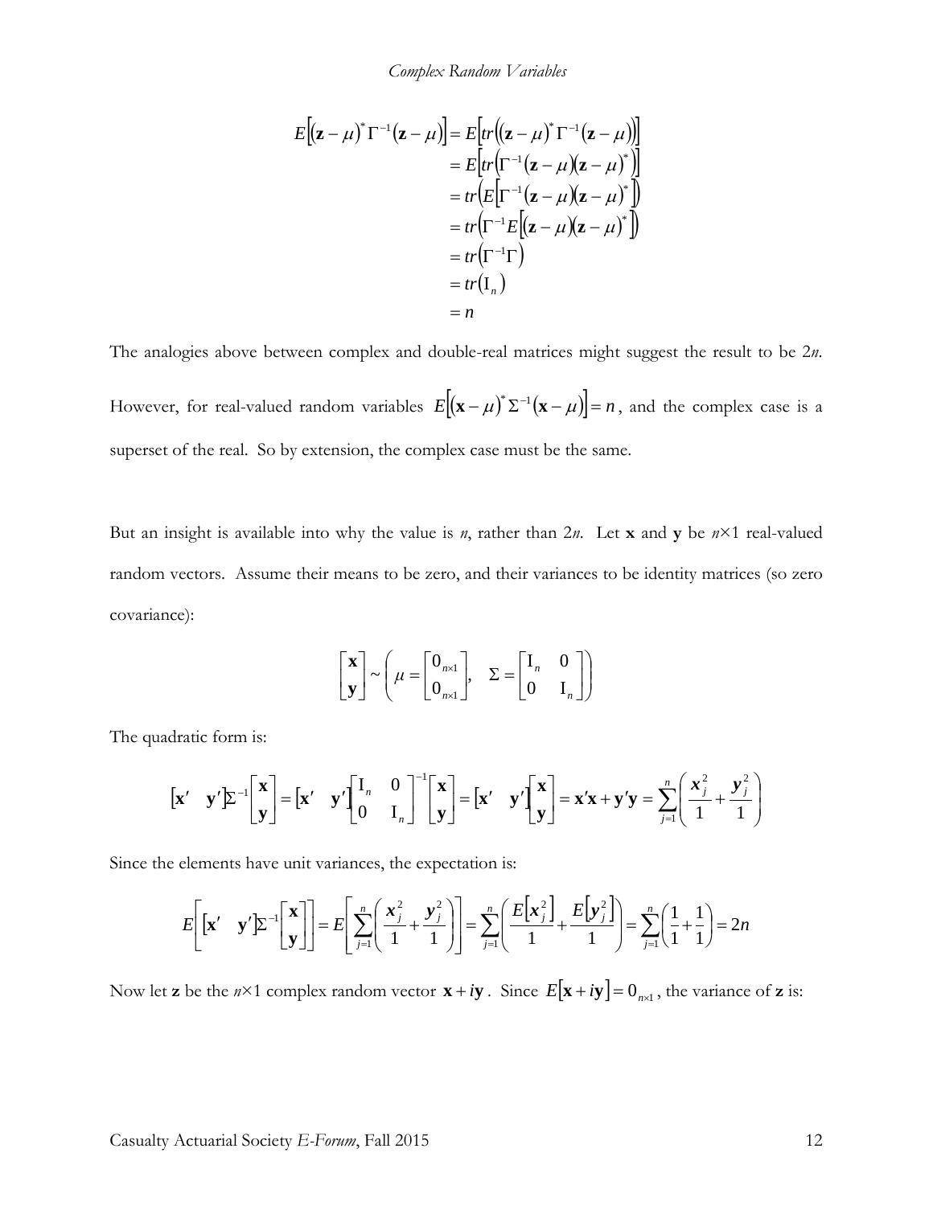$$
\begin{aligned}
E\left[(\mathbf{z}-\mu)^* \Gamma^{-1}(\mathbf{z}-\mu)\right] &= E\left[tr\left((\mathbf{z}-\mu)^* \Gamma^{-1}(\mathbf{z}-\mu)\right)\right] \\
&= E\left[tr\left(\Gamma^{-1}(\mathbf{z}-\mu)(\mathbf{z}-\mu)^*\right)\right] \\
&= tr\left(E\left[\Gamma^{-1}(\mathbf{z}-\mu)(\mathbf{z}-\mu)^*\right]\right) \\
&= tr\left(\Gamma^{-1}E\left[(\mathbf{z}-\mu)(\mathbf{z}-\mu)^*\right]\right) \\
&= tr\left(\Gamma^{-1}\Gamma\right) \\
&= tr\left(\mathrm{I}_n\right) \\
&= n
\end{aligned}
$$

The analogies above between complex and double-real matrices might suggest the result to be $2n$. However, for real-valued random variables $E\left[(\mathbf{x}-\mu)^* \Sigma^{-1}(\mathbf{x}-\mu)\right] = n$, and the complex case is a superset of the real. So by extension, the complex case must be the same.

But an insight is available into why the value is $n$, rather than $2n$. Let $\mathbf{x}$ and $\mathbf{y}$ be $n\times 1$ real-valued random vectors. Assume their means to be zero, and their variances to be identity matrices (so zero covariance):

$$
\begin{bmatrix} \mathbf{x} \\ \mathbf{y} \end{bmatrix} \sim \left( \mu = \begin{bmatrix} 0_{n\times 1} \\ 0_{n\times 1} \end{bmatrix}, \quad \Sigma = \begin{bmatrix} \mathrm{I}_n & 0 \\ 0 & \mathrm{I}_n \end{bmatrix} \right)
$$

The quadratic form is:

$$
\begin{bmatrix} \mathbf{x}' & \mathbf{y}' \end{bmatrix} \Sigma^{-1} \begin{bmatrix} \mathbf{x} \\ \mathbf{y} \end{bmatrix} = \begin{bmatrix} \mathbf{x}' & \mathbf{y}' \end{bmatrix} \begin{bmatrix} \mathrm{I}_n & 0 \\ 0 & \mathrm{I}_n \end{bmatrix}^{-1} \begin{bmatrix} \mathbf{x} \\ \mathbf{y} \end{bmatrix} = \begin{bmatrix} \mathbf{x}' & \mathbf{y}' \end{bmatrix} \begin{bmatrix} \mathbf{x} \\ \mathbf{y} \end{bmatrix} = \mathbf{x}'\mathbf{x} + \mathbf{y}'\mathbf{y} = \sum_{j=1}^{n} \left( \frac{x_j^2}{1} + \frac{y_j^2}{1} \right)
$$

Since the elements have unit variances, the expectation is:

$$
E\left[ \begin{bmatrix} \mathbf{x}' & \mathbf{y}' \end{bmatrix} \Sigma^{-1} \begin{bmatrix} \mathbf{x} \\ \mathbf{y} \end{bmatrix} \right] = E\left[ \sum_{j=1}^{n} \left( \frac{x_j^2}{1} + \frac{y_j^2}{1} \right) \right] = \sum_{j=1}^{n} \left( \frac{E\left[x_j^2\right]}{1} + \frac{E\left[y_j^2\right]}{1} \right) = \sum_{j=1}^{n} \left( \frac{1}{1} + \frac{1}{1} \right) = 2n
$$

Now let $\mathbf{z}$ be the $n\times 1$ complex random vector $\mathbf{x} + i\mathbf{y}$. Since $E[\mathbf{x} + i\mathbf{y}] = 0_{n\times 1}$, the variance of $\mathbf{z}$ is: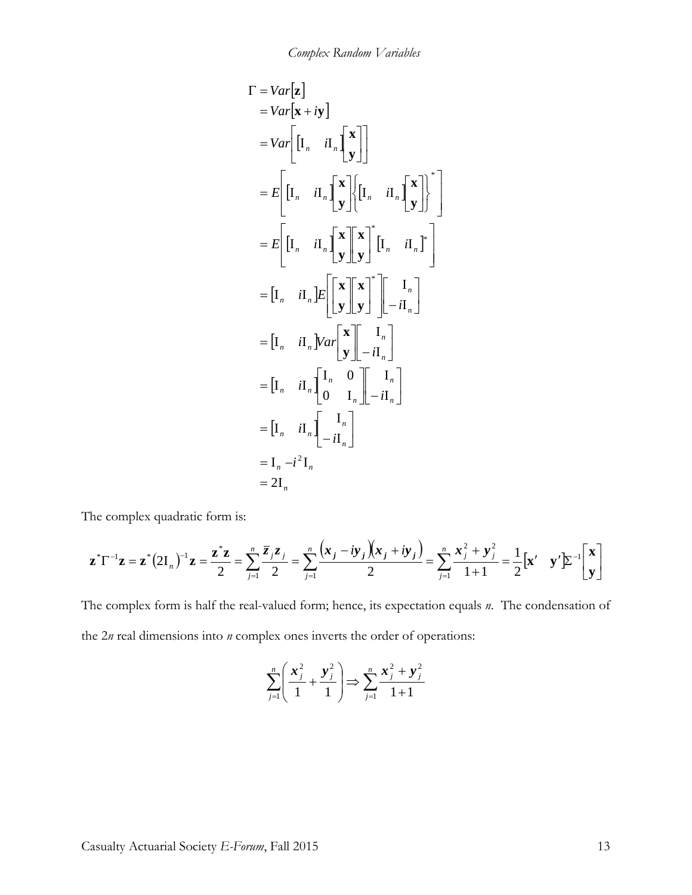$$
\begin{aligned}
\Gamma &= Var[\mathbf{z}] \\
&= Var[\mathbf{x} + i\mathbf{y}] \\
&= Var\left[\begin{bmatrix} \mathrm{I}_n & i\mathrm{I}_n \end{bmatrix} \begin{bmatrix} \mathbf{x} \\ \mathbf{y} \end{bmatrix}\right] \\
&= E\left[\begin{bmatrix} \mathrm{I}_n & i\mathrm{I}_n \end{bmatrix} \begin{bmatrix} \mathbf{x} \\ \mathbf{y} \end{bmatrix} \left\{\begin{bmatrix} \mathrm{I}_n & i\mathrm{I}_n \end{bmatrix} \begin{bmatrix} \mathbf{x} \\ \mathbf{y} \end{bmatrix}\right\}^*\right] \\
&= E\left[\begin{bmatrix} \mathrm{I}_n & i\mathrm{I}_n \end{bmatrix} \begin{bmatrix} \mathbf{x} \\ \mathbf{y} \end{bmatrix} \begin{bmatrix} \mathbf{x} \\ \mathbf{y} \end{bmatrix}^* \begin{bmatrix} \mathrm{I}_n & i\mathrm{I}_n \end{bmatrix}^*\right] \\
&= \begin{bmatrix} \mathrm{I}_n & i\mathrm{I}_n \end{bmatrix} E\left[\begin{bmatrix} \mathbf{x} \\ \mathbf{y} \end{bmatrix} \begin{bmatrix} \mathbf{x} \\ \mathbf{y} \end{bmatrix}^*\right] \begin{bmatrix} \mathrm{I}_n \\ -i\mathrm{I}_n \end{bmatrix} \\
&= \begin{bmatrix} \mathrm{I}_n & i\mathrm{I}_n \end{bmatrix} Var\begin{bmatrix} \mathbf{x} \\ \mathbf{y} \end{bmatrix} \begin{bmatrix} \mathrm{I}_n \\ -i\mathrm{I}_n \end{bmatrix} \\
&= \begin{bmatrix} \mathrm{I}_n & i\mathrm{I}_n \end{bmatrix} \begin{bmatrix} \mathrm{I}_n & 0 \\ 0 & \mathrm{I}_n \end{bmatrix} \begin{bmatrix} \mathrm{I}_n \\ -i\mathrm{I}_n \end{bmatrix} \\
&= \begin{bmatrix} \mathrm{I}_n & i\mathrm{I}_n \end{bmatrix} \begin{bmatrix} \mathrm{I}_n \\ -i\mathrm{I}_n \end{bmatrix} \\
&= \mathrm{I}_n - i^2 \mathrm{I}_n \\
&= 2\mathrm{I}_n
\end{aligned}
$$

The complex quadratic form is:

$$
\mathbf{z}^* \Gamma^{-1} \mathbf{z} = \mathbf{z}^* (2\mathrm{I}_n)^{-1} \mathbf{z} = \frac{\mathbf{z}^* \mathbf{z}}{2} = \sum_{j=1}^{n} \frac{\bar{z}_j z_j}{2} = \sum_{j=1}^{n} \frac{(x_j - iy_j)(x_j + iy_j)}{2} = \sum_{j=1}^{n} \frac{x_j^2 + y_j^2}{1+1} = \frac{1}{2} \begin{bmatrix} \mathbf{x}' & \mathbf{y}' \end{bmatrix} \Sigma^{-1} \begin{bmatrix} \mathbf{x} \\ \mathbf{y} \end{bmatrix}
$$

The complex form is half the real-valued form; hence, its expectation equals *n*. The condensation of the 2*n* real dimensions into *n* complex ones inverts the order of operations:

$$
\sum_{j=1}^{n} \left( \frac{x_j^2}{1} + \frac{y_j^2}{1} \right) \Rightarrow \sum_{j=1}^{n} \frac{x_j^2 + y_j^2}{1+1}
$$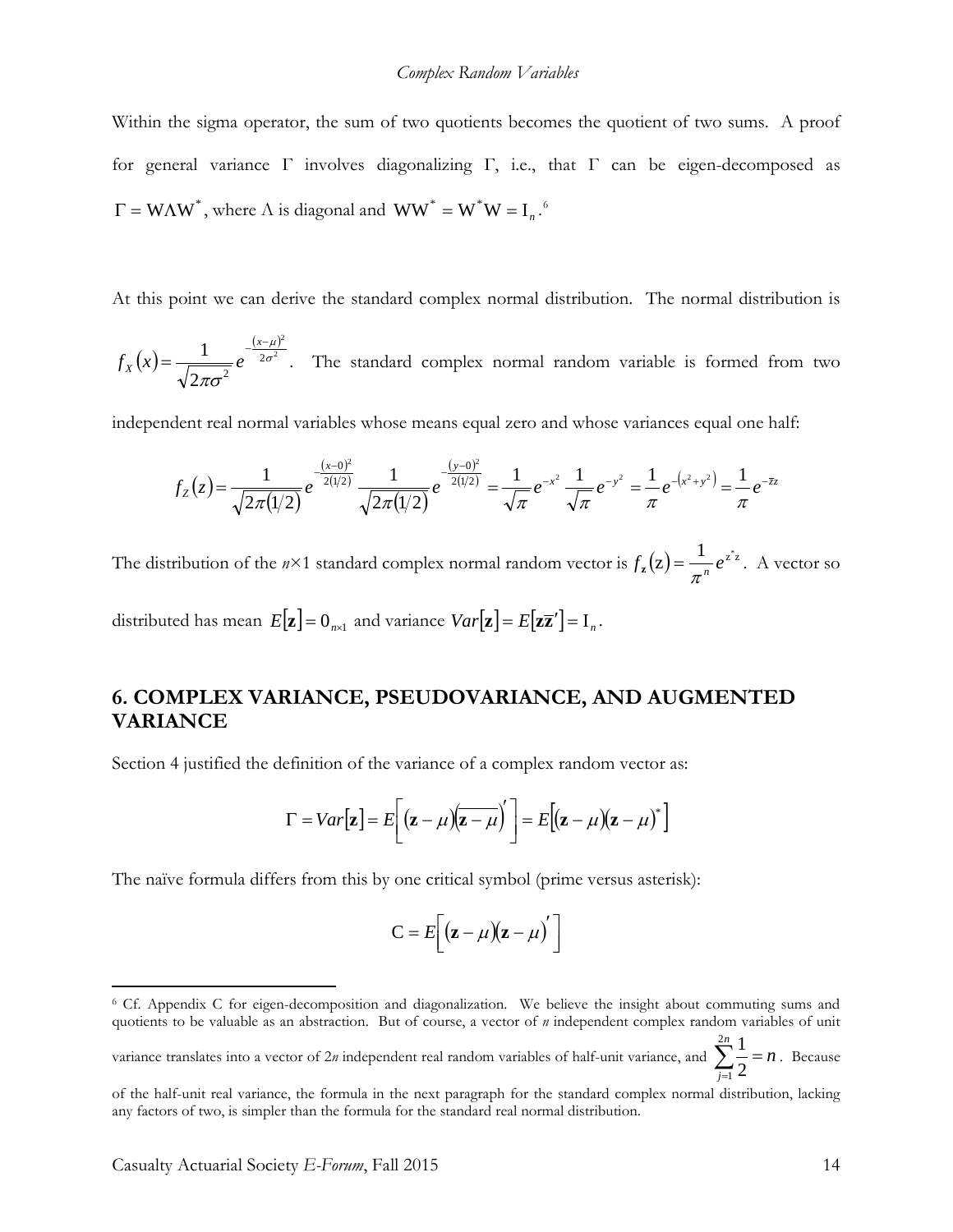Within the sigma operator, the sum of two quotients becomes the quotient of two sums. A proof for general variance $\Gamma$ involves diagonalizing $\Gamma$, i.e., that $\Gamma$ can be eigen-decomposed as $\Gamma = \mathrm{W}\Lambda\mathrm{W}^*$, where $\Lambda$ is diagonal and $\mathrm{WW}^* = \mathrm{W}^*\mathrm{W} = \mathrm{I}_n$.[6]

At this point we can derive the standard complex normal distribution. The normal distribution is $f_X(x) = \frac{1}{\sqrt{2\pi\sigma^2}} e^{-\frac{(x-\mu)^2}{2\sigma^2}}$. The standard complex normal random variable is formed from two independent real normal variables whose means equal zero and whose variances equal one half:

$$f_Z(z) = \frac{1}{\sqrt{2\pi(1/2)}} e^{-\frac{(x-0)^2}{2(1/2)}} \frac{1}{\sqrt{2\pi(1/2)}} e^{-\frac{(y-0)^2}{2(1/2)}} = \frac{1}{\sqrt{\pi}} e^{-x^2} \frac{1}{\sqrt{\pi}} e^{-y^2} = \frac{1}{\pi} e^{-(x^2+y^2)} = \frac{1}{\pi} e^{-\bar{z}z}$$

The distribution of the $n \times 1$ standard complex normal random vector is $f_{\mathbf{z}}(\mathrm{z}) = \frac{1}{\pi^n} e^{\mathrm{z}^*\mathrm{z}}$. A vector so distributed has mean $E[\mathbf{z}] = 0_{n\times1}$ and variance $Var[\mathbf{z}] = E[\mathbf{z}\bar{\mathbf{z}}'] = \mathrm{I}_n$.

## 6. COMPLEX VARIANCE, PSEUDOVARIANCE, AND AUGMENTED VARIANCE

Section 4 justified the definition of the variance of a complex random vector as:

$$\Gamma = Var[\mathbf{z}] = E\left[(\mathbf{z}-\mu)\left(\overline{\mathbf{z}-\mu}\right)'\right] = E\left[(\mathbf{z}-\mu)(\mathbf{z}-\mu)^*\right]$$

The naïve formula differs from this by one critical symbol (prime versus asterisk):

$$\mathrm{C} = E\left[(\mathbf{z}-\mu)(\mathbf{z}-\mu)'\right]$$

---

[6] Cf. Appendix C for eigen-decomposition and diagonalization. We believe the insight about commuting sums and quotients to be valuable as an abstraction. But of course, a vector of *n* independent complex random variables of unit variance translates into a vector of 2*n* independent real random variables of half-unit variance, and $\sum_{j=1}^{2n} \frac{1}{2} = n$. Because of the half-unit real variance, the formula in the next paragraph for the standard complex normal distribution, lacking any factors of two, is simpler than the formula for the standard real normal distribution.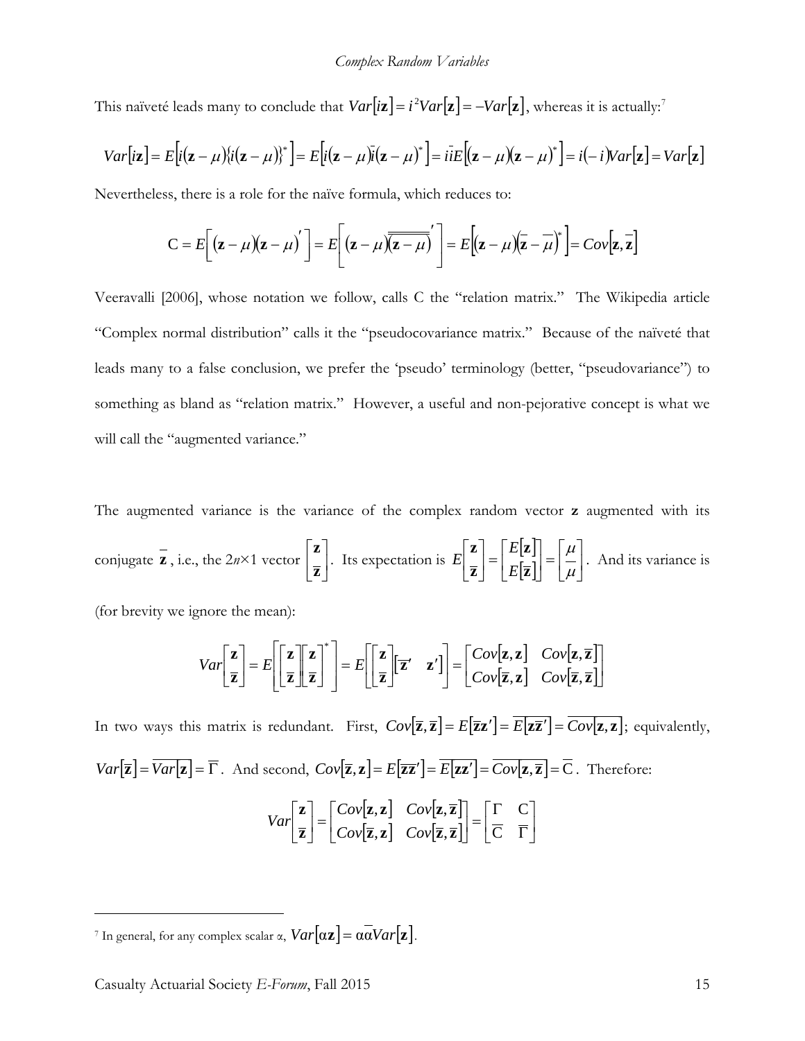This naïveté leads many to conclude that $Var[i\mathbf{z}] = i^2 Var[\mathbf{z}] = -Var[\mathbf{z}]$, whereas it is actually:[7]

$$Var[i\mathbf{z}] = E\left[i(\mathbf{z}-\mu)\{i(\mathbf{z}-\mu)\}^*\right] = E\left[i(\mathbf{z}-\mu)\bar{i}(\mathbf{z}-\mu)^*\right] = i\bar{i}E\left[(\mathbf{z}-\mu)(\mathbf{z}-\mu)^*\right] = i(-i)Var[\mathbf{z}] = Var[\mathbf{z}]$$

Nevertheless, there is a role for the naïve formula, which reduces to:

$$\mathrm{C} = E\left[(\mathbf{z}-\mu)(\mathbf{z}-\mu)'\right] = E\left[(\mathbf{z}-\mu)\overline{\overline{(\mathbf{z}-\mu)}}'\right] = E\left[(\mathbf{z}-\mu)(\overline{\mathbf{z}}-\overline{\mu})^*\right] = Cov[\mathbf{z},\overline{\mathbf{z}}]$$

Veeravalli [2006], whose notation we follow, calls C the "relation matrix." The Wikipedia article "Complex normal distribution" calls it the "pseudocovariance matrix." Because of the naïveté that leads many to a false conclusion, we prefer the 'pseudo' terminology (better, "pseudovariance") to something as bland as "relation matrix." However, a useful and non-pejorative concept is what we will call the "augmented variance."

The augmented variance is the variance of the complex random vector $\mathbf{z}$ augmented with its conjugate $\overline{\mathbf{z}}$, i.e., the $2n\times 1$ vector $\begin{bmatrix}\mathbf{z}\\ \overline{\mathbf{z}}\end{bmatrix}$. Its expectation is $E\begin{bmatrix}\mathbf{z}\\ \overline{\mathbf{z}}\end{bmatrix} = \begin{bmatrix}E[\mathbf{z}]\\ E[\overline{\mathbf{z}}]\end{bmatrix} = \begin{bmatrix}\mu\\ \overline{\mu}\end{bmatrix}$. And its variance is (for brevity we ignore the mean):

$$Var\begin{bmatrix}\mathbf{z}\\ \overline{\mathbf{z}}\end{bmatrix} = E\left[\begin{bmatrix}\mathbf{z}\\ \overline{\mathbf{z}}\end{bmatrix}\begin{bmatrix}\mathbf{z}\\ \overline{\mathbf{z}}\end{bmatrix}^*\right] = E\left[\begin{bmatrix}\mathbf{z}\\ \overline{\mathbf{z}}\end{bmatrix}\begin{bmatrix}\overline{\mathbf{z}}' & \mathbf{z}'\end{bmatrix}\right] = \begin{bmatrix}Cov[\mathbf{z},\mathbf{z}] & Cov[\mathbf{z},\overline{\mathbf{z}}]\\ Cov[\overline{\mathbf{z}},\mathbf{z}] & Cov[\overline{\mathbf{z}},\overline{\mathbf{z}}]\end{bmatrix}$$

In two ways this matrix is redundant. First, $Cov[\overline{\mathbf{z}},\overline{\mathbf{z}}] = E[\overline{\mathbf{z}}\mathbf{z}'] = \overline{E[\mathbf{z}\overline{\mathbf{z}}']} = \overline{Cov[\mathbf{z},\mathbf{z}]}$; equivalently, $Var[\overline{\mathbf{z}}] = \overline{Var[\mathbf{z}]} = \overline{\Gamma}$. And second, $Cov[\overline{\mathbf{z}},\mathbf{z}] = E[\overline{\mathbf{z}}\overline{\mathbf{z}}'] = \overline{E[\mathbf{z}\mathbf{z}']} = \overline{Cov[\mathbf{z},\overline{\mathbf{z}}]} = \overline{\mathrm{C}}$. Therefore:

$$Var\begin{bmatrix}\mathbf{z}\\ \overline{\mathbf{z}}\end{bmatrix} = \begin{bmatrix}Cov[\mathbf{z},\mathbf{z}] & Cov[\mathbf{z},\overline{\mathbf{z}}]\\ Cov[\overline{\mathbf{z}},\mathbf{z}] & Cov[\overline{\mathbf{z}},\overline{\mathbf{z}}]\end{bmatrix} = \begin{bmatrix}\Gamma & \mathrm{C}\\ \overline{\mathrm{C}} & \overline{\Gamma}\end{bmatrix}$$

---

[7] In general, for any complex scalar α, $Var[\alpha\mathbf{z}] = \alpha\overline{\alpha}Var[\mathbf{z}]$.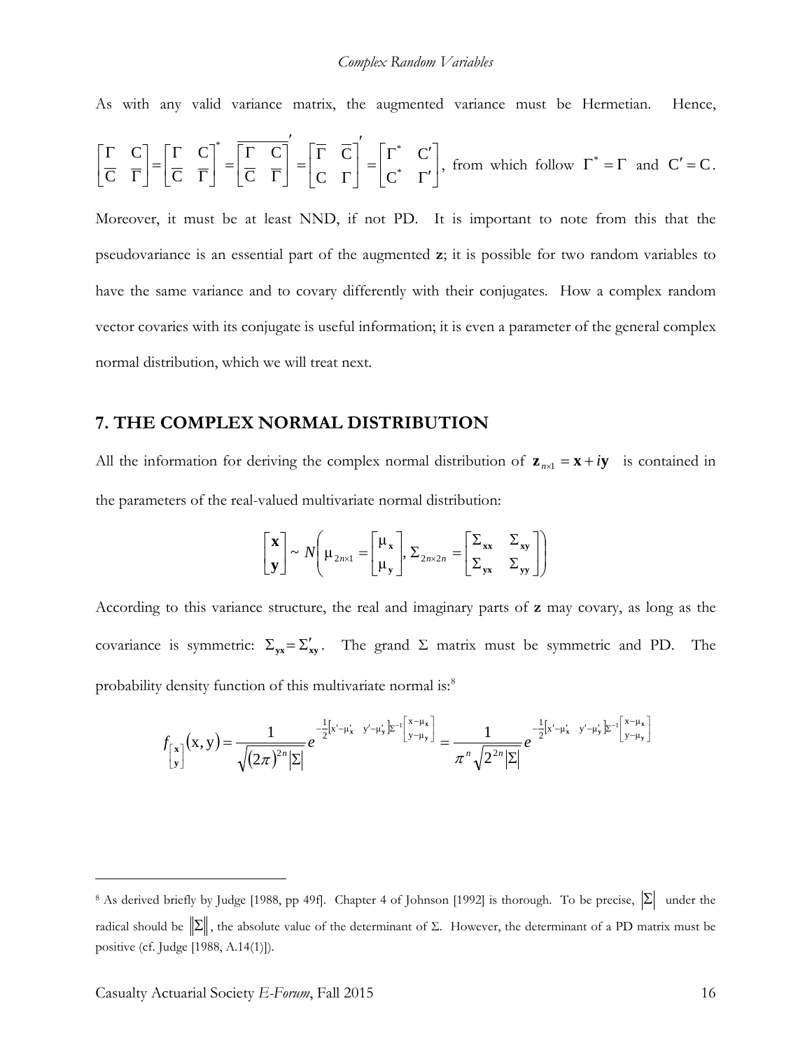As with any valid variance matrix, the augmented variance must be Hermetian. Hence, $\begin{bmatrix} \Gamma & \mathrm{C} \\ \overline{\mathrm{C}} & \overline{\Gamma} \end{bmatrix} = \begin{bmatrix} \Gamma & \mathrm{C} \\ \overline{\mathrm{C}} & \overline{\Gamma} \end{bmatrix}^* = \overline{\begin{bmatrix} \Gamma & \mathrm{C} \\ \overline{\mathrm{C}} & \overline{\Gamma} \end{bmatrix}}' = \begin{bmatrix} \overline{\Gamma} & \overline{\mathrm{C}} \\ \mathrm{C} & \Gamma \end{bmatrix}' = \begin{bmatrix} \Gamma^* & \mathrm{C}' \\ \mathrm{C}^* & \Gamma' \end{bmatrix}$, from which follow $\Gamma^* = \Gamma$ and $\mathrm{C}' = \mathrm{C}$. Moreover, it must be at least NND, if not PD. It is important to note from this that the pseudovariance is an essential part of the augmented **z**; it is possible for two random variables to have the same variance and to covary differently with their conjugates. How a complex random vector covaries with its conjugate is useful information; it is even a parameter of the general complex normal distribution, which we will treat next.

## 7. THE COMPLEX NORMAL DISTRIBUTION

All the information for deriving the complex normal distribution of $\mathbf{z}_{n\times 1} = \mathbf{x} + i\mathbf{y}$ is contained in the parameters of the real-valued multivariate normal distribution:

$$\begin{bmatrix} \mathbf{x} \\ \mathbf{y} \end{bmatrix} \sim N\left( \mu_{2n\times 1} = \begin{bmatrix} \mu_{\mathbf{x}} \\ \mu_{\mathbf{y}} \end{bmatrix}, \Sigma_{2n\times 2n} = \begin{bmatrix} \Sigma_{\mathbf{xx}} & \Sigma_{\mathbf{xy}} \\ \Sigma_{\mathbf{yx}} & \Sigma_{\mathbf{yy}} \end{bmatrix} \right)$$

According to this variance structure, the real and imaginary parts of **z** may covary, as long as the covariance is symmetric: $\Sigma_{\mathbf{yx}} = \Sigma'_{\mathbf{xy}}$. The grand $\Sigma$ matrix must be symmetric and PD. The probability density function of this multivariate normal is:[8]

$$f_{\begin{bmatrix} \mathbf{x} \\ \mathbf{y} \end{bmatrix}}(\mathrm{x}, \mathrm{y}) = \frac{1}{\sqrt{(2\pi)^{2n}|\Sigma|}} e^{-\frac{1}{2}\begin{bmatrix} \mathrm{x}'-\mu'_{\mathbf{x}} & \mathrm{y}'-\mu'_{\mathbf{y}} \end{bmatrix}\Sigma^{-1}\begin{bmatrix} \mathrm{x}-\mu_{\mathbf{x}} \\ \mathrm{y}-\mu_{\mathbf{y}} \end{bmatrix}} = \frac{1}{\pi^n\sqrt{2^{2n}|\Sigma|}} e^{-\frac{1}{2}\begin{bmatrix} \mathrm{x}'-\mu'_{\mathbf{x}} & \mathrm{y}'-\mu'_{\mathbf{y}} \end{bmatrix}\Sigma^{-1}\begin{bmatrix} \mathrm{x}-\mu_{\mathbf{x}} \\ \mathrm{y}-\mu_{\mathbf{y}} \end{bmatrix}}$$

---

[8] As derived briefly by Judge [1988, pp 49f]. Chapter 4 of Johnson [1992] is thorough. To be precise, $|\Sigma|$ under the radical should be $\|\Sigma\|$, the absolute value of the determinant of $\Sigma$. However, the determinant of a PD matrix must be positive (cf. Judge [1988, A.14(1)]).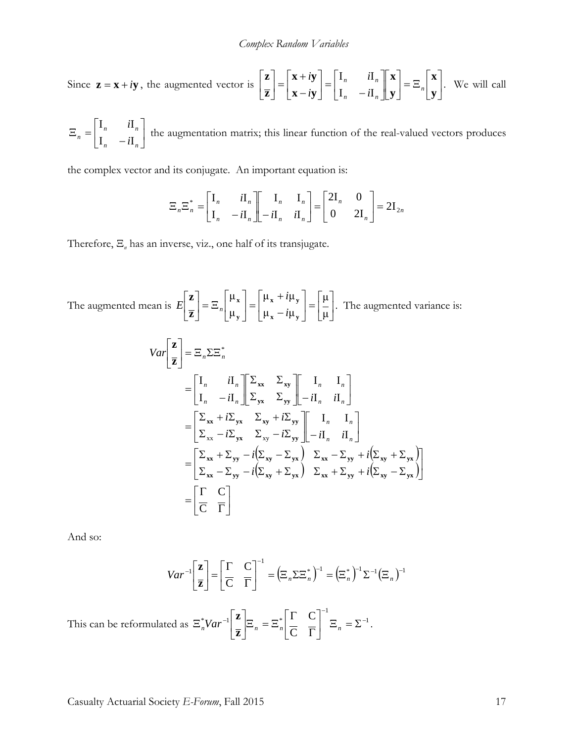Since $\mathbf{z} = \mathbf{x} + i\mathbf{y}$, the augmented vector is $\begin{bmatrix} \mathbf{z} \\ \overline{\mathbf{z}} \end{bmatrix} = \begin{bmatrix} \mathbf{x} + i\mathbf{y} \\ \mathbf{x} - i\mathbf{y} \end{bmatrix} = \begin{bmatrix} \mathrm{I}_n & i\mathrm{I}_n \\ \mathrm{I}_n & -i\mathrm{I}_n \end{bmatrix} \begin{bmatrix} \mathbf{x} \\ \mathbf{y} \end{bmatrix} = \Xi_n \begin{bmatrix} \mathbf{x} \\ \mathbf{y} \end{bmatrix}$. We will call $\Xi_n = \begin{bmatrix} \mathrm{I}_n & i\mathrm{I}_n \\ \mathrm{I}_n & -i\mathrm{I}_n \end{bmatrix}$ the augmentation matrix; this linear function of the real-valued vectors produces the complex vector and its conjugate. An important equation is:

$$\Xi_n \Xi_n^* = \begin{bmatrix} \mathrm{I}_n & i\mathrm{I}_n \\ \mathrm{I}_n & -i\mathrm{I}_n \end{bmatrix} \begin{bmatrix} \mathrm{I}_n & \mathrm{I}_n \\ -i\mathrm{I}_n & i\mathrm{I}_n \end{bmatrix} = \begin{bmatrix} 2\mathrm{I}_n & 0 \\ 0 & 2\mathrm{I}_n \end{bmatrix} = 2\mathrm{I}_{2n}$$

Therefore, $\Xi_n$ has an inverse, viz., one half of its transjugate.

The augmented mean is $E\begin{bmatrix} \mathbf{z} \\ \overline{\mathbf{z}} \end{bmatrix} = \Xi_n \begin{bmatrix} \mu_{\mathbf{x}} \\ \mu_{\mathbf{y}} \end{bmatrix} = \begin{bmatrix} \mu_{\mathbf{x}} + i\mu_{\mathbf{y}} \\ \mu_{\mathbf{x}} - i\mu_{\mathbf{y}} \end{bmatrix} = \begin{bmatrix} \mu \\ \overline{\mu} \end{bmatrix}$. The augmented variance is:

$$\begin{aligned}
Var\begin{bmatrix} \mathbf{z} \\ \overline{\mathbf{z}} \end{bmatrix} &= \Xi_n \Sigma \Xi_n^* \\
&= \begin{bmatrix} \mathrm{I}_n & i\mathrm{I}_n \\ \mathrm{I}_n & -i\mathrm{I}_n \end{bmatrix} \begin{bmatrix} \Sigma_{\mathbf{xx}} & \Sigma_{\mathbf{xy}} \\ \Sigma_{\mathbf{yx}} & \Sigma_{\mathbf{yy}} \end{bmatrix} \begin{bmatrix} \mathrm{I}_n & \mathrm{I}_n \\ -i\mathrm{I}_n & i\mathrm{I}_n \end{bmatrix} \\
&= \begin{bmatrix} \Sigma_{\mathbf{xx}} + i\Sigma_{\mathbf{yx}} & \Sigma_{\mathbf{xy}} + i\Sigma_{\mathbf{yy}} \\ \Sigma_{\mathrm{xx}} - i\Sigma_{\mathbf{yx}} & \Sigma_{\mathrm{xy}} - i\Sigma_{\mathbf{yy}} \end{bmatrix} \begin{bmatrix} \mathrm{I}_n & \mathrm{I}_n \\ -i\mathrm{I}_n & i\mathrm{I}_n \end{bmatrix} \\
&= \begin{bmatrix} \Sigma_{\mathbf{xx}} + \Sigma_{\mathbf{yy}} - i(\Sigma_{\mathbf{xy}} - \Sigma_{\mathbf{yx}}) & \Sigma_{\mathbf{xx}} - \Sigma_{\mathbf{yy}} + i(\Sigma_{\mathbf{xy}} + \Sigma_{\mathbf{yx}}) \\ \Sigma_{\mathbf{xx}} - \Sigma_{\mathbf{yy}} - i(\Sigma_{\mathbf{xy}} + \Sigma_{\mathbf{yx}}) & \Sigma_{\mathbf{xx}} + \Sigma_{\mathbf{yy}} + i(\Sigma_{\mathbf{xy}} - \Sigma_{\mathbf{yx}}) \end{bmatrix} \\
&= \begin{bmatrix} \Gamma & \mathrm{C} \\ \overline{\mathrm{C}} & \overline{\Gamma} \end{bmatrix}
\end{aligned}$$

And so:

$$Var^{-1}\begin{bmatrix} \mathbf{z} \\ \overline{\mathbf{z}} \end{bmatrix} = \begin{bmatrix} \Gamma & \mathrm{C} \\ \overline{\mathrm{C}} & \overline{\Gamma} \end{bmatrix}^{-1} = \left(\Xi_n \Sigma \Xi_n^*\right)^{-1} = \left(\Xi_n^*\right)^{-1} \Sigma^{-1} \left(\Xi_n\right)^{-1}$$

This can be reformulated as $\Xi_n^* Var^{-1}\begin{bmatrix} \mathbf{z} \\ \overline{\mathbf{z}} \end{bmatrix} \Xi_n = \Xi_n^* \begin{bmatrix} \Gamma & \mathrm{C} \\ \overline{\mathrm{C}} & \overline{\Gamma} \end{bmatrix}^{-1} \Xi_n = \Sigma^{-1}$.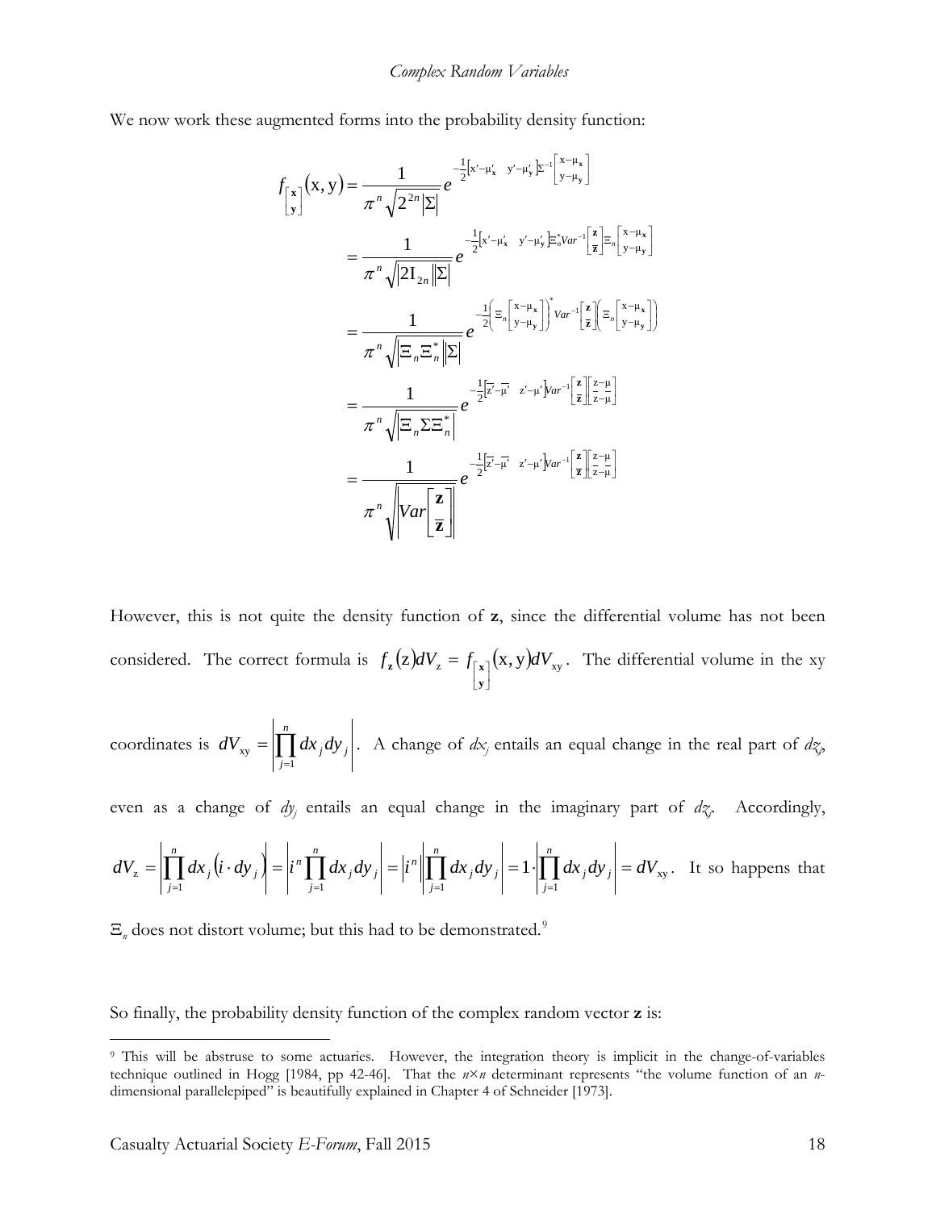We now work these augmented forms into the probability density function:

$$
\begin{aligned}
f_{\left[\begin{smallmatrix}\mathbf{x}\\ \mathbf{y}\end{smallmatrix}\right]}(\mathrm{x},\mathrm{y}) &= \frac{1}{\pi^n\sqrt{2^{2n}|\Sigma|}}e^{-\frac{1}{2}\left[\mathrm{x}'-\mu_{\mathbf{x}}' \quad \mathrm{y}'-\mu_{\mathbf{y}}'\right]\Sigma^{-1}\left[\begin{smallmatrix}\mathrm{x}-\mu_{\mathbf{x}}\\ \mathrm{y}-\mu_{\mathbf{y}}\end{smallmatrix}\right]} \\
&= \frac{1}{\pi^n\sqrt{|2\mathrm{I}_{2n}||\Sigma|}}e^{-\frac{1}{2}\left[\mathrm{x}'-\mu_{\mathbf{x}}' \quad \mathrm{y}'-\mu_{\mathbf{y}}'\right]\Xi_n^* Var^{-1}\left[\begin{smallmatrix}\mathbf{z}\\ \overline{\mathbf{z}}\end{smallmatrix}\right]\Xi_n\left[\begin{smallmatrix}\mathrm{x}-\mu_{\mathbf{x}}\\ \mathrm{y}-\mu_{\mathbf{y}}\end{smallmatrix}\right]} \\
&= \frac{1}{\pi^n\sqrt{|\Xi_n\Xi_n^*||\Sigma|}}e^{-\frac{1}{2}\left(\Xi_n\left[\begin{smallmatrix}\mathrm{x}-\mu_{\mathbf{x}}\\ \mathrm{y}-\mu_{\mathbf{y}}\end{smallmatrix}\right]\right)^* Var^{-1}\left[\begin{smallmatrix}\mathbf{z}\\ \overline{\mathbf{z}}\end{smallmatrix}\right]\left(\Xi_n\left[\begin{smallmatrix}\mathrm{x}-\mu_{\mathbf{x}}\\ \mathrm{y}-\mu_{\mathbf{y}}\end{smallmatrix}\right]\right)} \\
&= \frac{1}{\pi^n\sqrt{|\Xi_n\Sigma\Xi_n^*|}}e^{-\frac{1}{2}\left[\overline{\mathrm{z}}'-\overline{\mu}' \quad \mathrm{z}'-\mu'\right]Var^{-1}\left[\begin{smallmatrix}\mathbf{z}\\ \overline{\mathbf{z}}\end{smallmatrix}\right]\left[\begin{smallmatrix}\mathrm{z}-\mu\\ \overline{\mathrm{z}}-\overline{\mu}\end{smallmatrix}\right]} \\
&= \frac{1}{\pi^n\sqrt{\left|Var\left[\begin{smallmatrix}\mathbf{z}\\ \overline{\mathbf{z}}\end{smallmatrix}\right]\right|}}e^{-\frac{1}{2}\left[\overline{\mathrm{z}}'-\overline{\mu}' \quad \mathrm{z}'-\mu'\right]Var^{-1}\left[\begin{smallmatrix}\mathbf{z}\\ \overline{\mathbf{z}}\end{smallmatrix}\right]\left[\begin{smallmatrix}\mathrm{z}-\mu\\ \overline{\mathrm{z}}-\overline{\mu}\end{smallmatrix}\right]}
\end{aligned}
$$

However, this is not quite the density function of **z**, since the differential volume has not been considered. The correct formula is $f_{\mathbf{z}}(\mathrm{z})dV_{\mathrm{z}} = f_{\left[\begin{smallmatrix}\mathbf{x}\\ \mathbf{y}\end{smallmatrix}\right]}(\mathrm{x},\mathrm{y})dV_{\mathrm{xy}}$. The differential volume in the xy coordinates is $dV_{\mathrm{xy}} = \left|\prod_{j=1}^{n} dx_j dy_j\right|$. A change of $dx_j$ entails an equal change in the real part of $dz_j$, even as a change of $dy_j$ entails an equal change in the imaginary part of $dz_j$. Accordingly, $dV_{\mathrm{z}} = \left|\prod_{j=1}^{n} dx_j(i\cdot dy_j)\right| = \left|i^n\prod_{j=1}^{n} dx_j dy_j\right| = \left|i^n\right|\left|\prod_{j=1}^{n} dx_j dy_j\right| = 1\cdot\left|\prod_{j=1}^{n} dx_j dy_j\right| = dV_{\mathrm{xy}}$. It so happens that $\Xi_n$ does not distort volume; but this had to be demonstrated.[9]

So finally, the probability density function of the complex random vector **z** is:

---

[9] This will be abstruse to some actuaries. However, the integration theory is implicit in the change-of-variables technique outlined in Hogg [1984, pp 42-46]. That the $n\times n$ determinant represents "the volume function of an $n$-dimensional parallelepiped" is beautifully explained in Chapter 4 of Schneider [1973].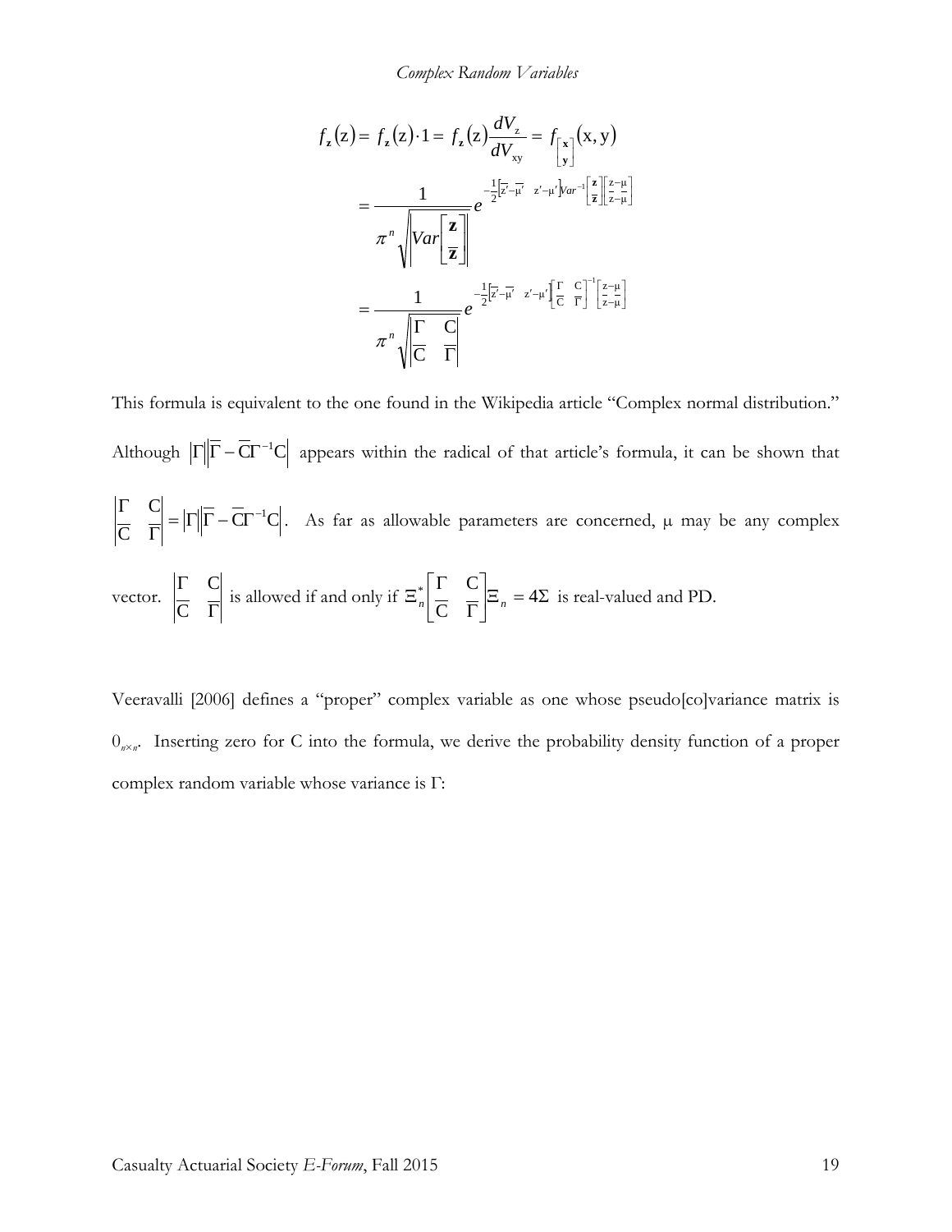$$f_{\mathbf{z}}(\mathrm{z}) = f_{\mathbf{z}}(\mathrm{z}) \cdot 1 = f_{\mathbf{z}}(\mathrm{z}) \frac{dV_{\mathrm{z}}}{dV_{\mathrm{xy}}} = f_{\left[\begin{smallmatrix}\mathbf{x}\\ \mathbf{y}\end{smallmatrix}\right]}(\mathrm{x}, \mathrm{y})$$

$$= \frac{1}{\pi^n \sqrt{\left| Var\begin{bmatrix}\mathbf{z}\\ \overline{\mathbf{z}}\end{bmatrix} \right|}} e^{-\frac{1}{2}\left[\overline{\mathrm{z}}' - \overline{\mu}' \quad \mathrm{z}' - \mu'\right] Var^{-1}\left[\begin{smallmatrix}\mathbf{z}\\ \overline{\mathbf{z}}\end{smallmatrix}\right]\left[\begin{smallmatrix}\mathrm{z}-\mu\\ \overline{\mathrm{z}-\mu}\end{smallmatrix}\right]}$$

$$= \frac{1}{\pi^n \sqrt{\begin{vmatrix}\Gamma & \mathrm{C}\\ \overline{\mathrm{C}} & \overline{\Gamma}\end{vmatrix}}} e^{-\frac{1}{2}\left[\overline{\mathrm{z}}' - \overline{\mu}' \quad \mathrm{z}' - \mu'\right]\left[\begin{smallmatrix}\Gamma & \mathrm{C}\\ \overline{\mathrm{C}} & \overline{\Gamma}\end{smallmatrix}\right]^{-1}\left[\begin{smallmatrix}\mathrm{z}-\mu\\ \overline{\mathrm{z}-\mu}\end{smallmatrix}\right]}$$

This formula is equivalent to the one found in the Wikipedia article "Complex normal distribution." Although $|\Gamma|\left|\overline{\Gamma} - \overline{\mathrm{C}}\Gamma^{-1}\mathrm{C}\right|$ appears within the radical of that article's formula, it can be shown that $\begin{vmatrix}\Gamma & \mathrm{C}\\ \overline{\mathrm{C}} & \overline{\Gamma}\end{vmatrix} = |\Gamma|\left|\overline{\Gamma} - \overline{\mathrm{C}}\Gamma^{-1}\mathrm{C}\right|$. As far as allowable parameters are concerned, μ may be any complex vector. $\begin{vmatrix}\Gamma & \mathrm{C}\\ \overline{\mathrm{C}} & \overline{\Gamma}\end{vmatrix}$ is allowed if and only if $\Xi_n^* \begin{bmatrix}\Gamma & \mathrm{C}\\ \overline{\mathrm{C}} & \overline{\Gamma}\end{bmatrix} \Xi_n = 4\Sigma$ is real-valued and PD.

Veeravalli [2006] defines a "proper" complex variable as one whose pseudo[co]variance matrix is $0_{n \times n}$. Inserting zero for C into the formula, we derive the probability density function of a proper complex random variable whose variance is Γ: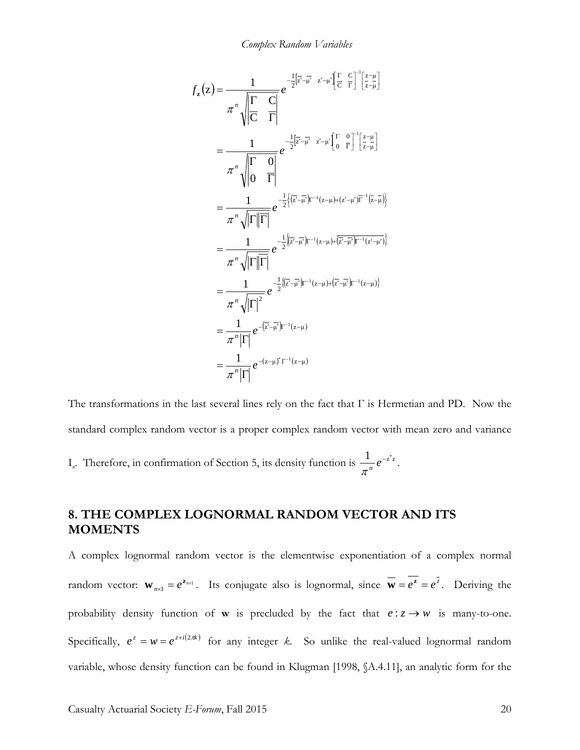$$
\begin{aligned}
f_{\mathbf{z}}(\mathrm{z}) &= \frac{1}{\pi^n \sqrt{\begin{vmatrix} \Gamma & \mathrm{C} \\ \overline{\mathrm{C}} & \overline{\Gamma} \end{vmatrix}}} e^{-\frac{1}{2}\left[\overline{\mathrm{z}}'-\overline{\mu}' \quad \mathrm{z}'-\mu'\right]\begin{bmatrix} \Gamma & \mathrm{C} \\ \overline{\mathrm{C}} & \overline{\Gamma} \end{bmatrix}^{-1}\begin{bmatrix} \mathrm{z}-\mu \\ \overline{\mathrm{z}}-\overline{\mu} \end{bmatrix}} \\
&= \frac{1}{\pi^n \sqrt{\begin{vmatrix} \Gamma & 0 \\ 0 & \overline{\Gamma} \end{vmatrix}}} e^{-\frac{1}{2}\left[\overline{\mathrm{z}}'-\overline{\mu}' \quad \mathrm{z}'-\mu'\right]\begin{bmatrix} \Gamma & 0 \\ 0 & \overline{\Gamma} \end{bmatrix}^{-1}\begin{bmatrix} \mathrm{z}-\mu \\ \overline{\mathrm{z}}-\overline{\mu} \end{bmatrix}} \\
&= \frac{1}{\pi^n \sqrt{|\Gamma|\left|\overline{\Gamma}\right|}} e^{-\frac{1}{2}\left\{\left(\overline{\mathrm{z}}'-\overline{\mu}'\right)\Gamma^{-1}(\mathrm{z}-\mu)+(\mathrm{z}'-\mu')\overline{\Gamma}^{-1}\left(\overline{\mathrm{z}}-\overline{\mu}\right)\right\}} \\
&= \frac{1}{\pi^n \sqrt{|\Gamma|\left|\overline{\Gamma}\right|}} e^{-\frac{1}{2}\left\{\left(\overline{\mathrm{z}}'-\overline{\mu}'\right)\Gamma^{-1}(\mathrm{z}-\mu)+\overline{\left(\overline{\mathrm{z}}'-\overline{\mu}'\right)\Gamma^{-1}(\mathrm{z}'-\mu')}\right\}} \\
&= \frac{1}{\pi^n \sqrt{|\Gamma|^2}} e^{-\frac{1}{2}\left\{\left(\overline{\mathrm{z}}'-\overline{\mu}'\right)\Gamma^{-1}(\mathrm{z}-\mu)+\left(\overline{\mathrm{z}}'-\overline{\mu}'\right)\Gamma^{-1}(\mathrm{z}-\mu)\right\}} \\
&= \frac{1}{\pi^n |\Gamma|} e^{-\left(\overline{\mathrm{z}}'-\overline{\mu}'\right)\Gamma^{-1}(\mathrm{z}-\mu)} \\
&= \frac{1}{\pi^n |\Gamma|} e^{-(\mathrm{z}-\mu)^*\Gamma^{-1}(\mathrm{z}-\mu)}
\end{aligned}
$$

The transformations in the last several lines rely on the fact that $\Gamma$ is Hermetian and PD. Now the standard complex random vector is a proper complex random vector with mean zero and variance $\mathrm{I}_n$. Therefore, in confirmation of Section 5, its density function is $\frac{1}{\pi^n} e^{-\mathrm{z}^*\mathrm{z}}$.

## 8. THE COMPLEX LOGNORMAL RANDOM VECTOR AND ITS MOMENTS

A complex lognormal random vector is the elementwise exponentiation of a complex normal random vector: $\mathbf{w}_{n\times 1} = e^{\mathbf{z}_{n\times 1}}$. Its conjugate also is lognormal, since $\overline{\mathbf{w}} = \overline{e^{\mathbf{z}}} = e^{\overline{\mathbf{z}}}$. Deriving the probability density function of $\mathbf{w}$ is precluded by the fact that $e: z \rightarrow w$ is many-to-one. Specifically, $e^z = w = e^{z+i(2\pi k)}$ for any integer $k$. So unlike the real-valued lognormal random variable, whose density function can be found in Klugman [1998, §A.4.11], an analytic form for the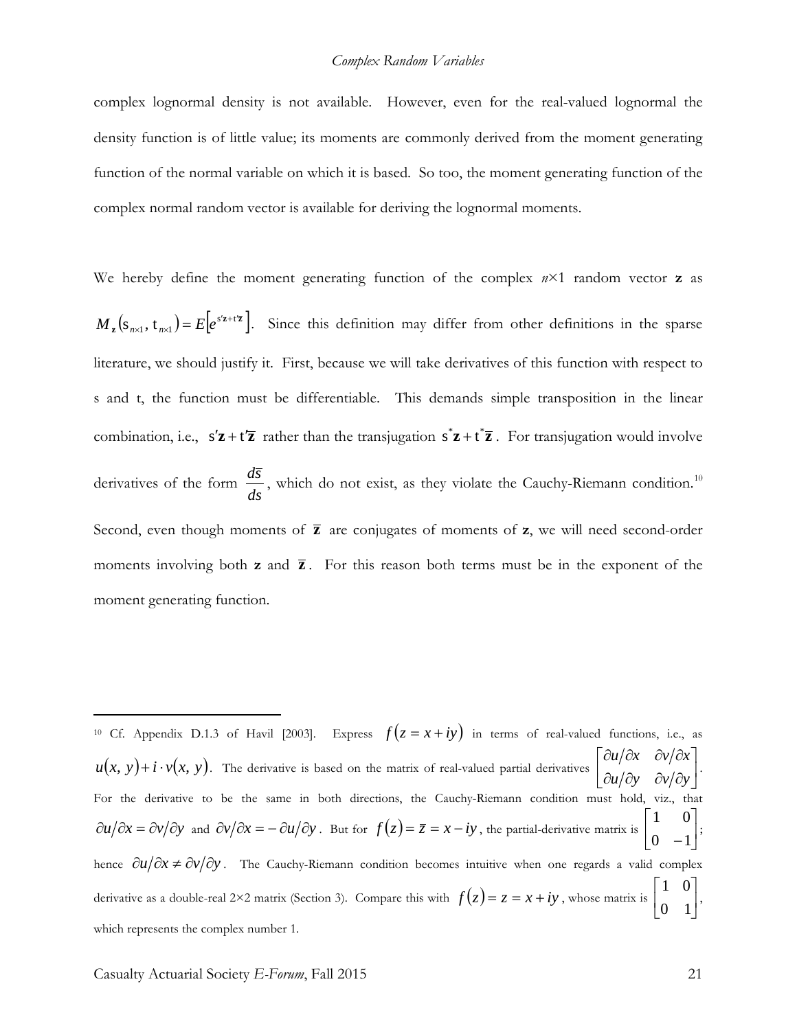complex lognormal density is not available. However, even for the real-valued lognormal the density function is of little value; its moments are commonly derived from the moment generating function of the normal variable on which it is based. So too, the moment generating function of the complex normal random vector is available for deriving the lognormal moments.

We hereby define the moment generating function of the complex $n\times 1$ random vector $\mathbf{z}$ as $M_{\mathbf{z}}\left(\mathrm{s}_{n\times 1},\, \mathrm{t}_{n\times 1}\right)=E\left[e^{\mathrm{s}'\mathbf{z}+\mathrm{t}'\overline{\mathbf{z}}}\right]$. Since this definition may differ from other definitions in the sparse literature, we should justify it. First, because we will take derivatives of this function with respect to s and t, the function must be differentiable. This demands simple transposition in the linear combination, i.e., $\mathrm{s}'\mathbf{z}+\mathrm{t}'\overline{\mathbf{z}}$ rather than the transjugation $\mathrm{s}^{*}\mathbf{z}+\mathrm{t}^{*}\overline{\mathbf{z}}$. For transjugation would involve derivatives of the form $\dfrac{d\overline{s}}{ds}$, which do not exist, as they violate the Cauchy-Riemann condition.[10] Second, even though moments of $\overline{\mathbf{z}}$ are conjugates of moments of $\mathbf{z}$, we will need second-order moments involving both $\mathbf{z}$ and $\overline{\mathbf{z}}$. For this reason both terms must be in the exponent of the moment generating function.

---

[10] Cf. Appendix D.1.3 of Havil [2003]. Express $f(z=x+iy)$ in terms of real-valued functions, i.e., as $u(x,\, y)+i\cdot v(x,\, y)$. The derivative is based on the matrix of real-valued partial derivatives $\begin{bmatrix} \partial u/\partial x & \partial v/\partial x \\ \partial u/\partial y & \partial v/\partial y \end{bmatrix}$. For the derivative to be the same in both directions, the Cauchy-Riemann condition must hold, viz., that $\partial u/\partial x=\partial v/\partial y$ and $\partial v/\partial x=-\partial u/\partial y$. But for $f(z)=\overline{z}=x-iy$, the partial-derivative matrix is $\begin{bmatrix} 1 & 0 \\ 0 & -1 \end{bmatrix}$; hence $\partial u/\partial x\neq\partial v/\partial y$. The Cauchy-Riemann condition becomes intuitive when one regards a valid complex derivative as a double-real $2\times 2$ matrix (Section 3). Compare this with $f(z)=z=x+iy$, whose matrix is $\begin{bmatrix} 1 & 0 \\ 0 & 1 \end{bmatrix}$, which represents the complex number 1.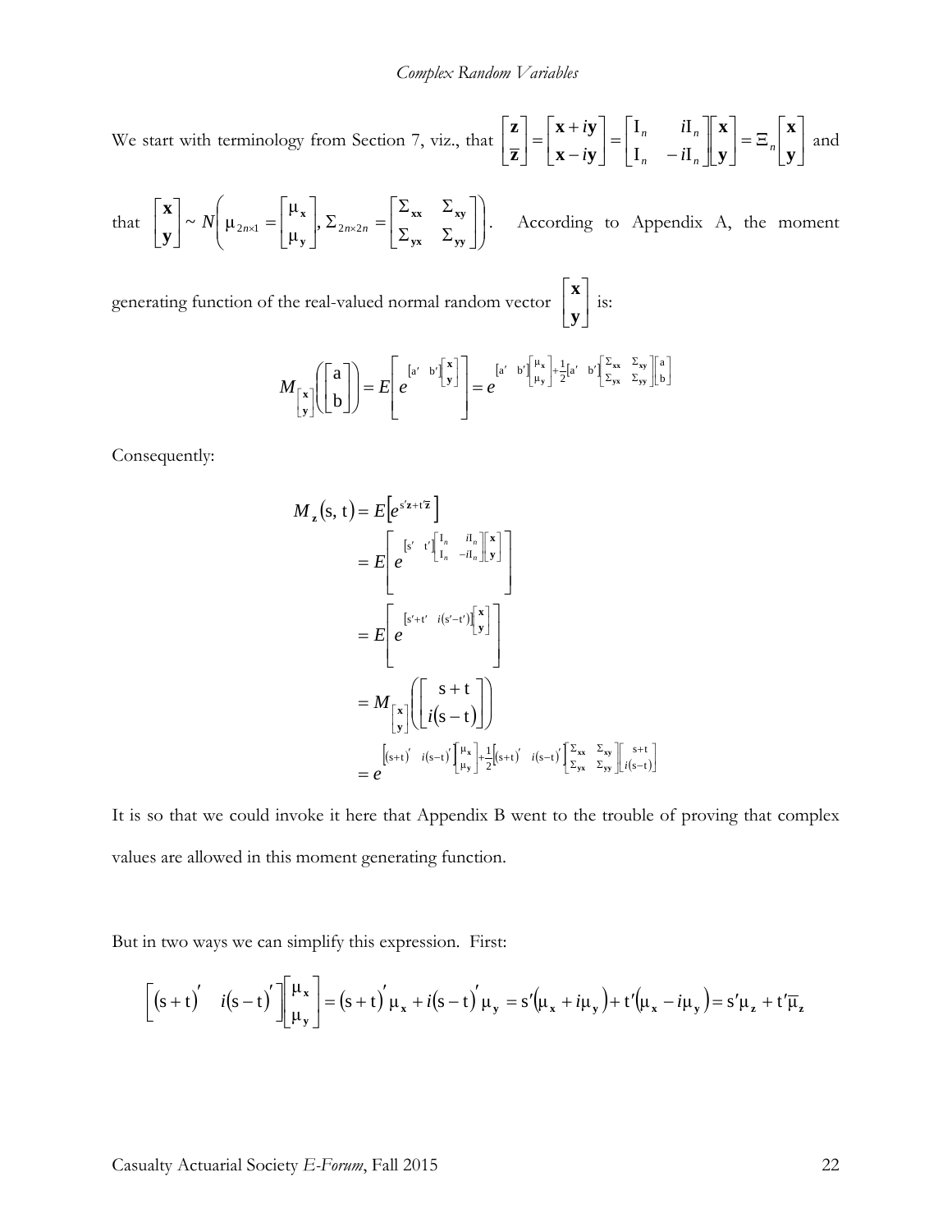We start with terminology from Section 7, viz., that $\begin{bmatrix} \mathbf{z} \\ \overline{\mathbf{z}} \end{bmatrix} = \begin{bmatrix} \mathbf{x} + i\mathbf{y} \\ \mathbf{x} - i\mathbf{y} \end{bmatrix} = \begin{bmatrix} \mathrm{I}_n & i\mathrm{I}_n \\ \mathrm{I}_n & -i\mathrm{I}_n \end{bmatrix} \begin{bmatrix} \mathbf{x} \\ \mathbf{y} \end{bmatrix} = \Xi_n \begin{bmatrix} \mathbf{x} \\ \mathbf{y} \end{bmatrix}$ and that $\begin{bmatrix} \mathbf{x} \\ \mathbf{y} \end{bmatrix} \sim N\left( \mu_{2n\times 1} = \begin{bmatrix} \mu_{\mathbf{x}} \\ \mu_{\mathbf{y}} \end{bmatrix}, \Sigma_{2n\times 2n} = \begin{bmatrix} \Sigma_{\mathbf{xx}} & \Sigma_{\mathbf{xy}} \\ \Sigma_{\mathbf{yx}} & \Sigma_{\mathbf{yy}} \end{bmatrix} \right)$. According to Appendix A, the moment generating function of the real-valued normal random vector $\begin{bmatrix} \mathbf{x} \\ \mathbf{y} \end{bmatrix}$ is:

$$M_{\left[\begin{smallmatrix} \mathbf{x} \\ \mathbf{y} \end{smallmatrix}\right]}\left( \begin{bmatrix} \mathrm{a} \\ \mathrm{b} \end{bmatrix} \right) = E\left[ e^{\begin{bmatrix} \mathrm{a}' & \mathrm{b}' \end{bmatrix} \begin{bmatrix} \mathbf{x} \\ \mathbf{y} \end{bmatrix}} \right] = e^{\begin{bmatrix} \mathrm{a}' & \mathrm{b}' \end{bmatrix} \begin{bmatrix} \mu_{\mathbf{x}} \\ \mu_{\mathbf{y}} \end{bmatrix} + \frac{1}{2} \begin{bmatrix} \mathrm{a}' & \mathrm{b}' \end{bmatrix} \begin{bmatrix} \Sigma_{\mathbf{xx}} & \Sigma_{\mathbf{xy}} \\ \Sigma_{\mathbf{yx}} & \Sigma_{\mathbf{yy}} \end{bmatrix} \begin{bmatrix} \mathrm{a} \\ \mathrm{b} \end{bmatrix}}$$

Consequently:

$$\begin{aligned}
M_{\mathbf{z}}(\mathrm{s}, \mathrm{t}) &= E\left[ e^{\mathrm{s}'\mathbf{z} + \mathrm{t}'\overline{\mathbf{z}}} \right] \\
&= E\left[ e^{\begin{bmatrix} \mathrm{s}' & \mathrm{t}' \end{bmatrix} \begin{bmatrix} \mathrm{I}_n & i\mathrm{I}_n \\ \mathrm{I}_n & -i\mathrm{I}_n \end{bmatrix} \begin{bmatrix} \mathbf{x} \\ \mathbf{y} \end{bmatrix}} \right] \\
&= E\left[ e^{\begin{bmatrix} \mathrm{s}' + \mathrm{t}' & i(\mathrm{s}' - \mathrm{t}') \end{bmatrix} \begin{bmatrix} \mathbf{x} \\ \mathbf{y} \end{bmatrix}} \right] \\
&= M_{\left[\begin{smallmatrix} \mathbf{x} \\ \mathbf{y} \end{smallmatrix}\right]}\left( \begin{bmatrix} \mathrm{s} + \mathrm{t} \\ i(\mathrm{s} - \mathrm{t}) \end{bmatrix} \right) \\
&= e^{\begin{bmatrix} (\mathrm{s}+\mathrm{t})' & i(\mathrm{s}-\mathrm{t})' \end{bmatrix} \begin{bmatrix} \mu_{\mathbf{x}} \\ \mu_{\mathbf{y}} \end{bmatrix} + \frac{1}{2} \begin{bmatrix} (\mathrm{s}+\mathrm{t})' & i(\mathrm{s}-\mathrm{t})' \end{bmatrix} \begin{bmatrix} \Sigma_{\mathbf{xx}} & \Sigma_{\mathbf{xy}} \\ \Sigma_{\mathbf{yx}} & \Sigma_{\mathbf{yy}} \end{bmatrix} \begin{bmatrix} \mathrm{s}+\mathrm{t} \\ i(\mathrm{s}-\mathrm{t}) \end{bmatrix}}
\end{aligned}$$

It is so that we could invoke it here that Appendix B went to the trouble of proving that complex values are allowed in this moment generating function.

But in two ways we can simplify this expression. First:

$$\begin{bmatrix} (\mathrm{s}+\mathrm{t})' & i(\mathrm{s}-\mathrm{t})' \end{bmatrix} \begin{bmatrix} \mu_{\mathbf{x}} \\ \mu_{\mathbf{y}} \end{bmatrix} = (\mathrm{s}+\mathrm{t})' \mu_{\mathbf{x}} + i(\mathrm{s}-\mathrm{t})' \mu_{\mathbf{y}} = \mathrm{s}'(\mu_{\mathbf{x}} + i\mu_{\mathbf{y}}) + \mathrm{t}'(\mu_{\mathbf{x}} - i\mu_{\mathbf{y}}) = \mathrm{s}'\mu_{\mathbf{z}} + \mathrm{t}'\overline{\mu}_{\mathbf{z}}$$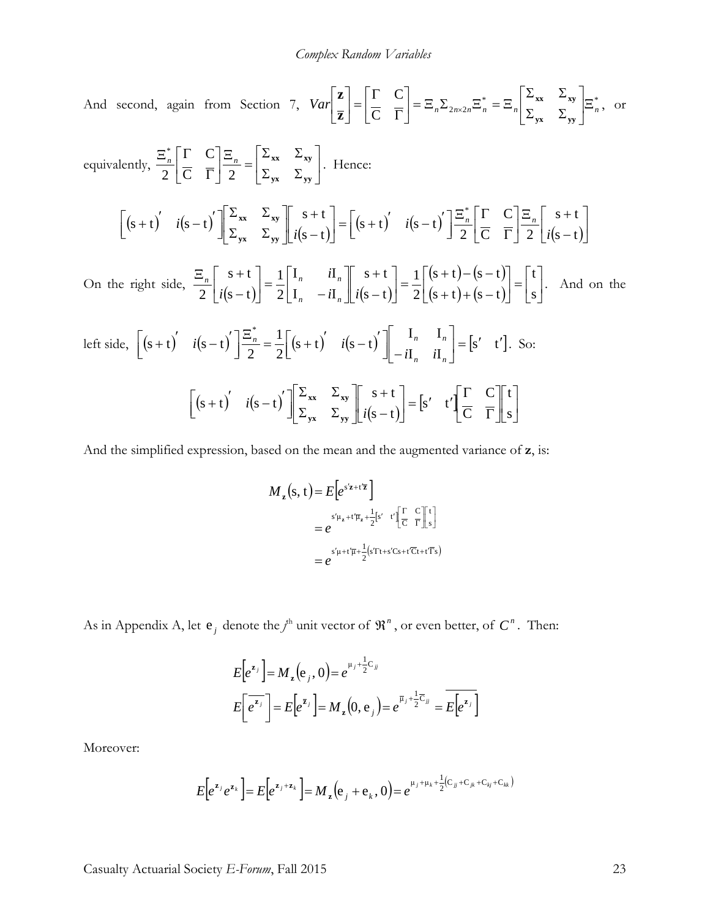And second, again from Section 7, $Var\begin{bmatrix} \mathbf{z} \\ \overline{\mathbf{z}} \end{bmatrix} = \begin{bmatrix} \Gamma & \mathrm{C} \\ \overline{\mathrm{C}} & \overline{\Gamma} \end{bmatrix} = \Xi_n \Sigma_{2n \times 2n} \Xi_n^* = \Xi_n \begin{bmatrix} \Sigma_{\mathbf{xx}} & \Sigma_{\mathbf{xy}} \\ \Sigma_{\mathbf{yx}} & \Sigma_{\mathbf{yy}} \end{bmatrix} \Xi_n^*$, or equivalently, $\dfrac{\Xi_n^*}{2} \begin{bmatrix} \Gamma & \mathrm{C} \\ \overline{\mathrm{C}} & \overline{\Gamma} \end{bmatrix} \dfrac{\Xi_n}{2} = \begin{bmatrix} \Sigma_{\mathbf{xx}} & \Sigma_{\mathbf{xy}} \\ \Sigma_{\mathbf{yx}} & \Sigma_{\mathbf{yy}} \end{bmatrix}$. Hence:

$$\begin{bmatrix} (\mathrm{s}+\mathrm{t})' & i(\mathrm{s}-\mathrm{t})' \end{bmatrix} \begin{bmatrix} \Sigma_{\mathbf{xx}} & \Sigma_{\mathbf{xy}} \\ \Sigma_{\mathbf{yx}} & \Sigma_{\mathbf{yy}} \end{bmatrix} \begin{bmatrix} \mathrm{s}+\mathrm{t} \\ i(\mathrm{s}-\mathrm{t}) \end{bmatrix} = \begin{bmatrix} (\mathrm{s}+\mathrm{t})' & i(\mathrm{s}-\mathrm{t})' \end{bmatrix} \frac{\Xi_n^*}{2} \begin{bmatrix} \Gamma & \mathrm{C} \\ \overline{\mathrm{C}} & \overline{\Gamma} \end{bmatrix} \frac{\Xi_n}{2} \begin{bmatrix} \mathrm{s}+\mathrm{t} \\ i(\mathrm{s}-\mathrm{t}) \end{bmatrix}$$

On the right side, $\dfrac{\Xi_n}{2} \begin{bmatrix} \mathrm{s}+\mathrm{t} \\ i(\mathrm{s}-\mathrm{t}) \end{bmatrix} = \dfrac{1}{2} \begin{bmatrix} \mathrm{I}_n & i\mathrm{I}_n \\ \mathrm{I}_n & -i\mathrm{I}_n \end{bmatrix} \begin{bmatrix} \mathrm{s}+\mathrm{t} \\ i(\mathrm{s}-\mathrm{t}) \end{bmatrix} = \dfrac{1}{2} \begin{bmatrix} (\mathrm{s}+\mathrm{t})-(\mathrm{s}-\mathrm{t}) \\ (\mathrm{s}+\mathrm{t})+(\mathrm{s}-\mathrm{t}) \end{bmatrix} = \begin{bmatrix} \mathrm{t} \\ \mathrm{s} \end{bmatrix}$. And on the left side, $\begin{bmatrix} (\mathrm{s}+\mathrm{t})' & i(\mathrm{s}-\mathrm{t})' \end{bmatrix} \dfrac{\Xi_n^*}{2} = \dfrac{1}{2} \begin{bmatrix} (\mathrm{s}+\mathrm{t})' & i(\mathrm{s}-\mathrm{t})' \end{bmatrix} \begin{bmatrix} \mathrm{I}_n & \mathrm{I}_n \\ -i\mathrm{I}_n & i\mathrm{I}_n \end{bmatrix} = \begin{bmatrix} \mathrm{s}' & \mathrm{t}' \end{bmatrix}$. So:

$$\begin{bmatrix} (\mathrm{s}+\mathrm{t})' & i(\mathrm{s}-\mathrm{t})' \end{bmatrix} \begin{bmatrix} \Sigma_{\mathbf{xx}} & \Sigma_{\mathbf{xy}} \\ \Sigma_{\mathbf{yx}} & \Sigma_{\mathbf{yy}} \end{bmatrix} \begin{bmatrix} \mathrm{s}+\mathrm{t} \\ i(\mathrm{s}-\mathrm{t}) \end{bmatrix} = \begin{bmatrix} \mathrm{s}' & \mathrm{t}' \end{bmatrix} \begin{bmatrix} \Gamma & \mathrm{C} \\ \overline{\mathrm{C}} & \overline{\Gamma} \end{bmatrix} \begin{bmatrix} \mathrm{t} \\ \mathrm{s} \end{bmatrix}$$

And the simplified expression, based on the mean and the augmented variance of $\mathbf{z}$, is:

$$\begin{aligned} M_{\mathbf{z}}(\mathrm{s}, \mathrm{t}) &= E\left[e^{\mathrm{s}'\mathbf{z} + \mathrm{t}'\overline{\mathbf{z}}}\right] \\ &= e^{\mathrm{s}'\mu_{\mathbf{z}} + \mathrm{t}'\overline{\mu}_{\mathbf{z}} + \frac{1}{2}\begin{bmatrix} \mathrm{s}' & \mathrm{t}' \end{bmatrix} \begin{bmatrix} \Gamma & \mathrm{C} \\ \overline{\mathrm{C}} & \overline{\Gamma} \end{bmatrix} \begin{bmatrix} \mathrm{t} \\ \mathrm{s} \end{bmatrix}} \\ &= e^{\mathrm{s}'\mu + \mathrm{t}'\overline{\mu} + \frac{1}{2}\left(\mathrm{s}'\Gamma\mathrm{t} + \mathrm{s}'\mathrm{C}\mathrm{s} + \mathrm{t}'\overline{\mathrm{C}}\mathrm{t} + \mathrm{t}'\overline{\Gamma}\mathrm{s}\right)} \end{aligned}$$

As in Appendix A, let $\mathrm{e}_j$ denote the $j^{\text{th}}$ unit vector of $\Re^n$, or even better, of $C^n$. Then:

$$\begin{aligned} E\left[e^{\mathbf{z}_j}\right] &= M_{\mathbf{z}}(\mathrm{e}_j, 0) = e^{\mu_j + \frac{1}{2}\mathrm{C}_{jj}} \\ E\left[\overline{e^{\mathbf{z}_j}}\right] &= E\left[e^{\overline{\mathbf{z}}_j}\right] = M_{\mathbf{z}}(0, \mathrm{e}_j) = e^{\overline{\mu}_j + \frac{1}{2}\overline{\mathrm{C}}_{jj}} = \overline{E\left[e^{\mathbf{z}_j}\right]} \end{aligned}$$

Moreover:

$$E\left[e^{\mathbf{z}_j} e^{\mathbf{z}_k}\right] = E\left[e^{\mathbf{z}_j + \mathbf{z}_k}\right] = M_{\mathbf{z}}(\mathrm{e}_j + \mathrm{e}_k, 0) = e^{\mu_j + \mu_k + \frac{1}{2}\left(\mathrm{C}_{jj} + \mathrm{C}_{jk} + \mathrm{C}_{kj} + \mathrm{C}_{kk}\right)}$$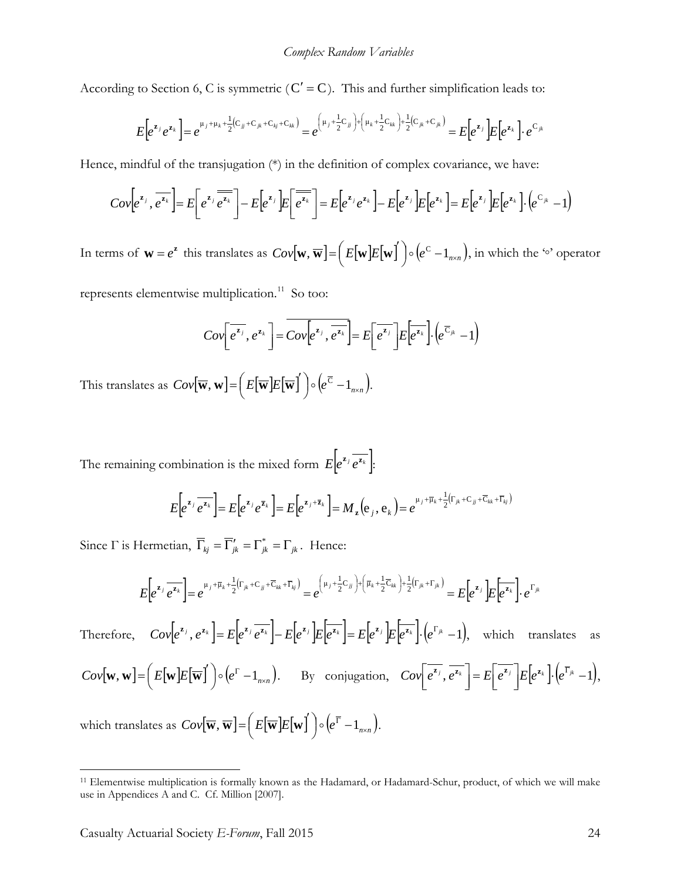According to Section 6, C is symmetric ($\mathrm{C}' = \mathrm{C}$). This and further simplification leads to:

$$E\left[e^{\mathbf{z}_j}e^{\mathbf{z}_k}\right] = e^{\mu_j+\mu_k+\frac{1}{2}\left(\mathrm{C}_{jj}+\mathrm{C}_{jk}+\mathrm{C}_{kj}+\mathrm{C}_{kk}\right)} = e^{\left(\mu_j+\frac{1}{2}\mathrm{C}_{jj}\right)+\left(\mu_k+\frac{1}{2}\mathrm{C}_{kk}\right)+\frac{1}{2}\left(\mathrm{C}_{jk}+\mathrm{C}_{jk}\right)} = E\left[e^{\mathbf{z}_j}\right]E\left[e^{\mathbf{z}_k}\right]\cdot e^{\mathrm{C}_{jk}}$$

Hence, mindful of the transjugation (*) in the definition of complex covariance, we have:

$$Cov\left[e^{\mathbf{z}_j}, \overline{e^{\mathbf{z}_k}}\right] = E\left[e^{\mathbf{z}_j}\overline{\overline{e^{\mathbf{z}_k}}}\right] - E\left[e^{\mathbf{z}_j}\right]E\left[\overline{\overline{e^{\mathbf{z}_k}}}\right] = E\left[e^{\mathbf{z}_j}e^{\mathbf{z}_k}\right] - E\left[e^{\mathbf{z}_j}\right]E\left[e^{\mathbf{z}_k}\right] = E\left[e^{\mathbf{z}_j}\right]E\left[e^{\mathbf{z}_k}\right]\cdot\left(e^{\mathrm{C}_{jk}}-1\right)$$

In terms of $\mathbf{w} = e^{\mathbf{z}}$ this translates as $Cov[\mathbf{w}, \overline{\mathbf{w}}] = \left(E[\mathbf{w}]E[\mathbf{w}]'\right)\circ\left(e^{\mathrm{C}} - 1_{n\times n}\right)$, in which the '$\circ$' operator represents elementwise multiplication.[11] So too:

$$Cov\left[\overline{e^{\mathbf{z}_j}}, e^{\mathbf{z}_k}\right] = \overline{Cov\left[e^{\mathbf{z}_j}, \overline{e^{\mathbf{z}_k}}\right]} = E\left[\overline{e^{\mathbf{z}_j}}\right]E\left[\overline{e^{\mathbf{z}_k}}\right]\cdot\left(e^{\overline{\mathrm{C}}_{jk}}-1\right)$$

This translates as $Cov[\overline{\mathbf{w}}, \mathbf{w}] = \left(E[\overline{\mathbf{w}}]E[\overline{\mathbf{w}}]'\right)\circ\left(e^{\overline{\mathrm{C}}} - 1_{n\times n}\right)$.

The remaining combination is the mixed form $E\left[e^{\mathbf{z}_j}\overline{e^{\mathbf{z}_k}}\right]$:

$$E\left[e^{\mathbf{z}_j}\overline{e^{\mathbf{z}_k}}\right] = E\left[e^{\mathbf{z}_j}e^{\overline{\mathbf{z}}_k}\right] = E\left[e^{\mathbf{z}_j+\overline{\mathbf{z}}_k}\right] = M_{\mathbf{z}}\left(\mathrm{e}_j, \mathrm{e}_k\right) = e^{\mu_j+\overline{\mu}_k+\frac{1}{2}\left(\Gamma_{jk}+\mathrm{C}_{jj}+\overline{\mathrm{C}}_{kk}+\overline{\Gamma}_{kj}\right)}$$

Since $\Gamma$ is Hermetian, $\overline{\Gamma}_{kj} = \overline{\Gamma}'_{jk} = \Gamma^*_{jk} = \Gamma_{jk}$. Hence:

$$E\left[e^{\mathbf{z}_j}\overline{e^{\mathbf{z}_k}}\right] = e^{\mu_j+\overline{\mu}_k+\frac{1}{2}\left(\Gamma_{jk}+\mathrm{C}_{jj}+\overline{\mathrm{C}}_{kk}+\overline{\Gamma}_{kj}\right)} = e^{\left(\mu_j+\frac{1}{2}\mathrm{C}_{jj}\right)+\left(\overline{\mu}_k+\frac{1}{2}\overline{\mathrm{C}}_{kk}\right)+\frac{1}{2}\left(\Gamma_{jk}+\Gamma_{jk}\right)} = E\left[e^{\mathbf{z}_j}\right]E\left[\overline{e^{\mathbf{z}_k}}\right]\cdot e^{\Gamma_{jk}}$$

Therefore, $Cov\left[e^{\mathbf{z}_j}, e^{\mathbf{z}_k}\right] = E\left[e^{\mathbf{z}_j}\overline{e^{\mathbf{z}_k}}\right] - E\left[e^{\mathbf{z}_j}\right]E\left[\overline{e^{\mathbf{z}_k}}\right] = E\left[e^{\mathbf{z}_j}\right]E\left[\overline{e^{\mathbf{z}_k}}\right]\cdot\left(e^{\Gamma_{jk}}-1\right)$, which translates as $Cov[\mathbf{w}, \mathbf{w}] = \left(E[\mathbf{w}]E[\overline{\mathbf{w}}]'\right)\circ\left(e^{\Gamma} - 1_{n\times n}\right)$. By conjugation, $Cov\left[\overline{e^{\mathbf{z}_j}}, \overline{e^{\mathbf{z}_k}}\right] = E\left[\overline{e^{\mathbf{z}_j}}\right]E\left[e^{\mathbf{z}_k}\right]\cdot\left(e^{\overline{\Gamma}_{jk}}-1\right)$, which translates as $Cov[\overline{\mathbf{w}}, \overline{\mathbf{w}}] = \left(E[\overline{\mathbf{w}}]E[\mathbf{w}]'\right)\circ\left(e^{\overline{\Gamma}} - 1_{n\times n}\right)$.

---

[11] Elementwise multiplication is formally known as the Hadamard, or Hadamard-Schur, product, of which we will make use in Appendices A and C. Cf. Million [2007].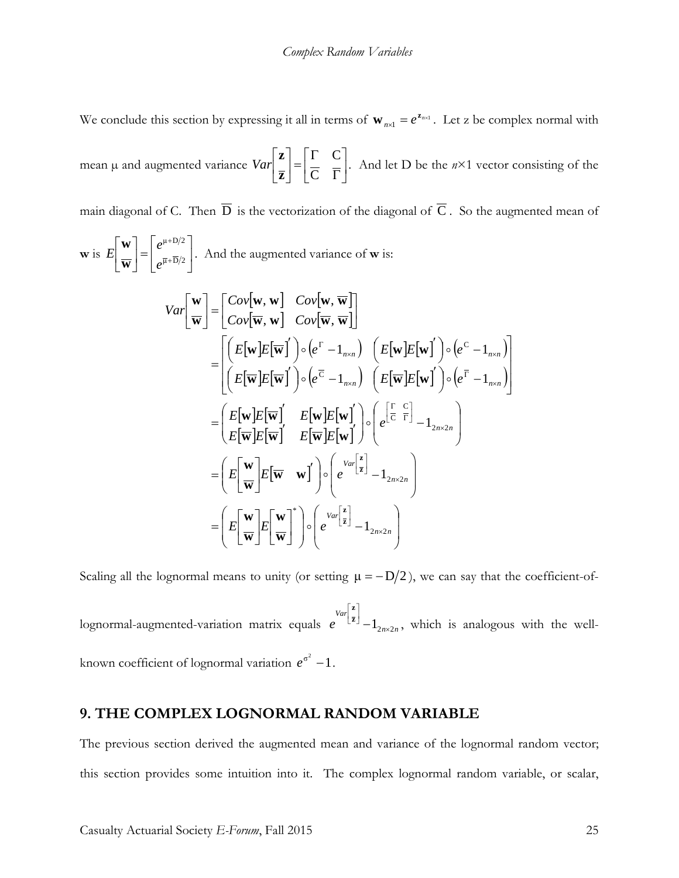We conclude this section by expressing it all in terms of $\mathbf{w}_{n\times 1} = e^{\mathbf{z}_{n\times 1}}$. Let z be complex normal with mean μ and augmented variance $Var\begin{bmatrix}\mathbf{z}\\ \overline{\mathbf{z}}\end{bmatrix} = \begin{bmatrix}\Gamma & \mathrm{C}\\ \overline{\mathrm{C}} & \overline{\Gamma}\end{bmatrix}$. And let D be the $n$×1 vector consisting of the main diagonal of C. Then $\overline{\mathrm{D}}$ is the vectorization of the diagonal of $\overline{\mathrm{C}}$. So the augmented mean of **w** is $E\begin{bmatrix}\mathbf{w}\\ \overline{\mathbf{w}}\end{bmatrix} = \begin{bmatrix}e^{\mu+\mathrm{D}/2}\\ e^{\overline{\mu}+\overline{\mathrm{D}}/2}\end{bmatrix}$. And the augmented variance of **w** is:

$$
\begin{aligned}
Var\begin{bmatrix}\mathbf{w}\\ \overline{\mathbf{w}}\end{bmatrix} &= \begin{bmatrix}Cov[\mathbf{w},\mathbf{w}] & Cov[\mathbf{w},\overline{\mathbf{w}}]\\ Cov[\overline{\mathbf{w}},\mathbf{w}] & Cov[\overline{\mathbf{w}},\overline{\mathbf{w}}]\end{bmatrix}\\
&= \begin{bmatrix}\left(E[\mathbf{w}]E[\overline{\mathbf{w}}]'\right)\circ\left(e^{\Gamma}-1_{n\times n}\right) & \left(E[\mathbf{w}]E[\mathbf{w}]'\right)\circ\left(e^{\mathrm{C}}-1_{n\times n}\right)\\ \left(E[\overline{\mathbf{w}}]E[\overline{\mathbf{w}}]'\right)\circ\left(e^{\overline{\mathrm{C}}}-1_{n\times n}\right) & \left(E[\overline{\mathbf{w}}]E[\mathbf{w}]'\right)\circ\left(e^{\overline{\Gamma}}-1_{n\times n}\right)\end{bmatrix}\\
&= \begin{pmatrix}E[\mathbf{w}]E[\overline{\mathbf{w}}]' & E[\mathbf{w}]E[\mathbf{w}]'\\ E[\overline{\mathbf{w}}]E[\overline{\mathbf{w}}]' & E[\overline{\mathbf{w}}]E[\mathbf{w}]'\end{pmatrix}\circ\left(e^{\begin{bmatrix}\Gamma & \mathrm{C}\\ \overline{\mathrm{C}} & \overline{\Gamma}\end{bmatrix}}-1_{2n\times 2n}\right)\\
&= \left(E\begin{bmatrix}\mathbf{w}\\ \overline{\mathbf{w}}\end{bmatrix}E\begin{bmatrix}\overline{\mathbf{w}} & \mathbf{w}\end{bmatrix}'\right)\circ\left(e^{Var\begin{bmatrix}\mathbf{z}\\ \overline{\mathbf{z}}\end{bmatrix}}-1_{2n\times 2n}\right)\\
&= \left(E\begin{bmatrix}\mathbf{w}\\ \overline{\mathbf{w}}\end{bmatrix}E\begin{bmatrix}\mathbf{w}\\ \overline{\mathbf{w}}\end{bmatrix}^{*}\right)\circ\left(e^{Var\begin{bmatrix}\mathbf{z}\\ \overline{\mathbf{z}}\end{bmatrix}}-1_{2n\times 2n}\right)
\end{aligned}
$$

Scaling all the lognormal means to unity (or setting $\mu = -\mathrm{D}/2$), we can say that the coefficient-of-lognormal-augmented-variation matrix equals $e^{Var\begin{bmatrix}\mathbf{z}\\ \overline{\mathbf{z}}\end{bmatrix}}-1_{2n\times 2n}$, which is analogous with the well-known coefficient of lognormal variation $e^{\sigma^2}-1$.

## 9. THE COMPLEX LOGNORMAL RANDOM VARIABLE

The previous section derived the augmented mean and variance of the lognormal random vector; this section provides some intuition into it. The complex lognormal random variable, or scalar,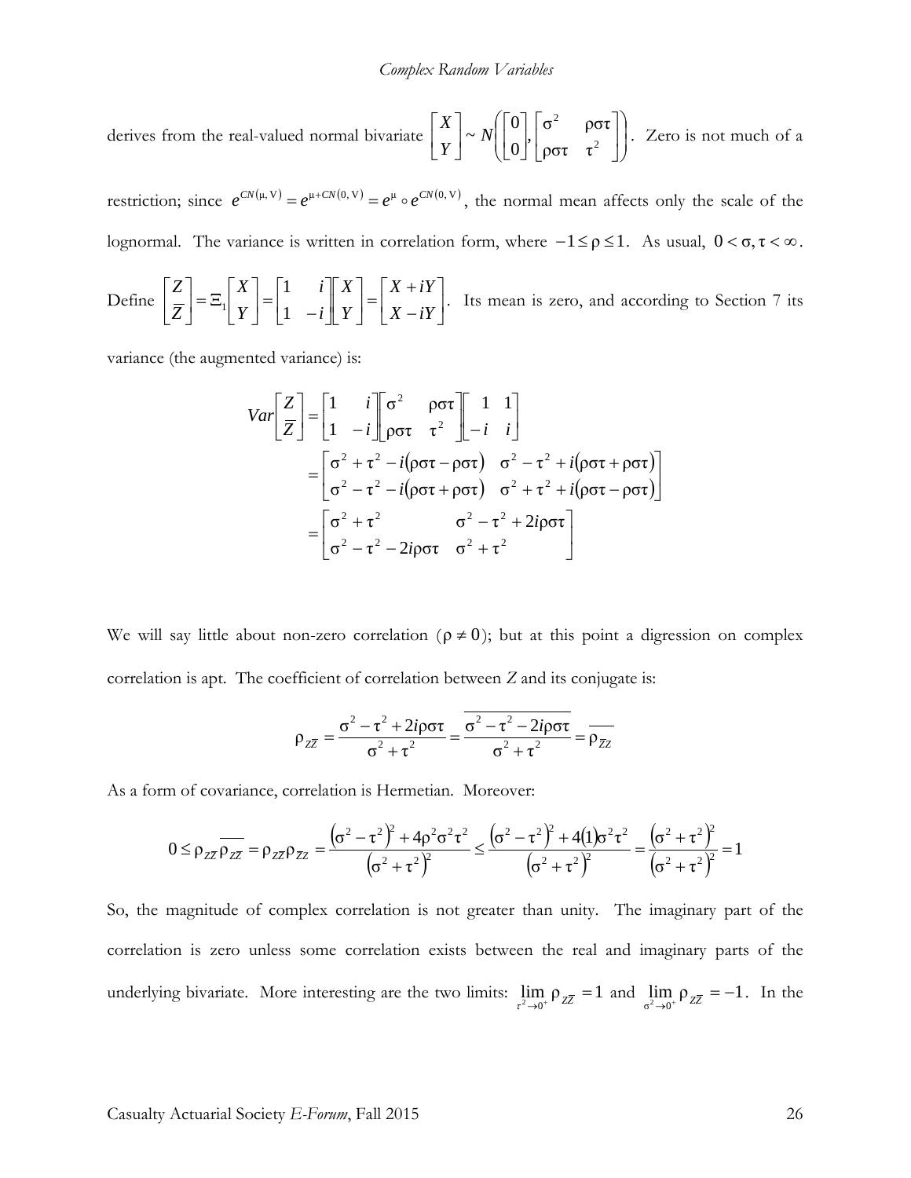derives from the real-valued normal bivariate $\begin{bmatrix} X \\ Y \end{bmatrix} \sim N\left( \begin{bmatrix} 0 \\ 0 \end{bmatrix}, \begin{bmatrix} \sigma^2 & \rho\sigma\tau \\ \rho\sigma\tau & \tau^2 \end{bmatrix} \right)$. Zero is not much of a restriction; since $e^{CN(\mu,\,\mathrm{V})} = e^{\mu + CN(0,\,\mathrm{V})} = e^{\mu} \circ e^{CN(0,\,\mathrm{V})}$, the normal mean affects only the scale of the lognormal. The variance is written in correlation form, where $-1 \leq \rho \leq 1$. As usual, $0 < \sigma, \tau < \infty$.

Define $\begin{bmatrix} Z \\ \overline{Z} \end{bmatrix} = \Xi_1 \begin{bmatrix} X \\ Y \end{bmatrix} = \begin{bmatrix} 1 & i \\ 1 & -i \end{bmatrix} \begin{bmatrix} X \\ Y \end{bmatrix} = \begin{bmatrix} X + iY \\ X - iY \end{bmatrix}$. Its mean is zero, and according to Section 7 its variance (the augmented variance) is:

$$
\begin{aligned}
Var\begin{bmatrix} Z \\ \overline{Z} \end{bmatrix} &= \begin{bmatrix} 1 & i \\ 1 & -i \end{bmatrix} \begin{bmatrix} \sigma^2 & \rho\sigma\tau \\ \rho\sigma\tau & \tau^2 \end{bmatrix} \begin{bmatrix} 1 & 1 \\ -i & i \end{bmatrix} \\
&= \begin{bmatrix} \sigma^2 + \tau^2 - i(\rho\sigma\tau - \rho\sigma\tau) & \sigma^2 - \tau^2 + i(\rho\sigma\tau + \rho\sigma\tau) \\ \sigma^2 - \tau^2 - i(\rho\sigma\tau + \rho\sigma\tau) & \sigma^2 + \tau^2 + i(\rho\sigma\tau - \rho\sigma\tau) \end{bmatrix} \\
&= \begin{bmatrix} \sigma^2 + \tau^2 & \sigma^2 - \tau^2 + 2i\rho\sigma\tau \\ \sigma^2 - \tau^2 - 2i\rho\sigma\tau & \sigma^2 + \tau^2 \end{bmatrix}
\end{aligned}
$$

We will say little about non-zero correlation ($\rho \neq 0$); but at this point a digression on complex correlation is apt. The coefficient of correlation between *Z* and its conjugate is:

$$
\rho_{Z\overline{Z}} = \frac{\sigma^2 - \tau^2 + 2i\rho\sigma\tau}{\sigma^2 + \tau^2} = \overline{\frac{\sigma^2 - \tau^2 - 2i\rho\sigma\tau}{\sigma^2 + \tau^2}} = \overline{\rho_{\overline{Z}Z}}
$$

As a form of covariance, correlation is Hermetian. Moreover:

$$
0 \leq \rho_{Z\overline{Z}} \overline{\rho_{Z\overline{Z}}} = \rho_{Z\overline{Z}} \rho_{\overline{Z}Z} = \frac{\left(\sigma^2 - \tau^2\right)^2 + 4\rho^2\sigma^2\tau^2}{\left(\sigma^2 + \tau^2\right)^2} \leq \frac{\left(\sigma^2 - \tau^2\right)^2 + 4(1)\sigma^2\tau^2}{\left(\sigma^2 + \tau^2\right)^2} = \frac{\left(\sigma^2 + \tau^2\right)^2}{\left(\sigma^2 + \tau^2\right)^2} = 1
$$

So, the magnitude of complex correlation is not greater than unity. The imaginary part of the correlation is zero unless some correlation exists between the real and imaginary parts of the underlying bivariate. More interesting are the two limits: $\lim_{\tau^2 \to 0^+} \rho_{Z\overline{Z}} = 1$ and $\lim_{\sigma^2 \to 0^+} \rho_{Z\overline{Z}} = -1$. In the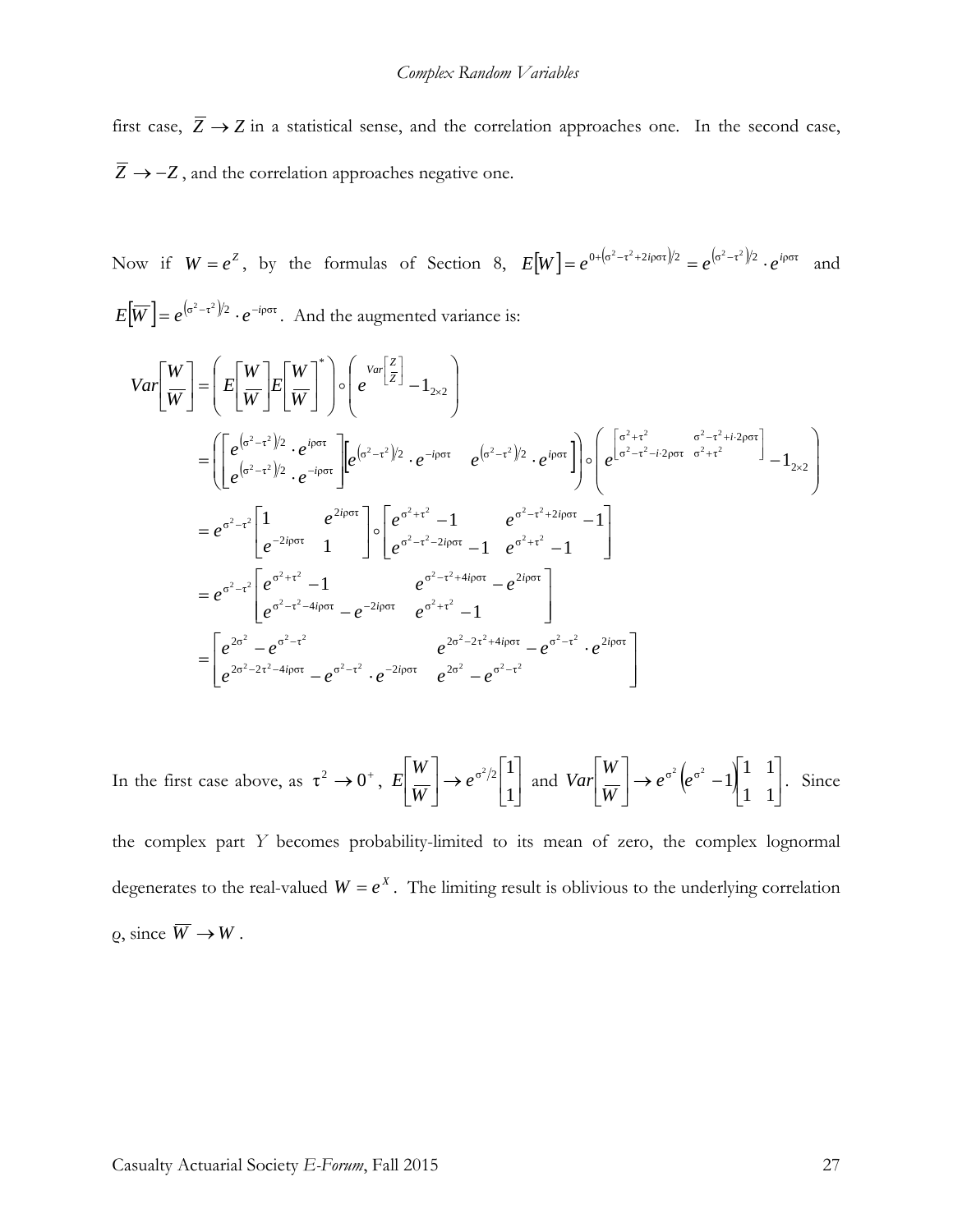first case, $\overline{Z} \to Z$ in a statistical sense, and the correlation approaches one. In the second case, $\overline{Z} \to -Z$, and the correlation approaches negative one.

Now if $W = e^Z$, by the formulas of Section 8, $E[W] = e^{0+(\sigma^2-\tau^2+2i\rho\sigma\tau)/2} = e^{(\sigma^2-\tau^2)/2} \cdot e^{i\rho\sigma\tau}$ and $E[\overline{W}] = e^{(\sigma^2-\tau^2)/2} \cdot e^{-i\rho\sigma\tau}$. And the augmented variance is:

$$
\begin{aligned}
Var\begin{bmatrix} W \\ \overline{W} \end{bmatrix} &= \left( E\begin{bmatrix} W \\ \overline{W} \end{bmatrix} E\begin{bmatrix} W \\ \overline{W} \end{bmatrix}^* \right) \circ \left( e^{Var\begin{bmatrix} Z \\ \overline{Z} \end{bmatrix}} - 1_{2\times 2} \right) \\
&= \left( \begin{bmatrix} e^{(\sigma^2-\tau^2)/2} \cdot e^{i\rho\sigma\tau} \\ e^{(\sigma^2-\tau^2)/2} \cdot e^{-i\rho\sigma\tau} \end{bmatrix} \begin{bmatrix} e^{(\sigma^2-\tau^2)/2} \cdot e^{-i\rho\sigma\tau} & e^{(\sigma^2-\tau^2)/2} \cdot e^{i\rho\sigma\tau} \end{bmatrix} \right) \circ \left( e^{\begin{bmatrix} \sigma^2+\tau^2 & \sigma^2-\tau^2+i\cdot 2\rho\sigma\tau \\ \sigma^2-\tau^2-i\cdot 2\rho\sigma\tau & \sigma^2+\tau^2 \end{bmatrix}} - 1_{2\times 2} \right) \\
&= e^{\sigma^2-\tau^2} \begin{bmatrix} 1 & e^{2i\rho\sigma\tau} \\ e^{-2i\rho\sigma\tau} & 1 \end{bmatrix} \circ \begin{bmatrix} e^{\sigma^2+\tau^2} - 1 & e^{\sigma^2-\tau^2+2i\rho\sigma\tau} - 1 \\ e^{\sigma^2-\tau^2-2i\rho\sigma\tau} - 1 & e^{\sigma^2+\tau^2} - 1 \end{bmatrix} \\
&= e^{\sigma^2-\tau^2} \begin{bmatrix} e^{\sigma^2+\tau^2} - 1 & e^{\sigma^2-\tau^2+4i\rho\sigma\tau} - e^{2i\rho\sigma\tau} \\ e^{\sigma^2-\tau^2-4i\rho\sigma\tau} - e^{-2i\rho\sigma\tau} & e^{\sigma^2+\tau^2} - 1 \end{bmatrix} \\
&= \begin{bmatrix} e^{2\sigma^2} - e^{\sigma^2-\tau^2} & e^{2\sigma^2-2\tau^2+4i\rho\sigma\tau} - e^{\sigma^2-\tau^2} \cdot e^{2i\rho\sigma\tau} \\ e^{2\sigma^2-2\tau^2-4i\rho\sigma\tau} - e^{\sigma^2-\tau^2} \cdot e^{-2i\rho\sigma\tau} & e^{2\sigma^2} - e^{\sigma^2-\tau^2} \end{bmatrix}
\end{aligned}
$$

In the first case above, as $\tau^2 \to 0^+$, $E\begin{bmatrix} W \\ \overline{W} \end{bmatrix} \to e^{\sigma^2/2} \begin{bmatrix} 1 \\ 1 \end{bmatrix}$ and $Var\begin{bmatrix} W \\ \overline{W} \end{bmatrix} \to e^{\sigma^2}\left(e^{\sigma^2} - 1\right) \begin{bmatrix} 1 & 1 \\ 1 & 1 \end{bmatrix}$. Since the complex part $Y$ becomes probability-limited to its mean of zero, the complex lognormal degenerates to the real-valued $W = e^X$. The limiting result is oblivious to the underlying correlation $\rho$, since $\overline{W} \to W$.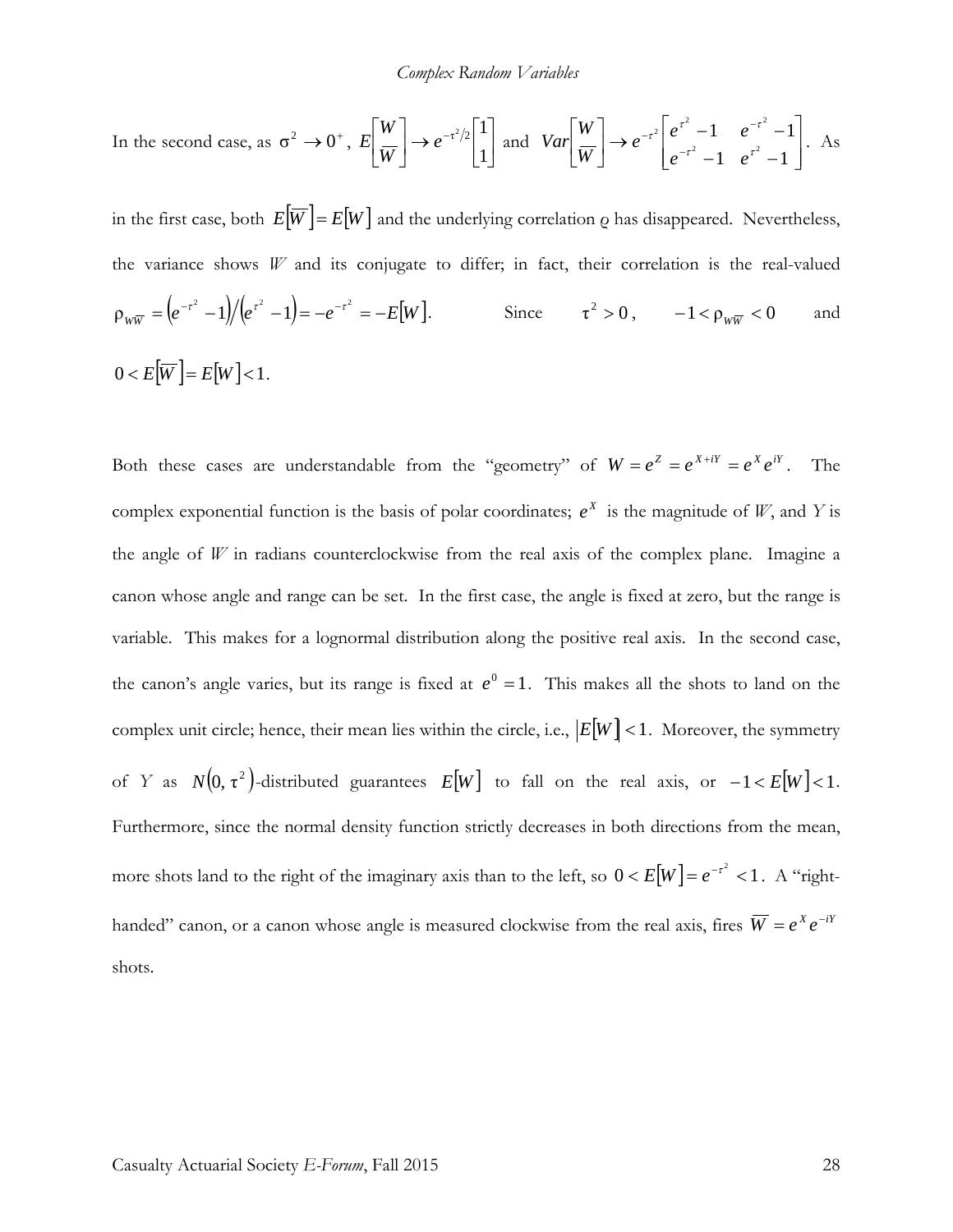In the second case, as $\sigma^2 \to 0^+$, $E\begin{bmatrix} W \\ \overline{W} \end{bmatrix} \to e^{-\tau^2/2}\begin{bmatrix} 1 \\ 1 \end{bmatrix}$ and $Var\begin{bmatrix} W \\ \overline{W} \end{bmatrix} \to e^{-\tau^2}\begin{bmatrix} e^{\tau^2}-1 & e^{-\tau^2}-1 \\ e^{-\tau^2}-1 & e^{\tau^2}-1 \end{bmatrix}$. As in the first case, both $E[\overline{W}] = E[W]$ and the underlying correlation *ρ* has disappeared. Nevertheless, the variance shows *W* and its conjugate to differ; in fact, their correlation is the real-valued $\rho_{W\overline{W}} = \left(e^{-\tau^2}-1\right)/\left(e^{\tau^2}-1\right) = -e^{-\tau^2} = -E[W]$. Since $\tau^2 > 0$, $-1 < \rho_{W\overline{W}} < 0$ and $0 < E[\overline{W}] = E[W] < 1$.

Both these cases are understandable from the "geometry" of $W = e^Z = e^{X+iY} = e^X e^{iY}$. The complex exponential function is the basis of polar coordinates; $e^X$ is the magnitude of *W*, and *Y* is the angle of *W* in radians counterclockwise from the real axis of the complex plane. Imagine a canon whose angle and range can be set. In the first case, the angle is fixed at zero, but the range is variable. This makes for a lognormal distribution along the positive real axis. In the second case, the canon's angle varies, but its range is fixed at $e^0 = 1$. This makes all the shots to land on the complex unit circle; hence, their mean lies within the circle, i.e., $|E[W]| < 1$. Moreover, the symmetry of *Y* as $N(0, \tau^2)$-distributed guarantees $E[W]$ to fall on the real axis, or $-1 < E[W] < 1$. Furthermore, since the normal density function strictly decreases in both directions from the mean, more shots land to the right of the imaginary axis than to the left, so $0 < E[W] = e^{-\tau^2} < 1$. A "right-handed" canon, or a canon whose angle is measured clockwise from the real axis, fires $\overline{W} = e^X e^{-iY}$ shots.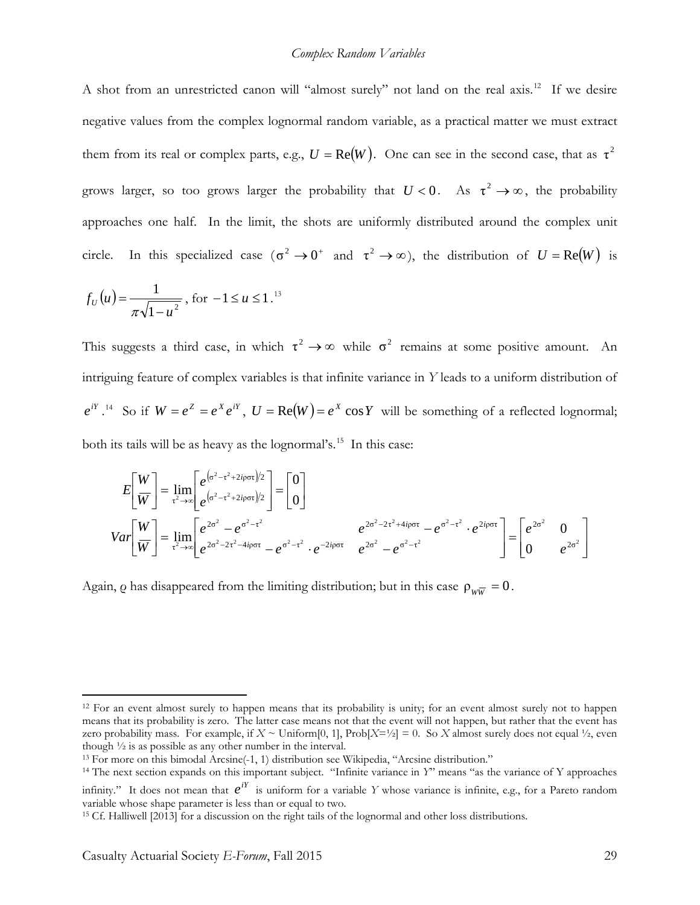A shot from an unrestricted canon will "almost surely" not land on the real axis.[12] If we desire negative values from the complex lognormal random variable, as a practical matter we must extract them from its real or complex parts, e.g., $U = \mathrm{Re}(W)$. One can see in the second case, that as $\tau^2$ grows larger, so too grows larger the probability that $U < 0$. As $\tau^2 \to \infty$, the probability approaches one half. In the limit, the shots are uniformly distributed around the complex unit circle. In this specialized case ($\sigma^2 \to 0^+$ and $\tau^2 \to \infty$), the distribution of $U = \mathrm{Re}(W)$ is $f_U(u) = \dfrac{1}{\pi\sqrt{1-u^2}}$, for $-1 \le u \le 1$.[13]

This suggests a third case, in which $\tau^2 \to \infty$ while $\sigma^2$ remains at some positive amount. An intriguing feature of complex variables is that infinite variance in *Y* leads to a uniform distribution of $e^{iY}$.[14] So if $W = e^Z = e^X e^{iY}$, $U = \mathrm{Re}(W) = e^X \cos Y$ will be something of a reflected lognormal; both its tails will be as heavy as the lognormal's.[15] In this case:

$$E\begin{bmatrix} W \\ \overline{W} \end{bmatrix} = \lim_{\tau^2 \to \infty} \begin{bmatrix} e^{(\sigma^2 - \tau^2 + 2i\rho\sigma\tau)/2} \\ e^{(\sigma^2 - \tau^2 + 2i\rho\sigma\tau)/2} \end{bmatrix} = \begin{bmatrix} 0 \\ 0 \end{bmatrix}$$

$$Var\begin{bmatrix} W \\ \overline{W} \end{bmatrix} = \lim_{\tau^2 \to \infty} \begin{bmatrix} e^{2\sigma^2} - e^{\sigma^2 - \tau^2} & e^{2\sigma^2 - 2\tau^2 + 4i\rho\sigma\tau} - e^{\sigma^2 - \tau^2} \cdot e^{2i\rho\sigma\tau} \\ e^{2\sigma^2 - 2\tau^2 - 4i\rho\sigma\tau} - e^{\sigma^2 - \tau^2} \cdot e^{-2i\rho\sigma\tau} & e^{2\sigma^2} - e^{\sigma^2 - \tau^2} \end{bmatrix} = \begin{bmatrix} e^{2\sigma^2} & 0 \\ 0 & e^{2\sigma^2} \end{bmatrix}$$

Again, $\rho$ has disappeared from the limiting distribution; but in this case $\rho_{W\overline{W}} = 0$.

---

[12] For an event almost surely to happen means that its probability is unity; for an event almost surely not to happen means that its probability is zero. The latter case means not that the event will not happen, but rather that the event has zero probability mass. For example, if $X \sim$ Uniform[0, 1], Prob[$X$=½] = 0. So *X* almost surely does not equal ½, even though ½ is as possible as any other number in the interval.

[13] For more on this bimodal Arcsine(-1, 1) distribution see Wikipedia, "Arcsine distribution."

[14] The next section expands on this important subject. "Infinite variance in *Y*" means "as the variance of Y approaches infinity." It does not mean that $e^{iY}$ is uniform for a variable *Y* whose variance is infinite, e.g., for a Pareto random variable whose shape parameter is less than or equal to two.

[15] Cf. Halliwell [2013] for a discussion on the right tails of the lognormal and other loss distributions.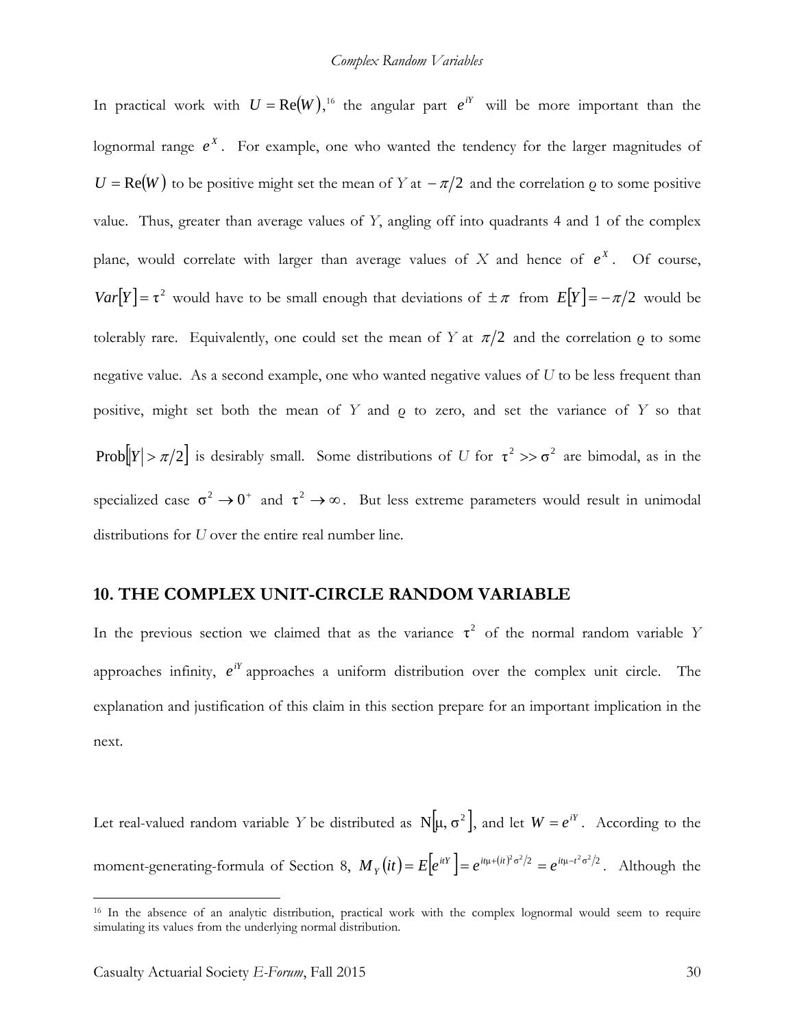In practical work with $U = \text{Re}(W)$,[16] the angular part $e^{iY}$ will be more important than the lognormal range $e^X$. For example, one who wanted the tendency for the larger magnitudes of $U = \text{Re}(W)$ to be positive might set the mean of *Y* at $-\pi/2$ and the correlation ϱ to some positive value. Thus, greater than average values of *Y*, angling off into quadrants 4 and 1 of the complex plane, would correlate with larger than average values of *X* and hence of $e^X$. Of course, $Var[Y] = \tau^2$ would have to be small enough that deviations of $\pm\pi$ from $E[Y] = -\pi/2$ would be tolerably rare. Equivalently, one could set the mean of *Y* at $\pi/2$ and the correlation ϱ to some negative value. As a second example, one who wanted negative values of *U* to be less frequent than positive, might set both the mean of *Y* and ϱ to zero, and set the variance of *Y* so that $\text{Prob}[|Y| > \pi/2]$ is desirably small. Some distributions of *U* for $\tau^2 >> \sigma^2$ are bimodal, as in the specialized case $\sigma^2 \to 0^+$ and $\tau^2 \to \infty$. But less extreme parameters would result in unimodal distributions for *U* over the entire real number line.

## 10. THE COMPLEX UNIT-CIRCLE RANDOM VARIABLE

In the previous section we claimed that as the variance $\tau^2$ of the normal random variable *Y* approaches infinity, $e^{iY}$ approaches a uniform distribution over the complex unit circle. The explanation and justification of this claim in this section prepare for an important implication in the next.

Let real-valued random variable *Y* be distributed as $\text{N}[\mu, \sigma^2]$, and let $W = e^{iY}$. According to the moment-generating-formula of Section 8, $M_Y(it) = E[e^{itY}] = e^{it\mu + (it)^2\sigma^2/2} = e^{it\mu - t^2\sigma^2/2}$. Although the

[16] In the absence of an analytic distribution, practical work with the complex lognormal would seem to require simulating its values from the underlying normal distribution.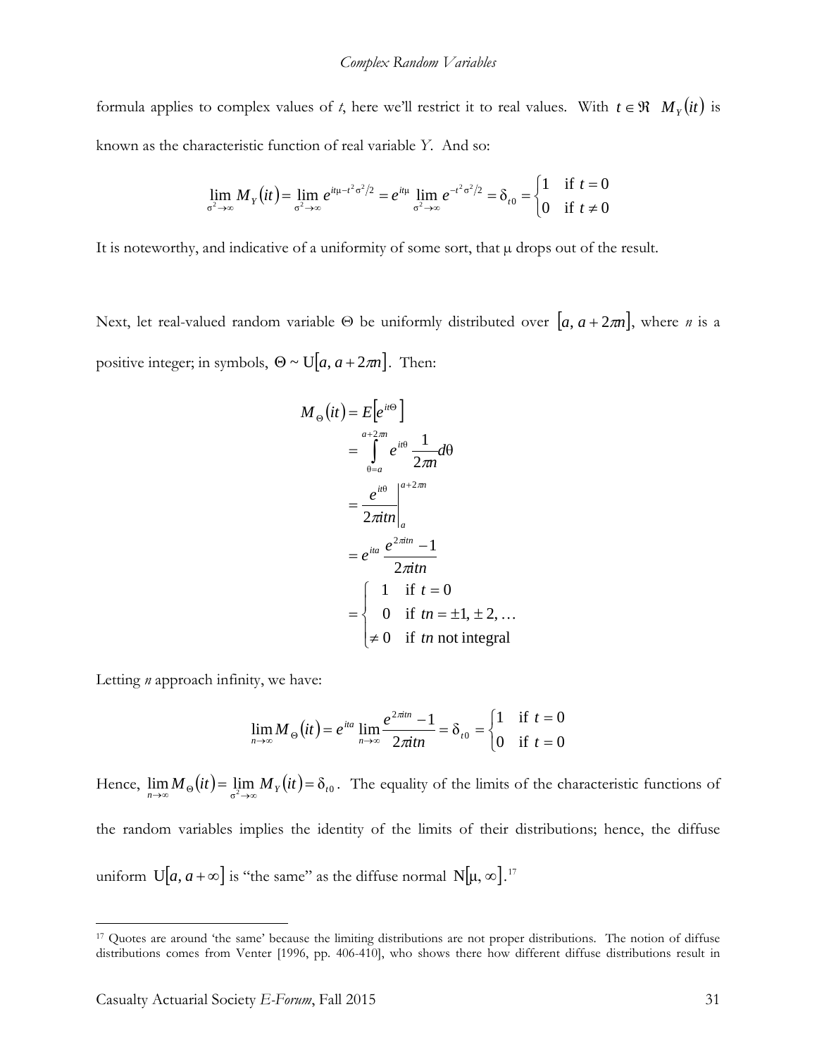formula applies to complex values of *t*, here we'll restrict it to real values. With $t \in \Re$ $M_Y(it)$ is known as the characteristic function of real variable *Y*. And so:

$$\lim_{\sigma^2 \to \infty} M_Y(it) = \lim_{\sigma^2 \to \infty} e^{it\mu - t^2\sigma^2/2} = e^{it\mu} \lim_{\sigma^2 \to \infty} e^{-t^2\sigma^2/2} = \delta_{t0} = \begin{cases} 1 & \text{if } t = 0 \\ 0 & \text{if } t \neq 0 \end{cases}$$

It is noteworthy, and indicative of a uniformity of some sort, that μ drops out of the result.

Next, let real-valued random variable Θ be uniformly distributed over $[a, a + 2\pi n]$, where *n* is a positive integer; in symbols, $\Theta \sim \mathrm{U}[a, a + 2\pi n]$. Then:

$$\begin{aligned} M_\Theta(it) &= E\left[e^{it\Theta}\right] \\ &= \int_{\theta=a}^{a+2\pi n} e^{it\theta} \frac{1}{2\pi n} d\theta \\ &= \left. \frac{e^{it\theta}}{2\pi itn} \right|_a^{a+2\pi n} \\ &= e^{ita} \frac{e^{2\pi itn} - 1}{2\pi itn} \\ &= \begin{cases} 1 & \text{if } t = 0 \\ 0 & \text{if } tn = \pm 1, \pm 2, \ldots \\ \neq 0 & \text{if } tn \text{ not integral} \end{cases} \end{aligned}$$

Letting *n* approach infinity, we have:

$$\lim_{n \to \infty} M_\Theta(it) = e^{ita} \lim_{n \to \infty} \frac{e^{2\pi itn} - 1}{2\pi itn} = \delta_{t0} = \begin{cases} 1 & \text{if } t = 0 \\ 0 & \text{if } t = 0 \end{cases}$$

Hence, $\lim_{n \to \infty} M_\Theta(it) = \lim_{\sigma^2 \to \infty} M_Y(it) = \delta_{t0}$. The equality of the limits of the characteristic functions of the random variables implies the identity of the limits of their distributions; hence, the diffuse uniform $\mathrm{U}[a, a + \infty]$ is "the same" as the diffuse normal $\mathrm{N}[\mu, \infty]$.[17]

---

[17] Quotes are around 'the same' because the limiting distributions are not proper distributions. The notion of diffuse distributions comes from Venter [1996, pp. 406-410], who shows there how different diffuse distributions result in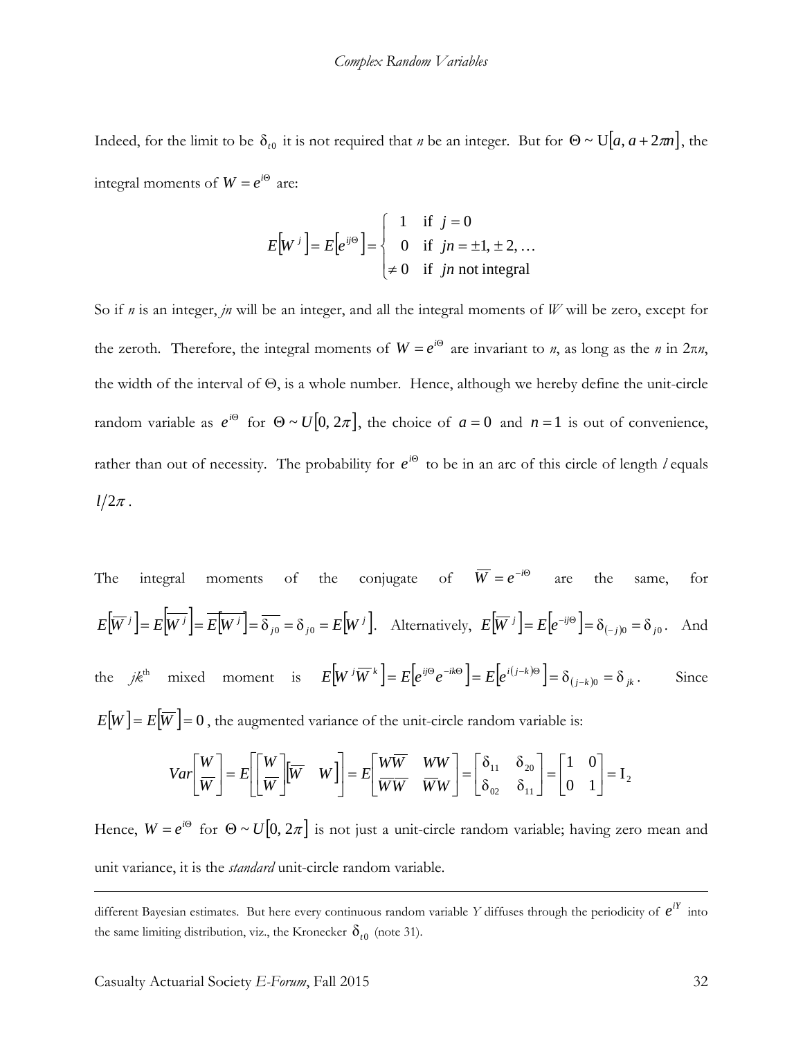Indeed, for the limit to be $\delta_{t0}$ it is not required that *n* be an integer. But for $\Theta \sim \mathrm{U}[a, a + 2\pi n]$, the integral moments of $W = e^{i\Theta}$ are:

$$E[W^j] = E[e^{ij\Theta}] = \begin{cases} 1 & \text{if } j = 0 \\ 0 & \text{if } jn = \pm 1, \pm 2, \ldots \\ \neq 0 & \text{if } jn \text{ not integral} \end{cases}$$

So if *n* is an integer, *jn* will be an integer, and all the integral moments of *W* will be zero, except for the zeroth. Therefore, the integral moments of $W = e^{i\Theta}$ are invariant to *n*, as long as the *n* in $2\pi n$, the width of the interval of $\Theta$, is a whole number. Hence, although we hereby define the unit-circle random variable as $e^{i\Theta}$ for $\Theta \sim U[0, 2\pi]$, the choice of $a = 0$ and $n = 1$ is out of convenience, rather than out of necessity. The probability for $e^{i\Theta}$ to be in an arc of this circle of length *l* equals $l/2\pi$.

The integral moments of the conjugate of $\overline{W} = e^{-i\Theta}$ are the same, for $E[\overline{W}^j] = E[\overline{W^j}] = \overline{E[W^j]} = \overline{\delta_{j0}} = \delta_{j0} = E[W^j]$. Alternatively, $E[\overline{W}^j] = E[e^{-ij\Theta}] = \delta_{(-j)0} = \delta_{j0}$. And the $jk^{\text{th}}$ mixed moment is $E[W^j \overline{W}^k] = E[e^{ij\Theta} e^{-ik\Theta}] = E[e^{i(j-k)\Theta}] = \delta_{(j-k)0} = \delta_{jk}$. Since $E[W] = E[\overline{W}] = 0$, the augmented variance of the unit-circle random variable is:

$$Var\begin{bmatrix} W \\ \overline{W} \end{bmatrix} = E\left[\begin{bmatrix} W \\ \overline{W} \end{bmatrix}\begin{bmatrix} \overline{W} & W \end{bmatrix}\right] = E\begin{bmatrix} W\overline{W} & WW \\ \overline{W}\overline{W} & \overline{W}W \end{bmatrix} = \begin{bmatrix} \delta_{11} & \delta_{20} \\ \delta_{02} & \delta_{11} \end{bmatrix} = \begin{bmatrix} 1 & 0 \\ 0 & 1 \end{bmatrix} = \mathrm{I}_2$$

Hence, $W = e^{i\Theta}$ for $\Theta \sim U[0, 2\pi]$ is not just a unit-circle random variable; having zero mean and unit variance, it is the *standard* unit-circle random variable.

---

different Bayesian estimates. But here every continuous random variable *Y* diffuses through the periodicity of $e^{iY}$ into the same limiting distribution, viz., the Kronecker $\delta_{t0}$ (note 31).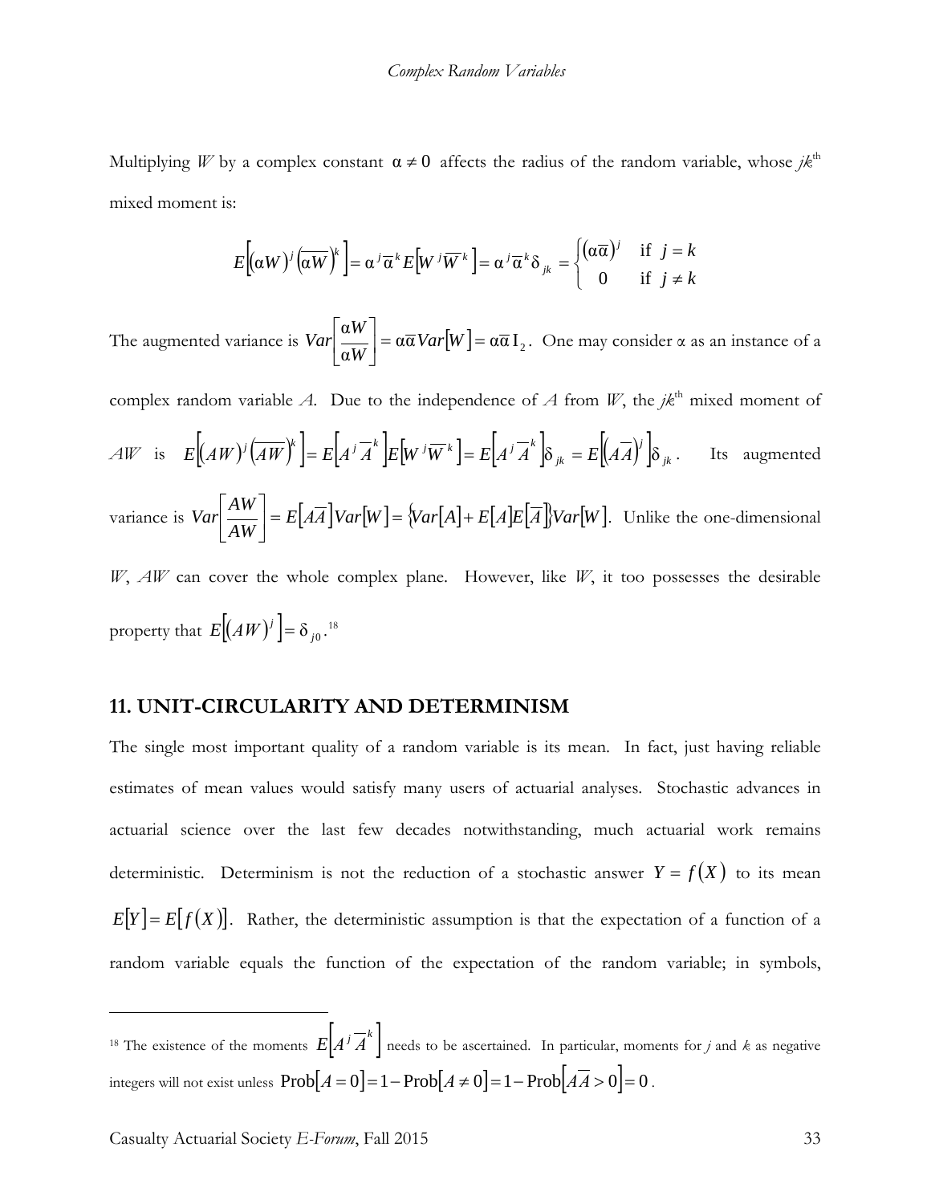Multiplying $W$ by a complex constant $\alpha \neq 0$ affects the radius of the random variable, whose $jk^{\text{th}}$ mixed moment is:

$$E\left[(\alpha W)^j \left(\overline{\alpha W}\right)^k\right] = \alpha^j \overline{\alpha}^k E\left[W^j \overline{W}^k\right] = \alpha^j \overline{\alpha}^k \delta_{jk} = \begin{cases} (\alpha\overline{\alpha})^j & \text{if } j = k \\ 0 & \text{if } j \neq k \end{cases}$$

The augmented variance is $Var\begin{bmatrix} \alpha W \\ \overline{\alpha W} \end{bmatrix} = \alpha\overline{\alpha} Var[W] = \alpha\overline{\alpha}\, \mathrm{I}_2$. One may consider $\alpha$ as an instance of a complex random variable $A$. Due to the independence of $A$ from $W$, the $jk^{\text{th}}$ mixed moment of $AW$ is $E\left[(AW)^j \left(\overline{AW}\right)^k\right] = E\left[A^j \overline{A}^k\right] E\left[W^j \overline{W}^k\right] = E\left[A^j \overline{A}^k\right] \delta_{jk} = E\left[\left(A\overline{A}\right)^j\right] \delta_{jk}$. Its augmented variance is $Var\begin{bmatrix} AW \\ \overline{AW} \end{bmatrix} = E\left[A\overline{A}\right] Var[W] = \left\{Var[A] + E[A]E\left[\overline{A}\right]\right\} Var[W]$. Unlike the one-dimensional $W$, $AW$ can cover the whole complex plane. However, like $W$, it too possesses the desirable property that $E\left[(AW)^j\right] = \delta_{j0}$.[18]

## 11. UNIT-CIRCULARITY AND DETERMINISM

The single most important quality of a random variable is its mean. In fact, just having reliable estimates of mean values would satisfy many users of actuarial analyses. Stochastic advances in actuarial science over the last few decades notwithstanding, much actuarial work remains deterministic. Determinism is not the reduction of a stochastic answer $Y = f(X)$ to its mean $E[Y] = E[f(X)]$. Rather, the deterministic assumption is that the expectation of a function of a random variable equals the function of the expectation of the random variable; in symbols,

---

[18] The existence of the moments $E\left[A^j \overline{A}^k\right]$ needs to be ascertained. In particular, moments for $j$ and $k$ as negative integers will not exist unless $\text{Prob}[A = 0] = 1 - \text{Prob}[A \neq 0] = 1 - \text{Prob}\left[A\overline{A} > 0\right] = 0$.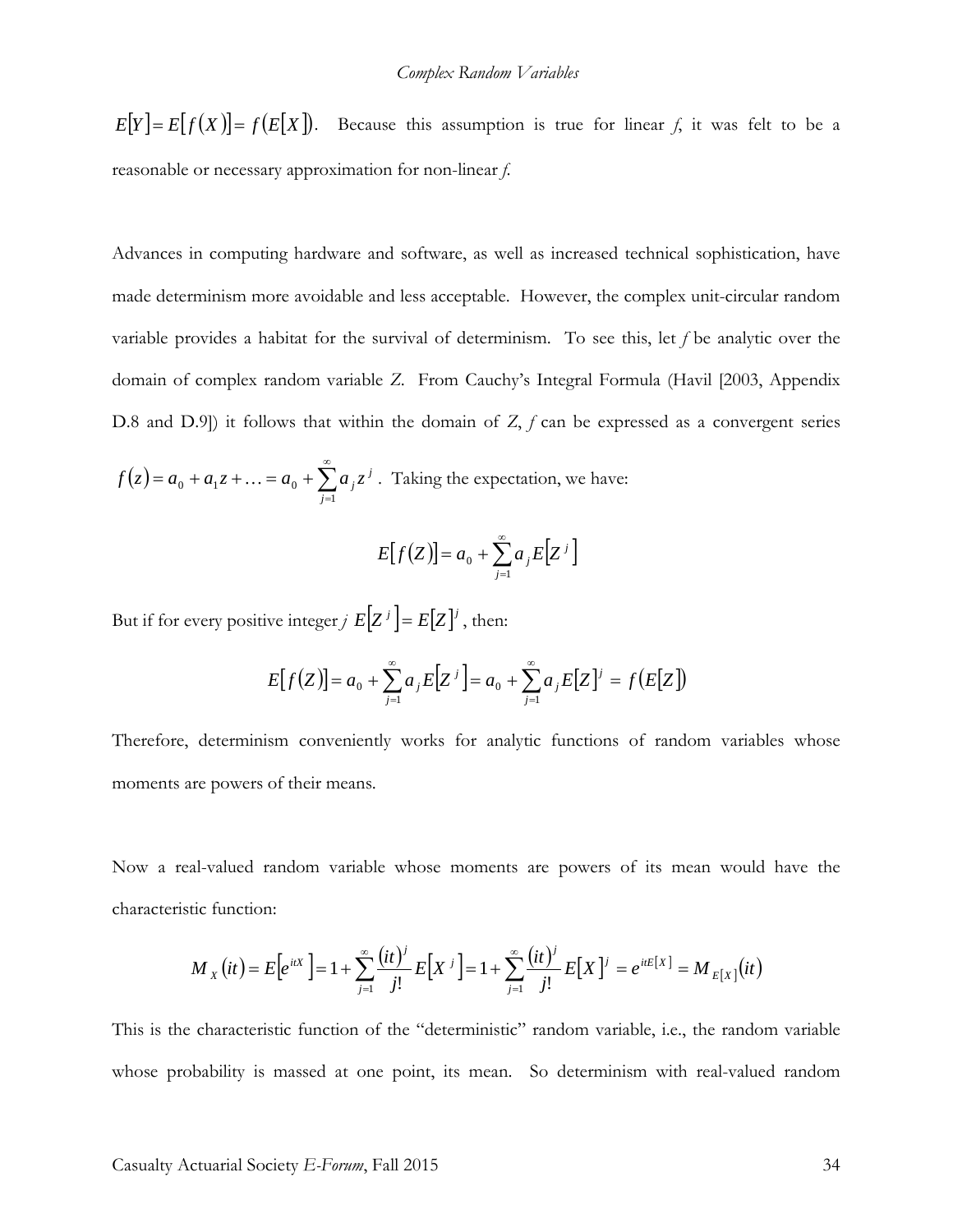$E[Y] = E[f(X)] = f(E[X])$. Because this assumption is true for linear *f*, it was felt to be a reasonable or necessary approximation for non-linear *f*.

Advances in computing hardware and software, as well as increased technical sophistication, have made determinism more avoidable and less acceptable. However, the complex unit-circular random variable provides a habitat for the survival of determinism. To see this, let *f* be analytic over the domain of complex random variable *Z*. From Cauchy's Integral Formula (Havil [2003, Appendix D.8 and D.9]) it follows that within the domain of *Z*, *f* can be expressed as a convergent series $f(z) = a_0 + a_1 z + \ldots = a_0 + \sum_{j=1}^{\infty} a_j z^j$. Taking the expectation, we have:

$$E[f(Z)] = a_0 + \sum_{j=1}^{\infty} a_j E[Z^j]$$

But if for every positive integer *j* $E[Z^j] = E[Z]^j$, then:

$$E[f(Z)] = a_0 + \sum_{j=1}^{\infty} a_j E[Z^j] = a_0 + \sum_{j=1}^{\infty} a_j E[Z]^j = f(E[Z])$$

Therefore, determinism conveniently works for analytic functions of random variables whose moments are powers of their means.

Now a real-valued random variable whose moments are powers of its mean would have the characteristic function:

$$M_X(it) = E[e^{itX}] = 1 + \sum_{j=1}^{\infty} \frac{(it)^j}{j!} E[X^j] = 1 + \sum_{j=1}^{\infty} \frac{(it)^j}{j!} E[X]^j = e^{itE[X]} = M_{E[X]}(it)$$

This is the characteristic function of the "deterministic" random variable, i.e., the random variable whose probability is massed at one point, its mean. So determinism with real-valued random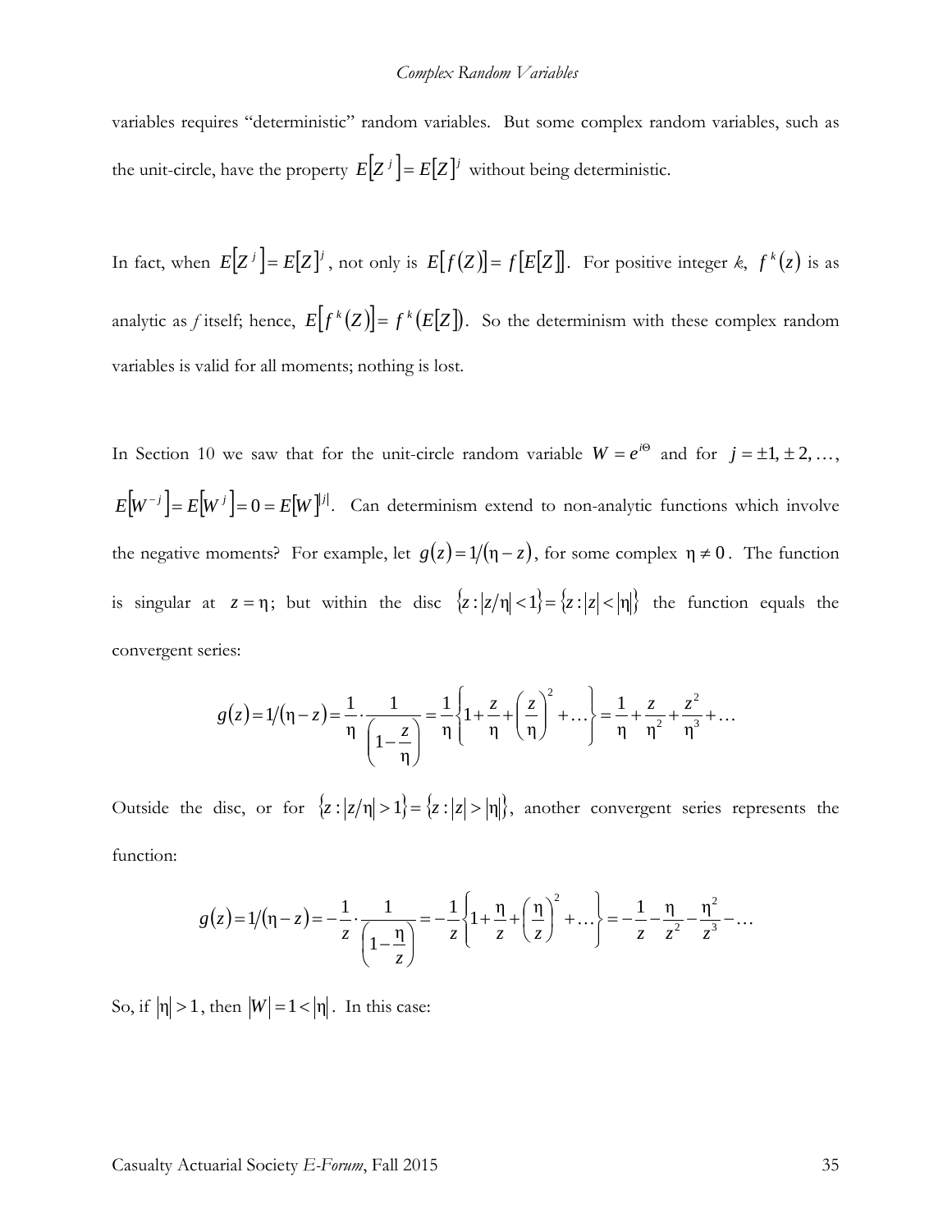variables requires "deterministic" random variables. But some complex random variables, such as the unit-circle, have the property $E\left[Z^j\right]=E[Z]^j$ without being deterministic.

In fact, when $E\left[Z^j\right]=E[Z]^j$, not only is $E[f(Z)]=f[E[Z]]$. For positive integer *k*, $f^k(z)$ is as analytic as *f* itself; hence, $E\left[f^k(Z)\right]=f^k(E[Z])$. So the determinism with these complex random variables is valid for all moments; nothing is lost.

In Section 10 we saw that for the unit-circle random variable $W=e^{i\Theta}$ and for $j=\pm 1, \pm 2, \ldots$, $E\left[W^{-j}\right]=E\left[W^j\right]=0=E[W]^{|j|}$. Can determinism extend to non-analytic functions which involve the negative moments? For example, let $g(z)=1/(\eta-z)$, for some complex $\eta \neq 0$. The function is singular at $z=\eta$; but within the disc $\{z:|z/\eta|<1\}=\{z:|z|<|\eta|\}$ the function equals the convergent series:

$$g(z)=1/(\eta-z)=\frac{1}{\eta}\cdot\frac{1}{\left(1-\dfrac{z}{\eta}\right)}=\frac{1}{\eta}\left\{1+\frac{z}{\eta}+\left(\frac{z}{\eta}\right)^2+\ldots\right\}=\frac{1}{\eta}+\frac{z}{\eta^2}+\frac{z^2}{\eta^3}+\ldots$$

Outside the disc, or for $\{z:|z/\eta|>1\}=\{z:|z|>|\eta|\}$, another convergent series represents the function:

$$g(z)=1/(\eta-z)=-\frac{1}{z}\cdot\frac{1}{\left(1-\dfrac{\eta}{z}\right)}=-\frac{1}{z}\left\{1+\frac{\eta}{z}+\left(\frac{\eta}{z}\right)^2+\ldots\right\}=-\frac{1}{z}-\frac{\eta}{z^2}-\frac{\eta^2}{z^3}-\ldots$$

So, if $|\eta|>1$, then $|W|=1<|\eta|$. In this case: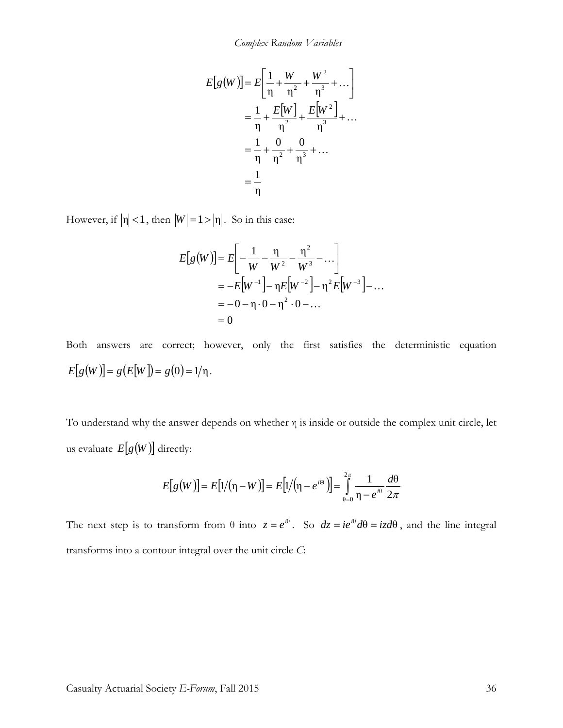$$
\begin{aligned}
E[g(W)] &= E\left[\frac{1}{\eta} + \frac{W}{\eta^2} + \frac{W^2}{\eta^3} + \dots\right] \\
&= \frac{1}{\eta} + \frac{E[W]}{\eta^2} + \frac{E[W^2]}{\eta^3} + \dots \\
&= \frac{1}{\eta} + \frac{0}{\eta^2} + \frac{0}{\eta^3} + \dots \\
&= \frac{1}{\eta}
\end{aligned}
$$

However, if $|\eta| < 1$, then $|W| = 1 > |\eta|$. So in this case:

$$
\begin{aligned}
E[g(W)] &= E\left[-\frac{1}{W} - \frac{\eta}{W^2} - \frac{\eta^2}{W^3} - \dots\right] \\
&= -E[W^{-1}] - \eta E[W^{-2}] - \eta^2 E[W^{-3}] - \dots \\
&= -0 - \eta \cdot 0 - \eta^2 \cdot 0 - \dots \\
&= 0
\end{aligned}
$$

Both answers are correct; however, only the first satisfies the deterministic equation $E[g(W)] = g(E[W]) = g(0) = 1/\eta$.

To understand why the answer depends on whether $\eta$ is inside or outside the complex unit circle, let us evaluate $E[g(W)]$ directly:

$$
E[g(W)] = E[1/(\eta - W)] = E\left[1/\left(\eta - e^{i\Theta}\right)\right] = \int_{\theta=0}^{2\pi} \frac{1}{\eta - e^{i\theta}} \frac{d\theta}{2\pi}
$$

The next step is to transform from $\theta$ into $z = e^{i\theta}$. So $dz = ie^{i\theta}d\theta = izd\theta$, and the line integral transforms into a contour integral over the unit circle *C*: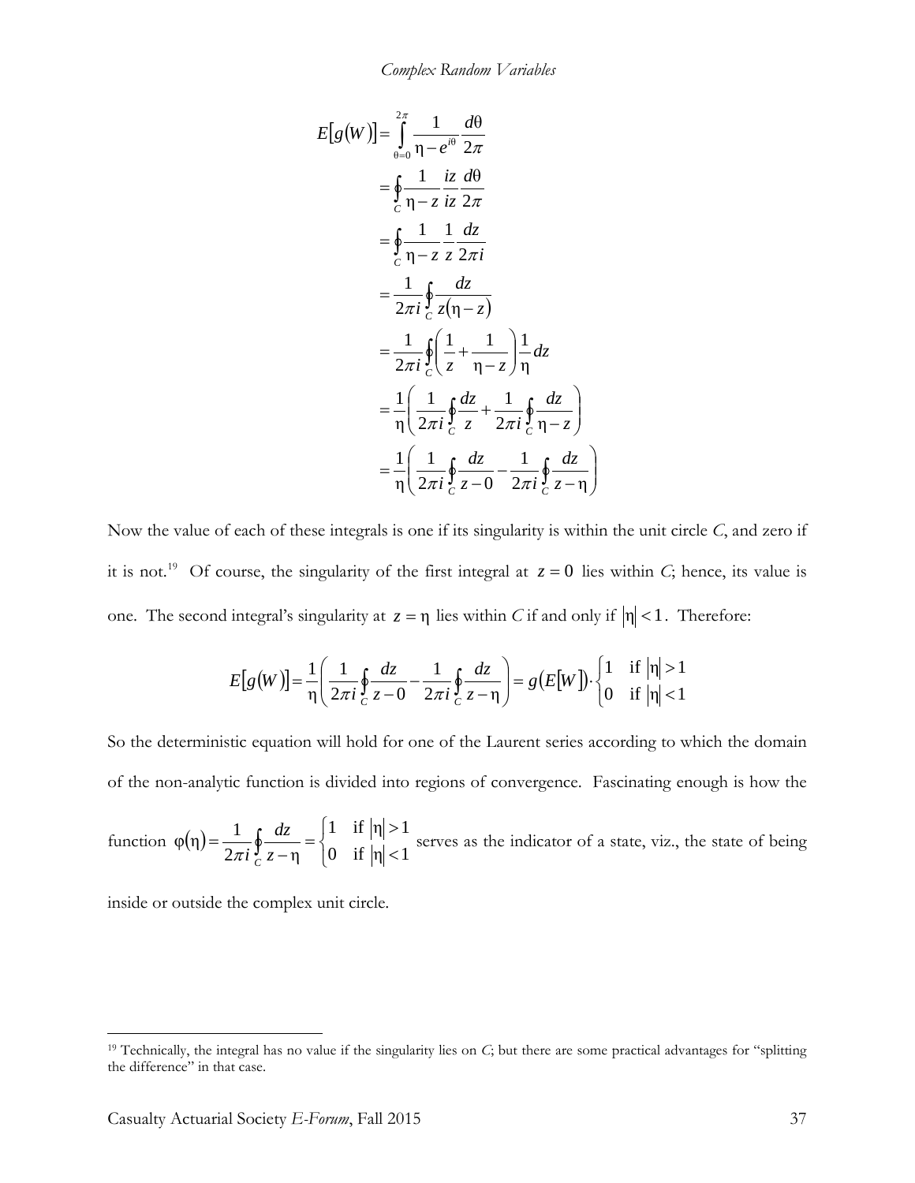$$
\begin{aligned}
E[g(W)] &= \int_{\theta=0}^{2\pi} \frac{1}{\eta - e^{i\theta}} \frac{d\theta}{2\pi} \\
&= \oint_C \frac{1}{\eta - z} \frac{iz}{iz} \frac{d\theta}{2\pi} \\
&= \oint_C \frac{1}{\eta - z} \frac{1}{z} \frac{dz}{2\pi i} \\
&= \frac{1}{2\pi i} \oint_C \frac{dz}{z(\eta - z)} \\
&= \frac{1}{2\pi i} \oint_C \left( \frac{1}{z} + \frac{1}{\eta - z} \right) \frac{1}{\eta} dz \\
&= \frac{1}{\eta} \left( \frac{1}{2\pi i} \oint_C \frac{dz}{z} + \frac{1}{2\pi i} \oint_C \frac{dz}{\eta - z} \right) \\
&= \frac{1}{\eta} \left( \frac{1}{2\pi i} \oint_C \frac{dz}{z - 0} - \frac{1}{2\pi i} \oint_C \frac{dz}{z - \eta} \right)
\end{aligned}
$$

Now the value of each of these integrals is one if its singularity is within the unit circle *C*, and zero if it is not.[19] Of course, the singularity of the first integral at $z = 0$ lies within *C*; hence, its value is one. The second integral's singularity at $z = \eta$ lies within *C* if and only if $|\eta| < 1$. Therefore:

$$
E[g(W)] = \frac{1}{\eta} \left( \frac{1}{2\pi i} \oint_C \frac{dz}{z - 0} - \frac{1}{2\pi i} \oint_C \frac{dz}{z - \eta} \right) = g(E[W]) \cdot \begin{cases} 1 & \text{if } |\eta| > 1 \\ 0 & \text{if } |\eta| < 1 \end{cases}
$$

So the deterministic equation will hold for one of the Laurent series according to which the domain of the non-analytic function is divided into regions of convergence. Fascinating enough is how the function $\varphi(\eta) = \frac{1}{2\pi i} \oint_C \frac{dz}{z - \eta} = \begin{cases} 1 & \text{if } |\eta| > 1 \\ 0 & \text{if } |\eta| < 1 \end{cases}$ serves as the indicator of a state, viz., the state of being inside or outside the complex unit circle.

---

[19] Technically, the integral has no value if the singularity lies on *C*; but there are some practical advantages for "splitting the difference" in that case.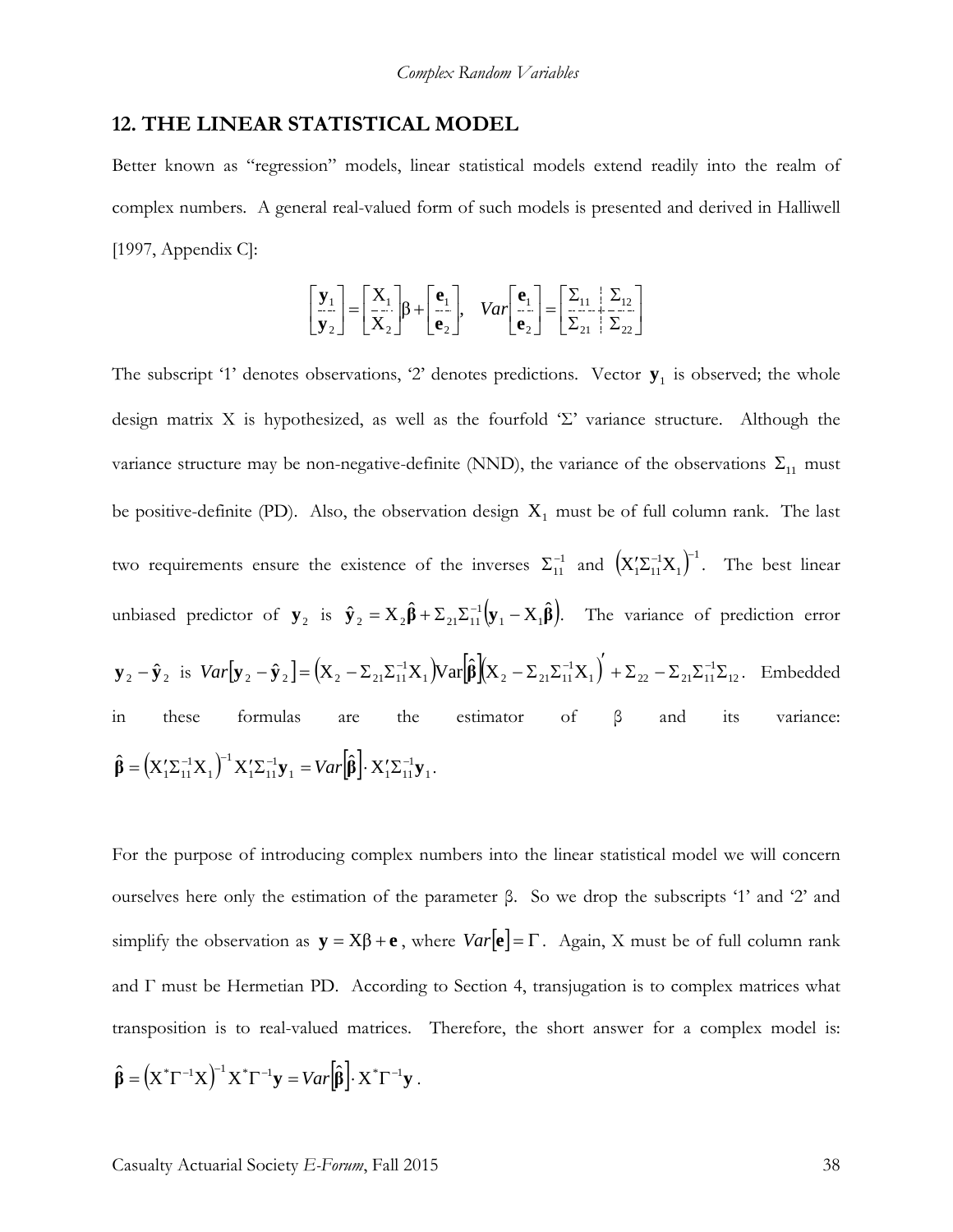## 12. THE LINEAR STATISTICAL MODEL

Better known as "regression" models, linear statistical models extend readily into the realm of complex numbers. A general real-valued form of such models is presented and derived in Halliwell [1997, Appendix C]:

$$\begin{bmatrix} \mathbf{y}_1 \\ \mathbf{y}_2 \end{bmatrix} = \begin{bmatrix} X_1 \\ X_2 \end{bmatrix} \beta + \begin{bmatrix} \mathbf{e}_1 \\ \mathbf{e}_2 \end{bmatrix}, \quad Var\begin{bmatrix} \mathbf{e}_1 \\ \mathbf{e}_2 \end{bmatrix} = \begin{bmatrix} \Sigma_{11} & \Sigma_{12} \\ \Sigma_{21} & \Sigma_{22} \end{bmatrix}$$

The subscript '1' denotes observations, '2' denotes predictions. Vector $\mathbf{y}_1$ is observed; the whole design matrix X is hypothesized, as well as the fourfold 'Σ' variance structure. Although the variance structure may be non-negative-definite (NND), the variance of the observations $\Sigma_{11}$ must be positive-definite (PD). Also, the observation design $X_1$ must be of full column rank. The last two requirements ensure the existence of the inverses $\Sigma_{11}^{-1}$ and $\left(X_1'\Sigma_{11}^{-1}X_1\right)^{-1}$. The best linear unbiased predictor of $\mathbf{y}_2$ is $\hat{\mathbf{y}}_2 = X_2\hat{\boldsymbol{\beta}} + \Sigma_{21}\Sigma_{11}^{-1}\left(\mathbf{y}_1 - X_1\hat{\boldsymbol{\beta}}\right)$. The variance of prediction error $\mathbf{y}_2 - \hat{\mathbf{y}}_2$ is $Var\left[\mathbf{y}_2 - \hat{\mathbf{y}}_2\right] = \left(X_2 - \Sigma_{21}\Sigma_{11}^{-1}X_1\right)Var\left[\hat{\boldsymbol{\beta}}\right]\left(X_2 - \Sigma_{21}\Sigma_{11}^{-1}X_1\right)' + \Sigma_{22} - \Sigma_{21}\Sigma_{11}^{-1}\Sigma_{12}$. Embedded in these formulas are the estimator of β and its variance: $\hat{\boldsymbol{\beta}} = \left(X_1'\Sigma_{11}^{-1}X_1\right)^{-1}X_1'\Sigma_{11}^{-1}\mathbf{y}_1 = Var\left[\hat{\boldsymbol{\beta}}\right] \cdot X_1'\Sigma_{11}^{-1}\mathbf{y}_1$.

For the purpose of introducing complex numbers into the linear statistical model we will concern ourselves here only the estimation of the parameter β. So we drop the subscripts '1' and '2' and simplify the observation as $\mathbf{y} = X\beta + \mathbf{e}$, where $Var[\mathbf{e}] = \Gamma$. Again, X must be of full column rank and Γ must be Hermetian PD. According to Section 4, transjugation is to complex matrices what transposition is to real-valued matrices. Therefore, the short answer for a complex model is: $\hat{\boldsymbol{\beta}} = \left(X^*\Gamma^{-1}X\right)^{-1}X^*\Gamma^{-1}\mathbf{y} = Var\left[\hat{\boldsymbol{\beta}}\right] \cdot X^*\Gamma^{-1}\mathbf{y}$.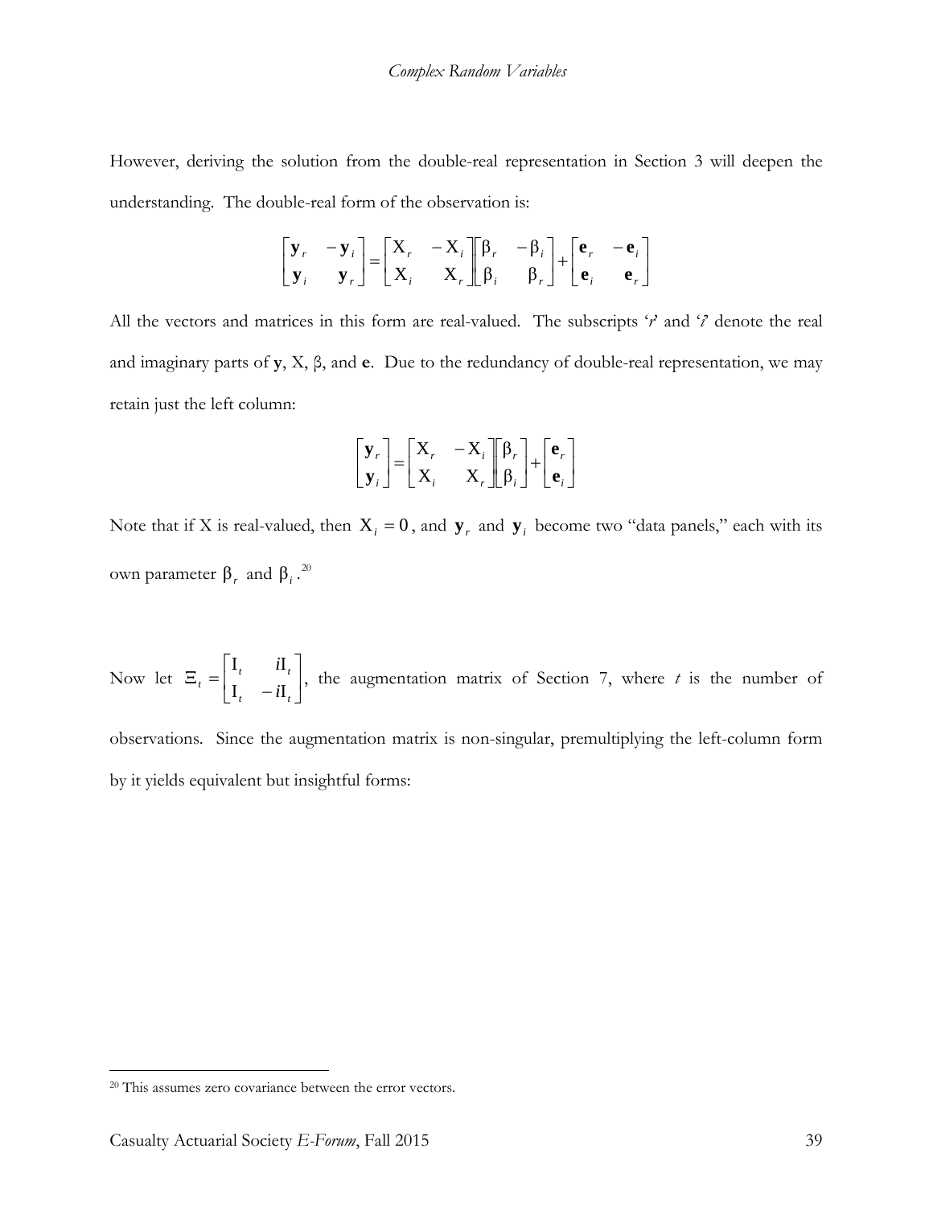However, deriving the solution from the double-real representation in Section 3 will deepen the understanding. The double-real form of the observation is:

$$\begin{bmatrix} \mathbf{y}_r & -\mathbf{y}_i \\ \mathbf{y}_i & \mathbf{y}_r \end{bmatrix} = \begin{bmatrix} \mathrm{X}_r & -\mathrm{X}_i \\ \mathrm{X}_i & \mathrm{X}_r \end{bmatrix} \begin{bmatrix} \beta_r & -\beta_i \\ \beta_i & \beta_r \end{bmatrix} + \begin{bmatrix} \mathbf{e}_r & -\mathbf{e}_i \\ \mathbf{e}_i & \mathbf{e}_r \end{bmatrix}$$

All the vectors and matrices in this form are real-valued. The subscripts '*r*' and '*i*' denote the real and imaginary parts of **y**, X, β, and **e**. Due to the redundancy of double-real representation, we may retain just the left column:

$$\begin{bmatrix} \mathbf{y}_r \\ \mathbf{y}_i \end{bmatrix} = \begin{bmatrix} \mathrm{X}_r & -\mathrm{X}_i \\ \mathrm{X}_i & \mathrm{X}_r \end{bmatrix} \begin{bmatrix} \beta_r \\ \beta_i \end{bmatrix} + \begin{bmatrix} \mathbf{e}_r \\ \mathbf{e}_i \end{bmatrix}$$

Note that if X is real-valued, then $\mathrm{X}_i = 0$, and $\mathbf{y}_r$ and $\mathbf{y}_i$ become two "data panels," each with its own parameter $\beta_r$ and $\beta_i$.[20]

Now let $\Xi_t = \begin{bmatrix} \mathrm{I}_t & i\mathrm{I}_t \\ \mathrm{I}_t & -i\mathrm{I}_t \end{bmatrix}$, the augmentation matrix of Section 7, where *t* is the number of observations. Since the augmentation matrix is non-singular, premultiplying the left-column form by it yields equivalent but insightful forms:

[20] This assumes zero covariance between the error vectors.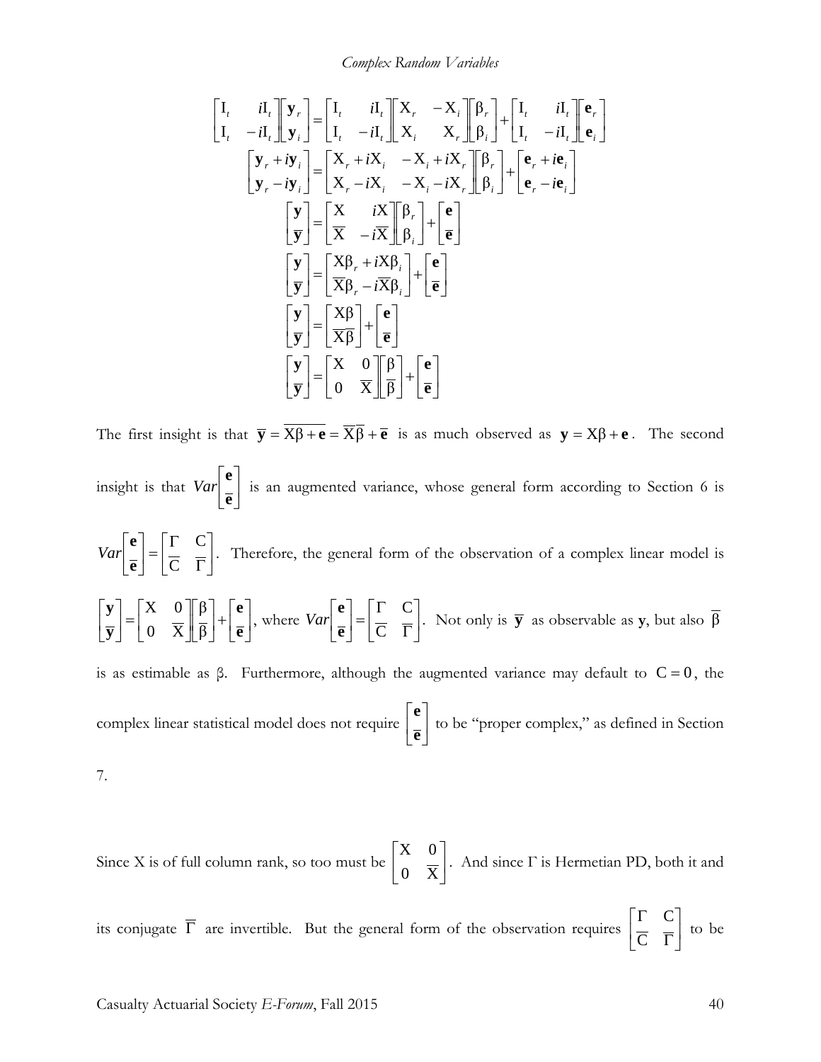$$\begin{bmatrix} \mathrm{I}_t & i\mathrm{I}_t \\ \mathrm{I}_t & -i\mathrm{I}_t \end{bmatrix} \begin{bmatrix} \mathbf{y}_r \\ \mathbf{y}_i \end{bmatrix} = \begin{bmatrix} \mathrm{I}_t & i\mathrm{I}_t \\ \mathrm{I}_t & -i\mathrm{I}_t \end{bmatrix} \begin{bmatrix} \mathrm{X}_r & -\mathrm{X}_i \\ \mathrm{X}_i & \mathrm{X}_r \end{bmatrix} \begin{bmatrix} \beta_r \\ \beta_i \end{bmatrix} + \begin{bmatrix} \mathrm{I}_t & i\mathrm{I}_t \\ \mathrm{I}_t & -i\mathrm{I}_t \end{bmatrix} \begin{bmatrix} \mathbf{e}_r \\ \mathbf{e}_i \end{bmatrix}$$

$$\begin{bmatrix} \mathbf{y}_r + i\mathbf{y}_i \\ \mathbf{y}_r - i\mathbf{y}_i \end{bmatrix} = \begin{bmatrix} \mathrm{X}_r + i\mathrm{X}_i & -\mathrm{X}_i + i\mathrm{X}_r \\ \mathrm{X}_r - i\mathrm{X}_i & -\mathrm{X}_i - i\mathrm{X}_r \end{bmatrix} \begin{bmatrix} \beta_r \\ \beta_i \end{bmatrix} + \begin{bmatrix} \mathbf{e}_r + i\mathbf{e}_i \\ \mathbf{e}_r - i\mathbf{e}_i \end{bmatrix}$$

$$\begin{bmatrix} \mathbf{y} \\ \overline{\mathbf{y}} \end{bmatrix} = \begin{bmatrix} \mathrm{X} & i\mathrm{X} \\ \overline{\mathrm{X}} & -i\overline{\mathrm{X}} \end{bmatrix} \begin{bmatrix} \beta_r \\ \beta_i \end{bmatrix} + \begin{bmatrix} \mathbf{e} \\ \overline{\mathbf{e}} \end{bmatrix}$$

$$\begin{bmatrix} \mathbf{y} \\ \overline{\mathbf{y}} \end{bmatrix} = \begin{bmatrix} \mathrm{X}\beta_r + i\mathrm{X}\beta_i \\ \overline{\mathrm{X}}\beta_r - i\overline{\mathrm{X}}\beta_i \end{bmatrix} + \begin{bmatrix} \mathbf{e} \\ \overline{\mathbf{e}} \end{bmatrix}$$

$$\begin{bmatrix} \mathbf{y} \\ \overline{\mathbf{y}} \end{bmatrix} = \begin{bmatrix} \mathrm{X}\beta \\ \overline{\mathrm{X}\beta} \end{bmatrix} + \begin{bmatrix} \mathbf{e} \\ \overline{\mathbf{e}} \end{bmatrix}$$

$$\begin{bmatrix} \mathbf{y} \\ \overline{\mathbf{y}} \end{bmatrix} = \begin{bmatrix} \mathrm{X} & 0 \\ 0 & \overline{\mathrm{X}} \end{bmatrix} \begin{bmatrix} \beta \\ \overline{\beta} \end{bmatrix} + \begin{bmatrix} \mathbf{e} \\ \overline{\mathbf{e}} \end{bmatrix}$$

The first insight is that $\overline{\mathbf{y}} = \overline{\mathrm{X}\beta + \mathbf{e}} = \overline{\mathrm{X}}\overline{\beta} + \overline{\mathbf{e}}$ is as much observed as $\mathbf{y} = \mathrm{X}\beta + \mathbf{e}$. The second insight is that $Var\begin{bmatrix} \mathbf{e} \\ \overline{\mathbf{e}} \end{bmatrix}$ is an augmented variance, whose general form according to Section 6 is $Var\begin{bmatrix} \mathbf{e} \\ \overline{\mathbf{e}} \end{bmatrix} = \begin{bmatrix} \Gamma & \mathrm{C} \\ \overline{\mathrm{C}} & \overline{\Gamma} \end{bmatrix}$. Therefore, the general form of the observation of a complex linear model is $\begin{bmatrix} \mathbf{y} \\ \overline{\mathbf{y}} \end{bmatrix} = \begin{bmatrix} \mathrm{X} & 0 \\ 0 & \overline{\mathrm{X}} \end{bmatrix} \begin{bmatrix} \beta \\ \overline{\beta} \end{bmatrix} + \begin{bmatrix} \mathbf{e} \\ \overline{\mathbf{e}} \end{bmatrix}$, where $Var\begin{bmatrix} \mathbf{e} \\ \overline{\mathbf{e}} \end{bmatrix} = \begin{bmatrix} \Gamma & \mathrm{C} \\ \overline{\mathrm{C}} & \overline{\Gamma} \end{bmatrix}$. Not only is $\overline{\mathbf{y}}$ as observable as **y**, but also $\overline{\beta}$ is as estimable as β. Furthermore, although the augmented variance may default to $\mathrm{C} = 0$, the complex linear statistical model does not require $\begin{bmatrix} \mathbf{e} \\ \overline{\mathbf{e}} \end{bmatrix}$ to be "proper complex," as defined in Section 7.

Since X is of full column rank, so too must be $\begin{bmatrix} \mathrm{X} & 0 \\ 0 & \overline{\mathrm{X}} \end{bmatrix}$. And since Γ is Hermetian PD, both it and its conjugate $\overline{\Gamma}$ are invertible. But the general form of the observation requires $\begin{bmatrix} \Gamma & \mathrm{C} \\ \overline{\mathrm{C}} & \overline{\Gamma} \end{bmatrix}$ to be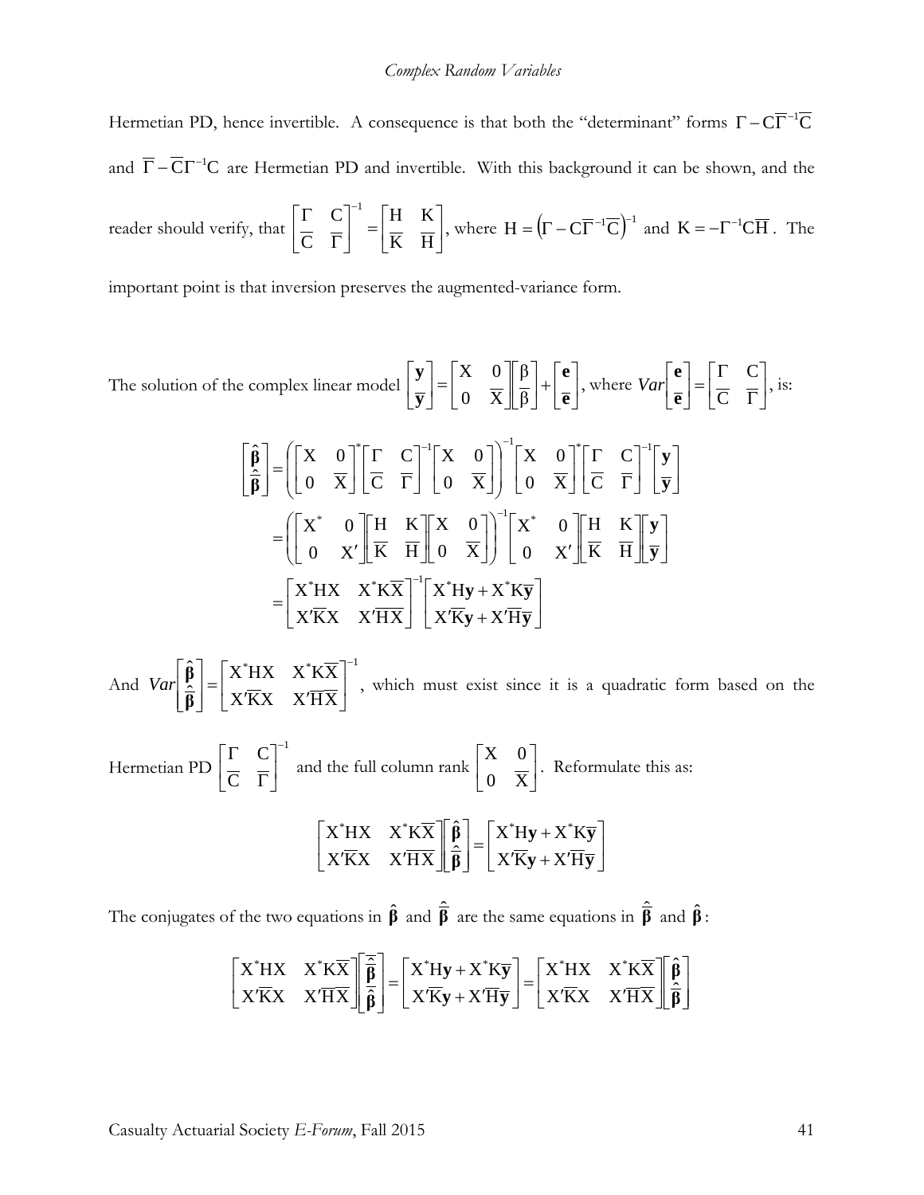Hermetian PD, hence invertible. A consequence is that both the "determinant" forms $\Gamma - C\overline{\Gamma}^{-1}\overline{C}$ and $\overline{\Gamma} - \overline{C}\Gamma^{-1}C$ are Hermetian PD and invertible. With this background it can be shown, and the reader should verify, that $\begin{bmatrix} \Gamma & C \\ \overline{C} & \overline{\Gamma} \end{bmatrix}^{-1} = \begin{bmatrix} H & K \\ \overline{K} & \overline{H} \end{bmatrix}$, where $H = \left(\Gamma - C\overline{\Gamma}^{-1}\overline{C}\right)^{-1}$ and $K = -\Gamma^{-1}C\overline{H}$. The important point is that inversion preserves the augmented-variance form.

The solution of the complex linear model $\begin{bmatrix} \mathbf{y} \\ \overline{\mathbf{y}} \end{bmatrix} = \begin{bmatrix} X & 0 \\ 0 & \overline{X} \end{bmatrix} \begin{bmatrix} \beta \\ \overline{\beta} \end{bmatrix} + \begin{bmatrix} \mathbf{e} \\ \overline{\mathbf{e}} \end{bmatrix}$, where $Var\begin{bmatrix} \mathbf{e} \\ \overline{\mathbf{e}} \end{bmatrix} = \begin{bmatrix} \Gamma & C \\ \overline{C} & \overline{\Gamma} \end{bmatrix}$, is:

$$
\begin{aligned}
\begin{bmatrix} \hat{\boldsymbol{\beta}} \\ \hat{\overline{\boldsymbol{\beta}}} \end{bmatrix} &= \left( \begin{bmatrix} X & 0 \\ 0 & \overline{X} \end{bmatrix}^* \begin{bmatrix} \Gamma & C \\ \overline{C} & \overline{\Gamma} \end{bmatrix}^{-1} \begin{bmatrix} X & 0 \\ 0 & \overline{X} \end{bmatrix} \right)^{-1} \begin{bmatrix} X & 0 \\ 0 & \overline{X} \end{bmatrix}^* \begin{bmatrix} \Gamma & C \\ \overline{C} & \overline{\Gamma} \end{bmatrix}^{-1} \begin{bmatrix} \mathbf{y} \\ \overline{\mathbf{y}} \end{bmatrix} \\
&= \left( \begin{bmatrix} X^* & 0 \\ 0 & X' \end{bmatrix} \begin{bmatrix} H & K \\ \overline{K} & \overline{H} \end{bmatrix} \begin{bmatrix} X & 0 \\ 0 & \overline{X} \end{bmatrix} \right)^{-1} \begin{bmatrix} X^* & 0 \\ 0 & X' \end{bmatrix} \begin{bmatrix} H & K \\ \overline{K} & \overline{H} \end{bmatrix} \begin{bmatrix} \mathbf{y} \\ \overline{\mathbf{y}} \end{bmatrix} \\
&= \begin{bmatrix} X^*HX & X^*K\overline{X} \\ X'\overline{K}X & X'\overline{H}\overline{X} \end{bmatrix}^{-1} \begin{bmatrix} X^*H\mathbf{y} + X^*K\overline{\mathbf{y}} \\ X'\overline{K}\mathbf{y} + X'\overline{H}\overline{\mathbf{y}} \end{bmatrix}
\end{aligned}
$$

And $Var\begin{bmatrix} \hat{\boldsymbol{\beta}} \\ \hat{\overline{\boldsymbol{\beta}}} \end{bmatrix} = \begin{bmatrix} X^*HX & X^*K\overline{X} \\ X'\overline{K}X & X'\overline{H}\overline{X} \end{bmatrix}^{-1}$, which must exist since it is a quadratic form based on the Hermetian PD $\begin{bmatrix} \Gamma & C \\ \overline{C} & \overline{\Gamma} \end{bmatrix}^{-1}$ and the full column rank $\begin{bmatrix} X & 0 \\ 0 & \overline{X} \end{bmatrix}$. Reformulate this as:

$$
\begin{bmatrix} X^*HX & X^*K\overline{X} \\ X'\overline{K}X & X'\overline{H}\overline{X} \end{bmatrix} \begin{bmatrix} \hat{\boldsymbol{\beta}} \\ \hat{\overline{\boldsymbol{\beta}}} \end{bmatrix} = \begin{bmatrix} X^*H\mathbf{y} + X^*K\overline{\mathbf{y}} \\ X'\overline{K}\mathbf{y} + X'\overline{H}\overline{\mathbf{y}} \end{bmatrix}
$$

The conjugates of the two equations in $\hat{\boldsymbol{\beta}}$ and $\hat{\overline{\boldsymbol{\beta}}}$ are the same equations in $\overline{\hat{\overline{\boldsymbol{\beta}}}}$ and $\overline{\hat{\boldsymbol{\beta}}}$:

$$
\begin{bmatrix} X^*HX & X^*K\overline{X} \\ X'\overline{K}X & X'\overline{H}\overline{X} \end{bmatrix} \begin{bmatrix} \overline{\hat{\overline{\boldsymbol{\beta}}}} \\ \overline{\hat{\boldsymbol{\beta}}} \end{bmatrix} = \begin{bmatrix} X^*H\mathbf{y} + X^*K\overline{\mathbf{y}} \\ X'\overline{K}\mathbf{y} + X'\overline{H}\overline{\mathbf{y}} \end{bmatrix} = \begin{bmatrix} X^*HX & X^*K\overline{X} \\ X'\overline{K}X & X'\overline{H}\overline{X} \end{bmatrix} \begin{bmatrix} \hat{\boldsymbol{\beta}} \\ \hat{\overline{\boldsymbol{\beta}}} \end{bmatrix}
$$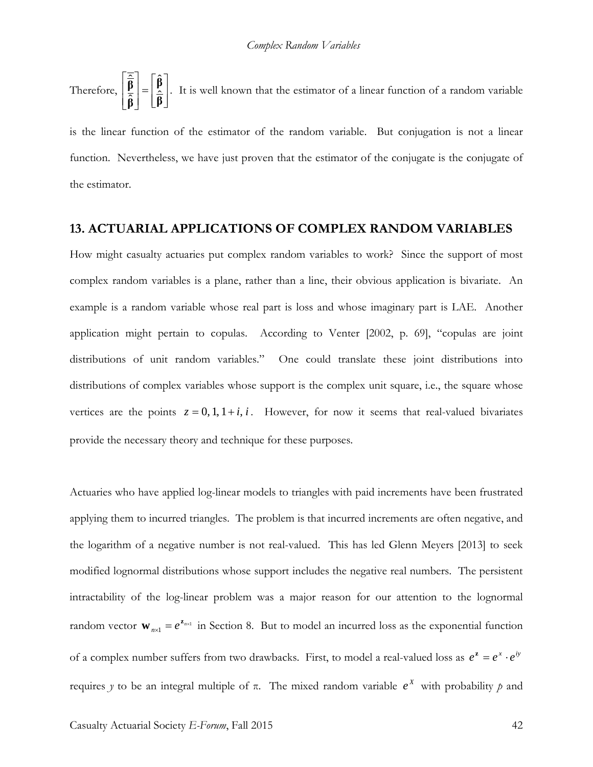Therefore, $\begin{bmatrix} \hat{\bar{\boldsymbol{\beta}}} \\ \hat{\bar{\boldsymbol{\beta}}} \end{bmatrix} = \begin{bmatrix} \hat{\boldsymbol{\beta}} \\ \bar{\hat{\boldsymbol{\beta}}} \end{bmatrix}$. It is well known that the estimator of a linear function of a random variable is the linear function of the estimator of the random variable. But conjugation is not a linear function. Nevertheless, we have just proven that the estimator of the conjugate is the conjugate of the estimator.

## 13. ACTUARIAL APPLICATIONS OF COMPLEX RANDOM VARIABLES

How might casualty actuaries put complex random variables to work? Since the support of most complex random variables is a plane, rather than a line, their obvious application is bivariate. An example is a random variable whose real part is loss and whose imaginary part is LAE. Another application might pertain to copulas. According to Venter [2002, p. 69], "copulas are joint distributions of unit random variables." One could translate these joint distributions into distributions of complex variables whose support is the complex unit square, i.e., the square whose vertices are the points $z = 0, 1, 1+i, i$. However, for now it seems that real-valued bivariates provide the necessary theory and technique for these purposes.

Actuaries who have applied log-linear models to triangles with paid increments have been frustrated applying them to incurred triangles. The problem is that incurred increments are often negative, and the logarithm of a negative number is not real-valued. This has led Glenn Meyers [2013] to seek modified lognormal distributions whose support includes the negative real numbers. The persistent intractability of the log-linear problem was a major reason for our attention to the lognormal random vector $\mathbf{w}_{n\times 1} = e^{\mathbf{z}_{n\times 1}}$ in Section 8. But to model an incurred loss as the exponential function of a complex number suffers from two drawbacks. First, to model a real-valued loss as $e^{\mathbf{z}} = e^{x} \cdot e^{iy}$ requires $y$ to be an integral multiple of $\pi$. The mixed random variable $e^{X}$ with probability $p$ and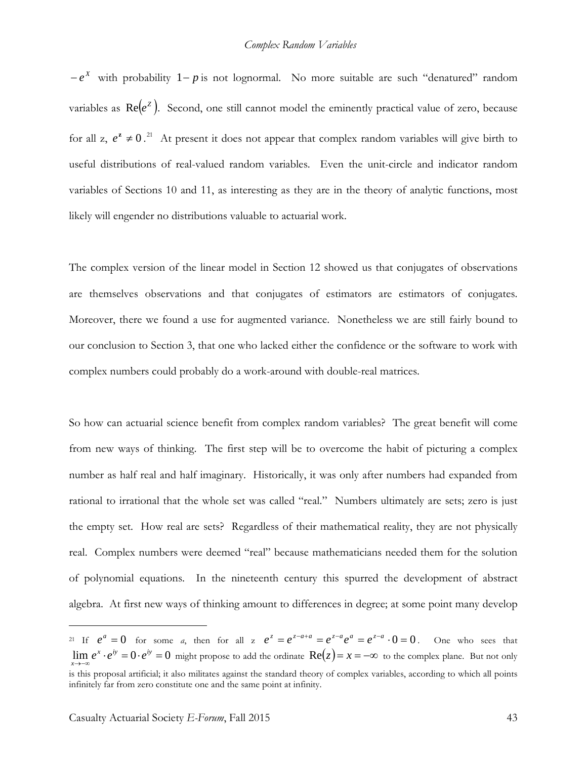$-e^X$ with probability $1-p$ is not lognormal. No more suitable are such "denatured" random variables as $\text{Re}(e^Z)$. Second, one still cannot model the eminently practical value of zero, because for all z, $e^{\mathbf{z}} \neq 0$.[21] At present it does not appear that complex random variables will give birth to useful distributions of real-valued random variables. Even the unit-circle and indicator random variables of Sections 10 and 11, as interesting as they are in the theory of analytic functions, most likely will engender no distributions valuable to actuarial work.

The complex version of the linear model in Section 12 showed us that conjugates of observations are themselves observations and that conjugates of estimators are estimators of conjugates. Moreover, there we found a use for augmented variance. Nonetheless we are still fairly bound to our conclusion to Section 3, that one who lacked either the confidence or the software to work with complex numbers could probably do a work-around with double-real matrices.

So how can actuarial science benefit from complex random variables? The great benefit will come from new ways of thinking. The first step will be to overcome the habit of picturing a complex number as half real and half imaginary. Historically, it was only after numbers had expanded from rational to irrational that the whole set was called "real." Numbers ultimately are sets; zero is just the empty set. How real are sets? Regardless of their mathematical reality, they are not physically real. Complex numbers were deemed "real" because mathematicians needed them for the solution of polynomial equations. In the nineteenth century this spurred the development of abstract algebra. At first new ways of thinking amount to differences in degree; at some point many develop

---

[21] If $e^a = 0$ for some *a*, then for all z $e^z = e^{z-a+a} = e^{z-a}e^a = e^{z-a} \cdot 0 = 0$. One who sees that $\lim_{x \to -\infty} e^x \cdot e^{iy} = 0 \cdot e^{iy} = 0$ might propose to add the ordinate $\text{Re}(z) = x = -\infty$ to the complex plane. But not only is this proposal artificial; it also militates against the standard theory of complex variables, according to which all points infinitely far from zero constitute one and the same point at infinity.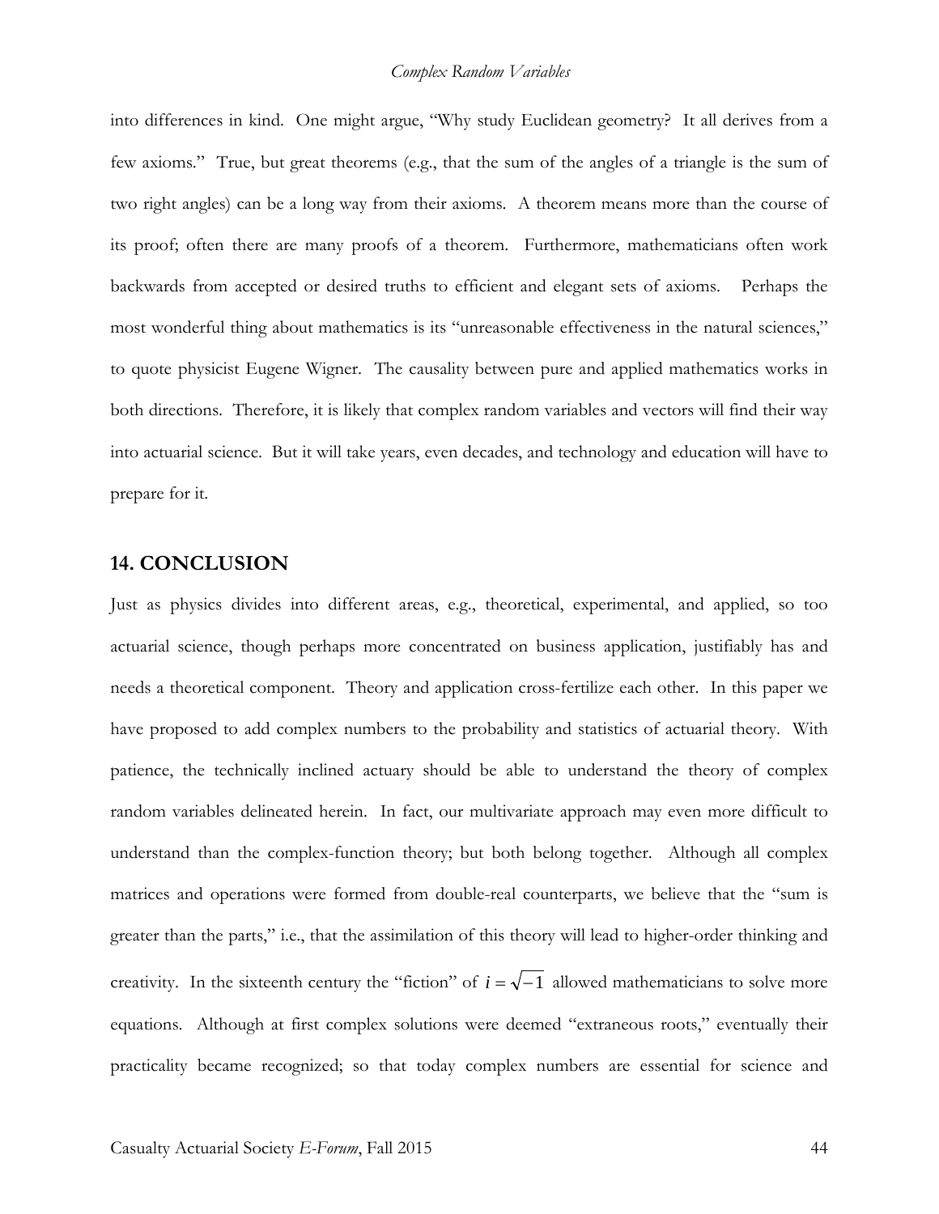into differences in kind. One might argue, "Why study Euclidean geometry? It all derives from a few axioms." True, but great theorems (e.g., that the sum of the angles of a triangle is the sum of two right angles) can be a long way from their axioms. A theorem means more than the course of its proof; often there are many proofs of a theorem. Furthermore, mathematicians often work backwards from accepted or desired truths to efficient and elegant sets of axioms. Perhaps the most wonderful thing about mathematics is its "unreasonable effectiveness in the natural sciences," to quote physicist Eugene Wigner. The causality between pure and applied mathematics works in both directions. Therefore, it is likely that complex random variables and vectors will find their way into actuarial science. But it will take years, even decades, and technology and education will have to prepare for it.

## 14. CONCLUSION

Just as physics divides into different areas, e.g., theoretical, experimental, and applied, so too actuarial science, though perhaps more concentrated on business application, justifiably has and needs a theoretical component. Theory and application cross-fertilize each other. In this paper we have proposed to add complex numbers to the probability and statistics of actuarial theory. With patience, the technically inclined actuary should be able to understand the theory of complex random variables delineated herein. In fact, our multivariate approach may even more difficult to understand than the complex-function theory; but both belong together. Although all complex matrices and operations were formed from double-real counterparts, we believe that the "sum is greater than the parts," i.e., that the assimilation of this theory will lead to higher-order thinking and creativity. In the sixteenth century the "fiction" of $i = \sqrt{-1}$ allowed mathematicians to solve more equations. Although at first complex solutions were deemed "extraneous roots," eventually their practicality became recognized; so that today complex numbers are essential for science and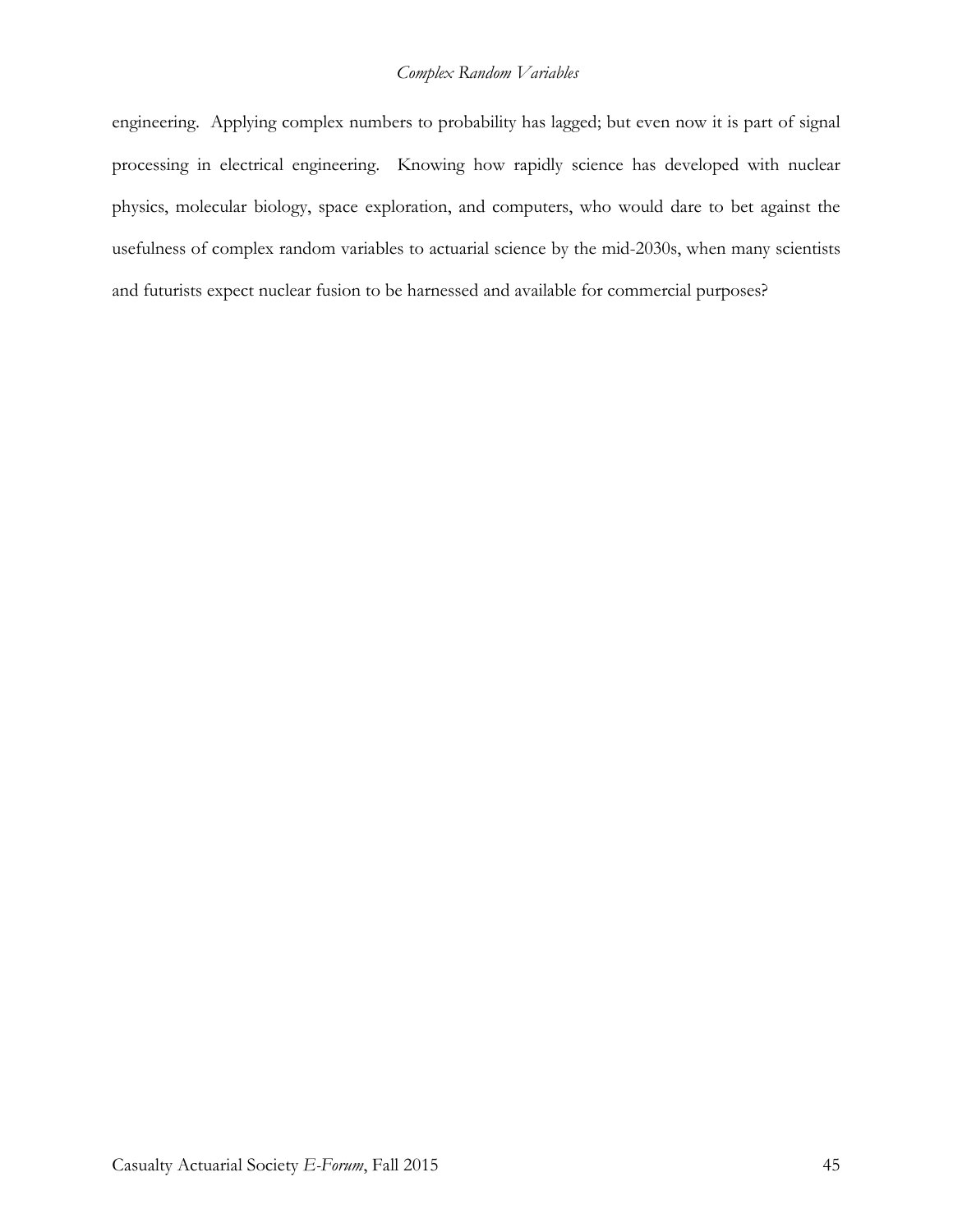engineering. Applying complex numbers to probability has lagged; but even now it is part of signal processing in electrical engineering. Knowing how rapidly science has developed with nuclear physics, molecular biology, space exploration, and computers, who would dare to bet against the usefulness of complex random variables to actuarial science by the mid-2030s, when many scientists and futurists expect nuclear fusion to be harnessed and available for commercial purposes?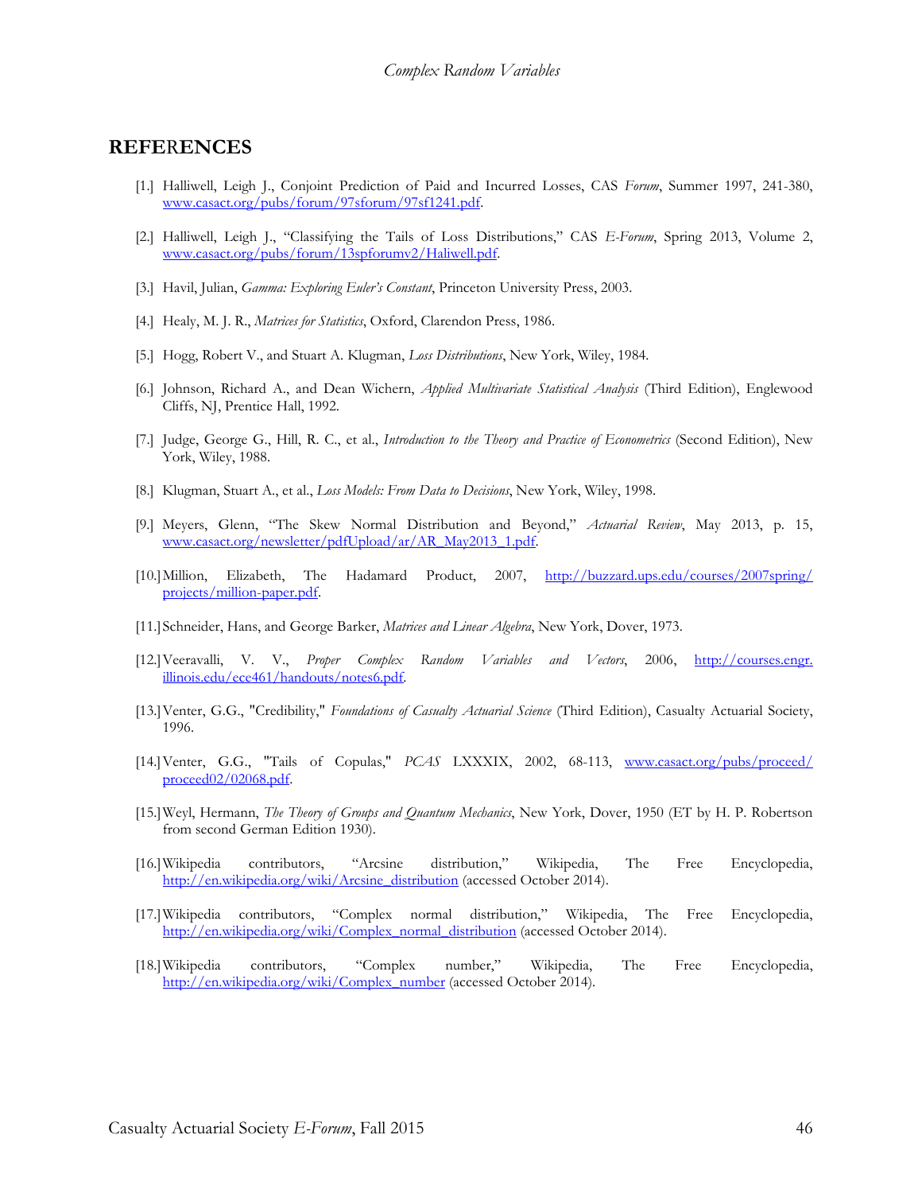## REFERENCES

[1.] Halliwell, Leigh J., Conjoint Prediction of Paid and Incurred Losses, CAS *Forum*, Summer 1997, 241-380, www.casact.org/pubs/forum/97sforum/97sf1241.pdf.

[2.] Halliwell, Leigh J., "Classifying the Tails of Loss Distributions," CAS *E-Forum*, Spring 2013, Volume 2, www.casact.org/pubs/forum/13spforumv2/Haliwell.pdf.

[3.] Havil, Julian, *Gamma: Exploring Euler's Constant*, Princeton University Press, 2003.

[4.] Healy, M. J. R., *Matrices for Statistics*, Oxford, Clarendon Press, 1986.

[5.] Hogg, Robert V., and Stuart A. Klugman, *Loss Distributions*, New York, Wiley, 1984.

[6.] Johnson, Richard A., and Dean Wichern, *Applied Multivariate Statistical Analysis* (Third Edition), Englewood Cliffs, NJ, Prentice Hall, 1992.

[7.] Judge, George G., Hill, R. C., et al., *Introduction to the Theory and Practice of Econometrics* (Second Edition), New York, Wiley, 1988.

[8.] Klugman, Stuart A., et al., *Loss Models: From Data to Decisions*, New York, Wiley, 1998.

[9.] Meyers, Glenn, "The Skew Normal Distribution and Beyond," *Actuarial Review*, May 2013, p. 15, www.casact.org/newsletter/pdfUpload/ar/AR_May2013_1.pdf.

[10.] Million, Elizabeth, The Hadamard Product, 2007, http://buzzard.ups.edu/courses/2007spring/projects/million-paper.pdf.

[11.] Schneider, Hans, and George Barker, *Matrices and Linear Algebra*, New York, Dover, 1973.

[12.] Veeravalli, V. V., *Proper Complex Random Variables and Vectors*, 2006, http://courses.engr.illinois.edu/ece461/handouts/notes6.pdf.

[13.] Venter, G.G., "Credibility," *Foundations of Casualty Actuarial Science* (Third Edition), Casualty Actuarial Society, 1996.

[14.] Venter, G.G., "Tails of Copulas," *PCAS* LXXXIX, 2002, 68-113, www.casact.org/pubs/proceed/proceed02/02068.pdf.

[15.] Weyl, Hermann, *The Theory of Groups and Quantum Mechanics*, New York, Dover, 1950 (ET by H. P. Robertson from second German Edition 1930).

[16.] Wikipedia contributors, "Arcsine distribution," Wikipedia, The Free Encyclopedia, http://en.wikipedia.org/wiki/Arcsine_distribution (accessed October 2014).

[17.] Wikipedia contributors, "Complex normal distribution," Wikipedia, The Free Encyclopedia, http://en.wikipedia.org/wiki/Complex_normal_distribution (accessed October 2014).

[18.] Wikipedia contributors, "Complex number," Wikipedia, The Free Encyclopedia, http://en.wikipedia.org/wiki/Complex_number (accessed October 2014).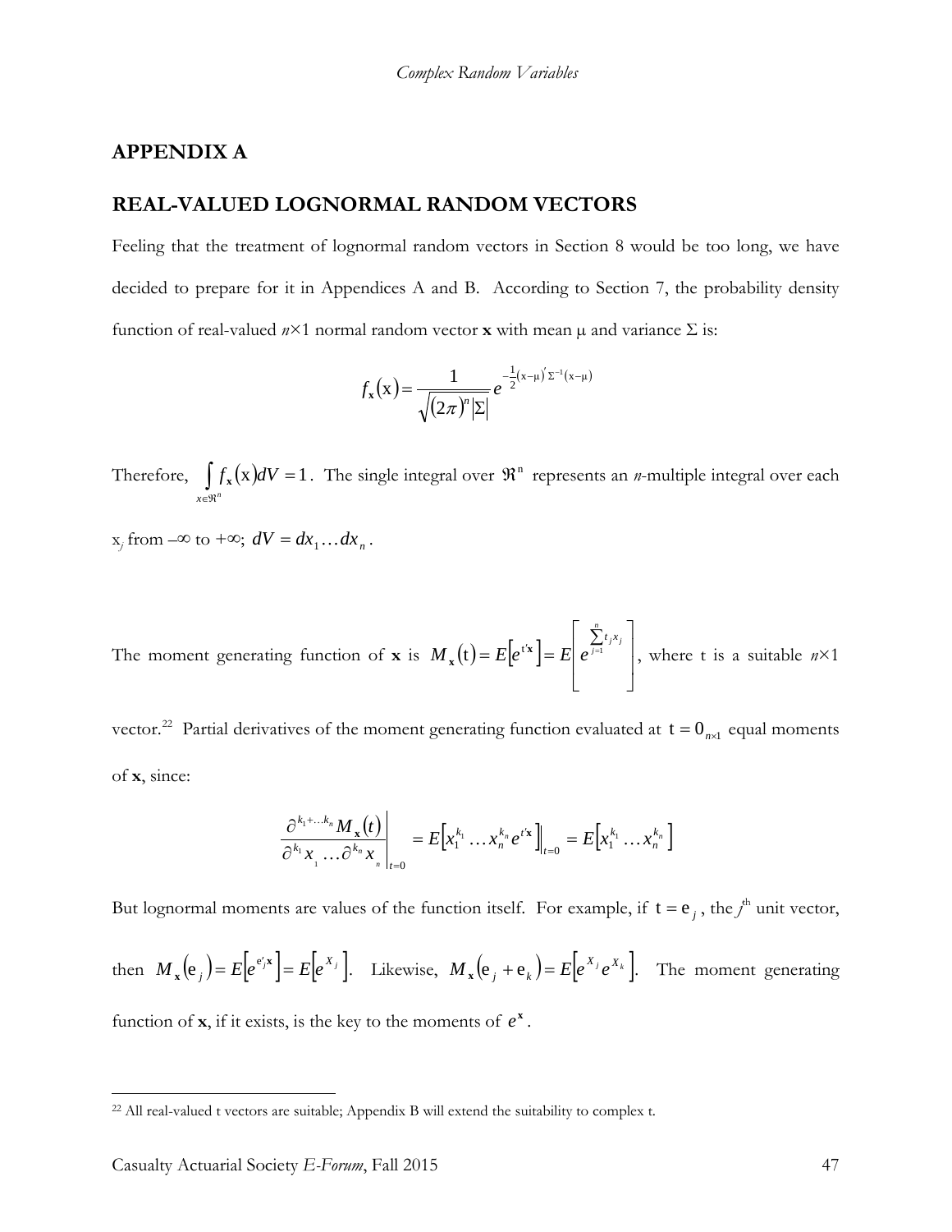# APPENDIX A

## REAL-VALUED LOGNORMAL RANDOM VECTORS

Feeling that the treatment of lognormal random vectors in Section 8 would be too long, we have decided to prepare for it in Appendices A and B. According to Section 7, the probability density function of real-valued $n \times 1$ normal random vector **x** with mean μ and variance Σ is:

$$f_{\mathbf{x}}(\mathrm{x}) = \frac{1}{\sqrt{(2\pi)^n |\Sigma|}} e^{-\frac{1}{2}(\mathrm{x}-\mu)'\Sigma^{-1}(\mathrm{x}-\mu)}$$

Therefore, $\int_{x \in \Re^n} f_{\mathbf{x}}(\mathrm{x}) dV = 1$. The single integral over $\Re^n$ represents an $n$-multiple integral over each $\mathrm{x}_j$ from $-\infty$ to $+\infty$; $dV = dx_1 \dots dx_n$.

The moment generating function of **x** is $M_{\mathbf{x}}(\mathrm{t}) = E\left[e^{\mathrm{t}'\mathbf{x}}\right] = E\left[e^{\sum_{j=1}^{n} t_j x_j}\right]$, where t is a suitable $n \times 1$ vector.[22] Partial derivatives of the moment generating function evaluated at $\mathrm{t} = 0_{n\times 1}$ equal moments of **x**, since:

$$\left.\frac{\partial^{k_1 + \dots k_n} M_{\mathbf{x}}(t)}{\partial^{k_1} x_1 \dots \partial^{k_n} x_n}\right|_{t=0} = E\left[x_1^{k_1} \dots x_n^{k_n} e^{t'\mathbf{x}}\right]\Big|_{t=0} = E\left[x_1^{k_1} \dots x_n^{k_n}\right]$$

But lognormal moments are values of the function itself. For example, if $\mathrm{t} = \mathrm{e}_j$, the $j^{\text{th}}$ unit vector, then $M_{\mathbf{x}}(\mathrm{e}_j) = E\left[e^{\mathrm{e}_j'\mathbf{x}}\right] = E\left[e^{X_j}\right]$. Likewise, $M_{\mathbf{x}}(\mathrm{e}_j + \mathrm{e}_k) = E\left[e^{X_j} e^{X_k}\right]$. The moment generating function of **x**, if it exists, is the key to the moments of $e^{\mathbf{x}}$.

[22] All real-valued t vectors are suitable; Appendix B will extend the suitability to complex t.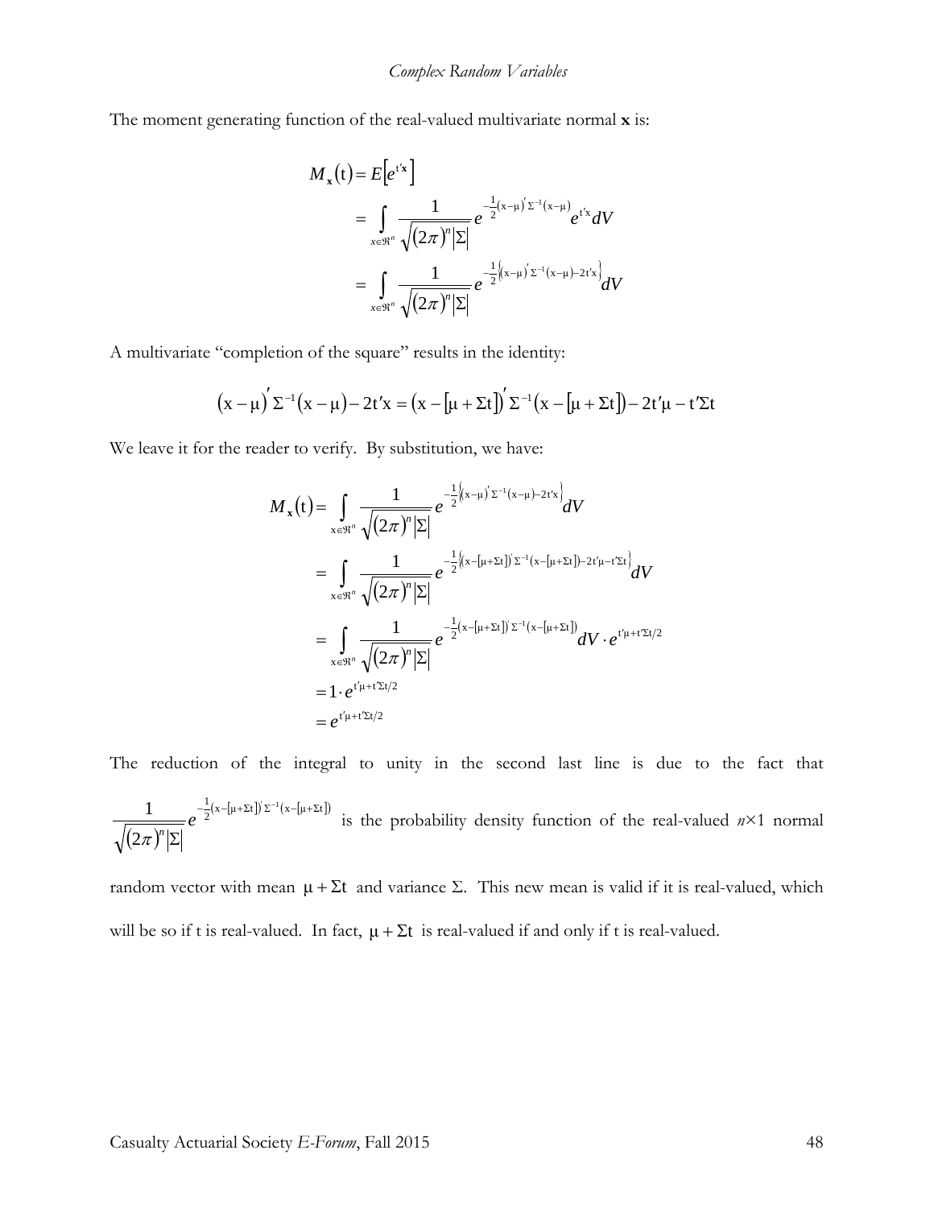The moment generating function of the real-valued multivariate normal **x** is:

$$
\begin{aligned}
M_{\mathbf{x}}(\mathrm{t}) &= E\left[e^{\mathrm{t}'\mathbf{x}}\right] \\
&= \int_{x\in\Re^n} \frac{1}{\sqrt{(2\pi)^n|\Sigma|}} e^{-\frac{1}{2}(\mathrm{x}-\mu)'\Sigma^{-1}(\mathrm{x}-\mu)} e^{\mathrm{t}'\mathrm{x}} dV \\
&= \int_{x\in\Re^n} \frac{1}{\sqrt{(2\pi)^n|\Sigma|}} e^{-\frac{1}{2}\left\{(\mathrm{x}-\mu)'\Sigma^{-1}(\mathrm{x}-\mu)-2\mathrm{t}'\mathrm{x}\right\}} dV
\end{aligned}
$$

A multivariate "completion of the square" results in the identity:

$$
(\mathrm{x}-\mu)'\Sigma^{-1}(\mathrm{x}-\mu)-2\mathrm{t}'\mathrm{x} = (\mathrm{x}-[\mu+\Sigma\mathrm{t}])'\Sigma^{-1}(\mathrm{x}-[\mu+\Sigma\mathrm{t}])-2\mathrm{t}'\mu-\mathrm{t}'\Sigma\mathrm{t}
$$

We leave it for the reader to verify. By substitution, we have:

$$
\begin{aligned}
M_{\mathbf{x}}(\mathrm{t}) &= \int_{\mathrm{x}\in\Re^n} \frac{1}{\sqrt{(2\pi)^n|\Sigma|}} e^{-\frac{1}{2}\left\{(\mathrm{x}-\mu)'\Sigma^{-1}(\mathrm{x}-\mu)-2\mathrm{t}'\mathrm{x}\right\}} dV \\
&= \int_{\mathrm{x}\in\Re^n} \frac{1}{\sqrt{(2\pi)^n|\Sigma|}} e^{-\frac{1}{2}\left\{(\mathrm{x}-[\mu+\Sigma\mathrm{t}])'\Sigma^{-1}(\mathrm{x}-[\mu+\Sigma\mathrm{t}])-2\mathrm{t}'\mu-\mathrm{t}'\Sigma\mathrm{t}\right\}} dV \\
&= \int_{\mathrm{x}\in\Re^n} \frac{1}{\sqrt{(2\pi)^n|\Sigma|}} e^{-\frac{1}{2}(\mathrm{x}-[\mu+\Sigma\mathrm{t}])'\Sigma^{-1}(\mathrm{x}-[\mu+\Sigma\mathrm{t}])} dV \cdot e^{\mathrm{t}'\mu+\mathrm{t}'\Sigma\mathrm{t}/2} \\
&= 1\cdot e^{\mathrm{t}'\mu+\mathrm{t}'\Sigma\mathrm{t}/2} \\
&= e^{\mathrm{t}'\mu+\mathrm{t}'\Sigma\mathrm{t}/2}
\end{aligned}
$$

The reduction of the integral to unity in the second last line is due to the fact that $\frac{1}{\sqrt{(2\pi)^n|\Sigma|}} e^{-\frac{1}{2}(\mathrm{x}-[\mu+\Sigma\mathrm{t}])'\Sigma^{-1}(\mathrm{x}-[\mu+\Sigma\mathrm{t}])}$ is the probability density function of the real-valued $n\times 1$ normal random vector with mean $\mu+\Sigma\mathrm{t}$ and variance $\Sigma$. This new mean is valid if it is real-valued, which will be so if t is real-valued. In fact, $\mu+\Sigma\mathrm{t}$ is real-valued if and only if t is real-valued.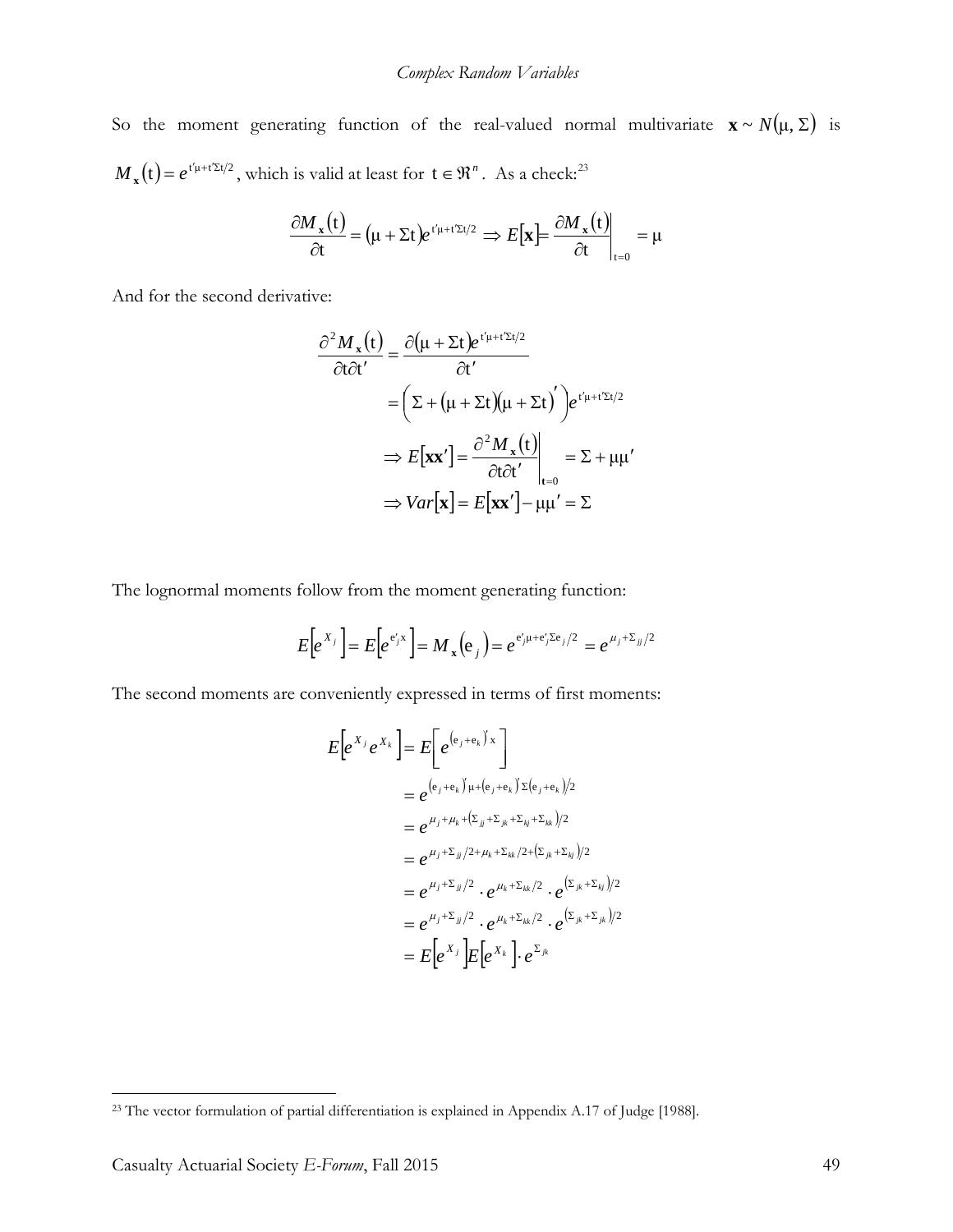So the moment generating function of the real-valued normal multivariate $\mathbf{x} \sim N(\mu, \Sigma)$ is $M_{\mathbf{x}}(\mathrm{t}) = e^{\mathrm{t}'\mu + \mathrm{t}'\Sigma\mathrm{t}/2}$, which is valid at least for $\mathrm{t} \in \Re^n$. As a check:[23]

$$\frac{\partial M_{\mathbf{x}}(\mathrm{t})}{\partial \mathrm{t}} = (\mu + \Sigma\mathrm{t})e^{\mathrm{t}'\mu + \mathrm{t}'\Sigma\mathrm{t}/2} \Rightarrow E[\mathbf{x}] = \left.\frac{\partial M_{\mathbf{x}}(\mathrm{t})}{\partial \mathrm{t}}\right|_{\mathrm{t}=0} = \mu$$

And for the second derivative:

$$\begin{aligned}
\frac{\partial^2 M_{\mathbf{x}}(\mathrm{t})}{\partial \mathrm{t} \partial \mathrm{t}'} &= \frac{\partial(\mu + \Sigma\mathrm{t})e^{\mathrm{t}'\mu + \mathrm{t}'\Sigma\mathrm{t}/2}}{\partial \mathrm{t}'} \\
&= \left( \Sigma + (\mu + \Sigma\mathrm{t})(\mu + \Sigma\mathrm{t})' \right) e^{\mathrm{t}'\mu + \mathrm{t}'\Sigma\mathrm{t}/2} \\
&\Rightarrow E[\mathbf{x}\mathbf{x}'] = \left.\frac{\partial^2 M_{\mathbf{x}}(\mathrm{t})}{\partial \mathrm{t} \partial \mathrm{t}'}\right|_{\mathbf{t}=0} = \Sigma + \mu\mu' \\
&\Rightarrow Var[\mathbf{x}] = E[\mathbf{x}\mathbf{x}'] - \mu\mu' = \Sigma
\end{aligned}$$

The lognormal moments follow from the moment generating function:

$$E\left[e^{X_j}\right] = E\left[e^{\mathrm{e}_j'\mathrm{x}}\right] = M_{\mathbf{x}}(\mathrm{e}_j) = e^{\mathrm{e}_j'\mu + \mathrm{e}_j'\Sigma\mathrm{e}_j/2} = e^{\mu_j + \Sigma_{jj}/2}$$

The second moments are conveniently expressed in terms of first moments:

$$\begin{aligned}
E\left[e^{X_j}e^{X_k}\right] &= E\left[e^{(\mathrm{e}_j + \mathrm{e}_k)'\mathrm{x}}\right] \\
&= e^{(\mathrm{e}_j + \mathrm{e}_k)'\mu + (\mathrm{e}_j + \mathrm{e}_k)'\Sigma(\mathrm{e}_j + \mathrm{e}_k)/2} \\
&= e^{\mu_j + \mu_k + (\Sigma_{jj} + \Sigma_{jk} + \Sigma_{kj} + \Sigma_{kk})/2} \\
&= e^{\mu_j + \Sigma_{jj}/2 + \mu_k + \Sigma_{kk}/2 + (\Sigma_{jk} + \Sigma_{kj})/2} \\
&= e^{\mu_j + \Sigma_{jj}/2} \cdot e^{\mu_k + \Sigma_{kk}/2} \cdot e^{(\Sigma_{jk} + \Sigma_{kj})/2} \\
&= e^{\mu_j + \Sigma_{jj}/2} \cdot e^{\mu_k + \Sigma_{kk}/2} \cdot e^{(\Sigma_{jk} + \Sigma_{jk})/2} \\
&= E\left[e^{X_j}\right]E\left[e^{X_k}\right] \cdot e^{\Sigma_{jk}}
\end{aligned}$$

---

[23] The vector formulation of partial differentiation is explained in Appendix A.17 of Judge [1988].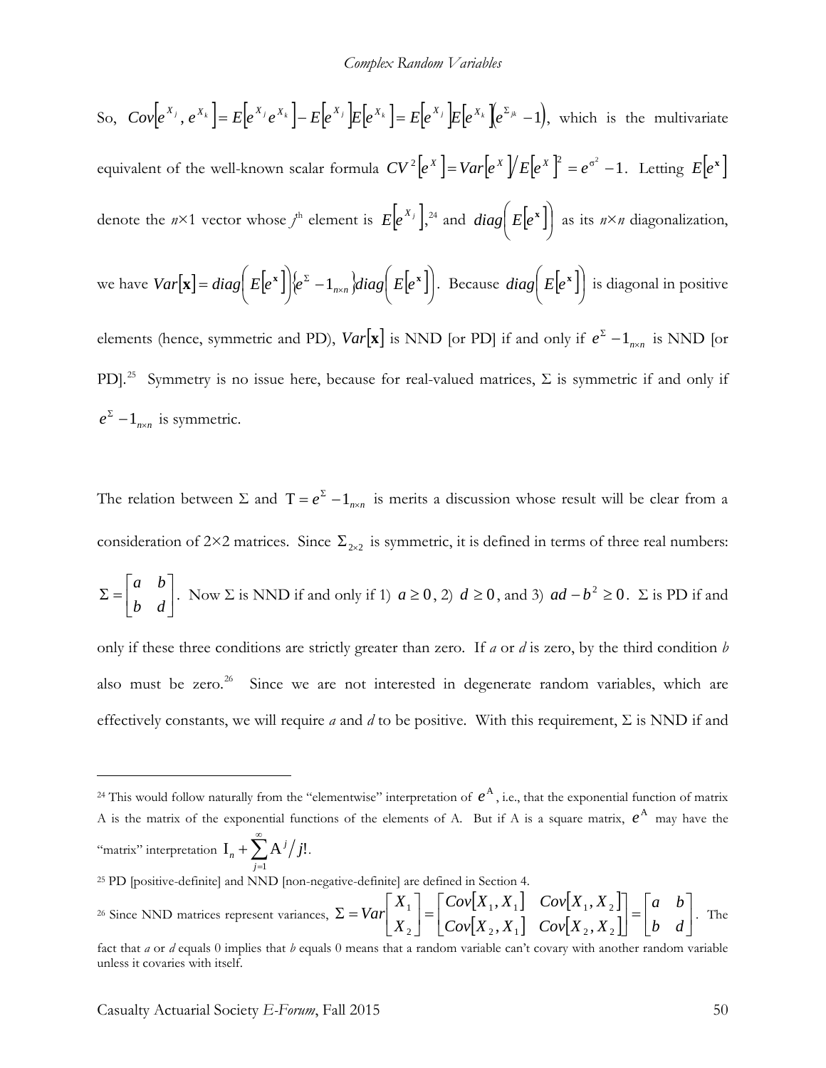So, $Cov\left[e^{X_j}, e^{X_k}\right] = E\left[e^{X_j}e^{X_k}\right] - E\left[e^{X_j}\right]E\left[e^{X_k}\right] = E\left[e^{X_j}\right]E\left[e^{X_k}\right]\left(e^{\Sigma_{jk}} - 1\right)$, which is the multivariate equivalent of the well-known scalar formula $CV^2\left[e^X\right] = Var\left[e^X\right] / E\left[e^X\right]^2 = e^{\sigma^2} - 1$. Letting $E\left[e^{\mathbf{x}}\right]$ denote the $n\times 1$ vector whose $j^{\text{th}}$ element is $E\left[e^{X_j}\right]$,[24] and $diag\left(E\left[e^{\mathbf{x}}\right]\right)$ as its $n\times n$ diagonalization, we have $Var[\mathbf{x}] = diag\left(E\left[e^{\mathbf{x}}\right]\right)\left(e^{\Sigma} - 1_{n\times n}\right)diag\left(E\left[e^{\mathbf{x}}\right]\right)$. Because $diag\left(E\left[e^{\mathbf{x}}\right]\right)$ is diagonal in positive elements (hence, symmetric and PD), $Var[\mathbf{x}]$ is NND [or PD] if and only if $e^{\Sigma} - 1_{n\times n}$ is NND [or PD].[25] Symmetry is no issue here, because for real-valued matrices, $\Sigma$ is symmetric if and only if $e^{\Sigma} - 1_{n\times n}$ is symmetric.

The relation between $\Sigma$ and $\mathrm{T} = e^{\Sigma} - 1_{n\times n}$ is merits a discussion whose result will be clear from a consideration of $2\times 2$ matrices. Since $\Sigma_{2\times 2}$ is symmetric, it is defined in terms of three real numbers: $\Sigma = \begin{bmatrix} a & b \\ b & d \end{bmatrix}$. Now $\Sigma$ is NND if and only if 1) $a \geq 0$, 2) $d \geq 0$, and 3) $ad - b^2 \geq 0$. $\Sigma$ is PD if and only if these three conditions are strictly greater than zero. If *a* or *d* is zero, by the third condition *b* also must be zero.[26] Since we are not interested in degenerate random variables, which are effectively constants, we will require *a* and *d* to be positive. With this requirement, $\Sigma$ is NND if and

---

[24] This would follow naturally from the "elementwise" interpretation of $e^{\mathrm{A}}$, i.e., that the exponential function of matrix A is the matrix of the exponential functions of the elements of A. But if A is a square matrix, $e^{\mathrm{A}}$ may have the "matrix" interpretation $\mathrm{I}_n + \sum_{j=1}^{\infty} \mathrm{A}^j / j!$.

[25] PD [positive-definite] and NND [non-negative-definite] are defined in Section 4.

[26] Since NND matrices represent variances, $\Sigma = Var\begin{bmatrix} X_1 \\ X_2 \end{bmatrix} = \begin{bmatrix} Cov[X_1, X_1] & Cov[X_1, X_2] \\ Cov[X_2, X_1] & Cov[X_2, X_2] \end{bmatrix} = \begin{bmatrix} a & b \\ b & d \end{bmatrix}$. The fact that *a* or *d* equals 0 implies that *b* equals 0 means that a random variable can't covary with another random variable unless it covaries with itself.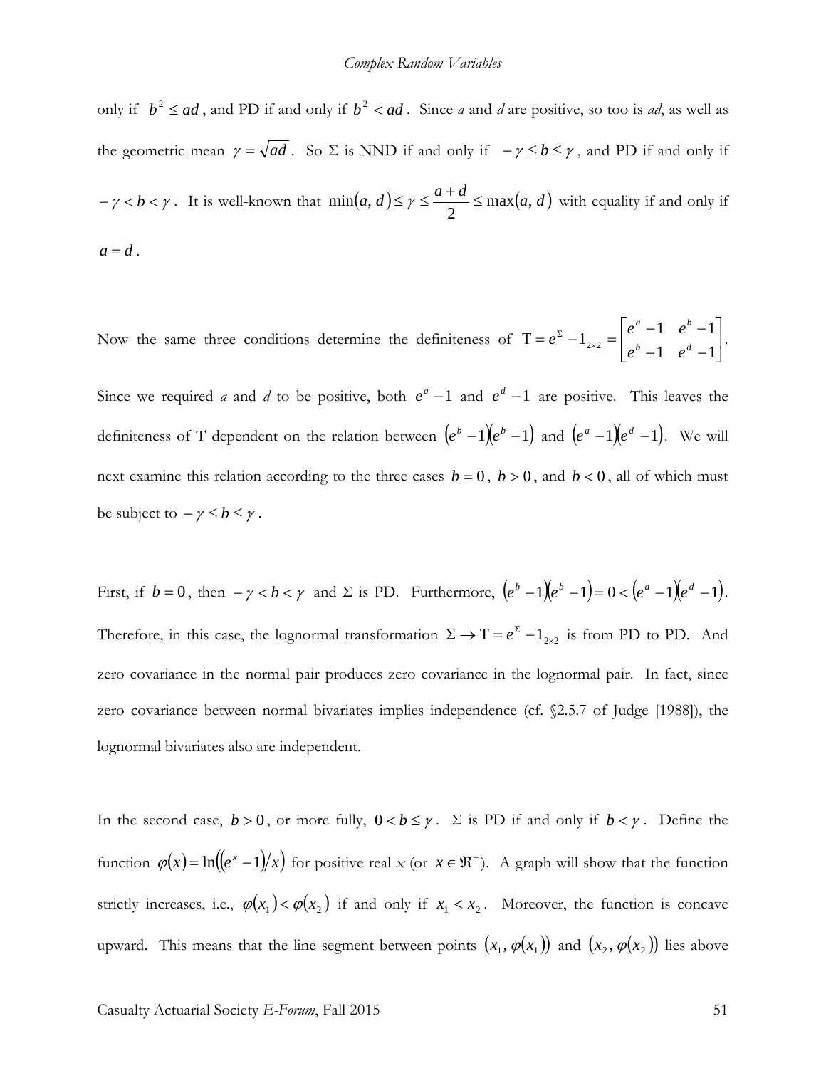only if $b^2 \leq ad$, and PD if and only if $b^2 < ad$. Since *a* and *d* are positive, so too is *ad*, as well as the geometric mean $\gamma = \sqrt{ad}$. So $\Sigma$ is NND if and only if $-\gamma \leq b \leq \gamma$, and PD if and only if $-\gamma < b < \gamma$. It is well-known that $\min(a, d) \leq \gamma \leq \frac{a+d}{2} \leq \max(a, d)$ with equality if and only if $a = d$.

Now the same three conditions determine the definiteness of $\mathrm{T} = e^{\Sigma} - 1_{2\times 2} = \begin{bmatrix} e^a - 1 & e^b - 1 \\ e^b - 1 & e^d - 1 \end{bmatrix}$. Since we required *a* and *d* to be positive, both $e^a - 1$ and $e^d - 1$ are positive. This leaves the definiteness of T dependent on the relation between $(e^b - 1)(e^b - 1)$ and $(e^a - 1)(e^d - 1)$. We will next examine this relation according to the three cases $b = 0$, $b > 0$, and $b < 0$, all of which must be subject to $-\gamma \leq b \leq \gamma$.

First, if $b = 0$, then $-\gamma < b < \gamma$ and $\Sigma$ is PD. Furthermore, $(e^b - 1)(e^b - 1) = 0 < (e^a - 1)(e^d - 1)$. Therefore, in this case, the lognormal transformation $\Sigma \rightarrow \mathrm{T} = e^{\Sigma} - 1_{2\times 2}$ is from PD to PD. And zero covariance in the normal pair produces zero covariance in the lognormal pair. In fact, since zero covariance between normal bivariates implies independence (cf. §2.5.7 of Judge [1988]), the lognormal bivariates also are independent.

In the second case, $b > 0$, or more fully, $0 < b \leq \gamma$. $\Sigma$ is PD if and only if $b < \gamma$. Define the function $\varphi(x) = \ln((e^x - 1)/x)$ for positive real *x* (or $x \in \Re^+$). A graph will show that the function strictly increases, i.e., $\varphi(x_1) < \varphi(x_2)$ if and only if $x_1 < x_2$. Moreover, the function is concave upward. This means that the line segment between points $(x_1, \varphi(x_1))$ and $(x_2, \varphi(x_2))$ lies above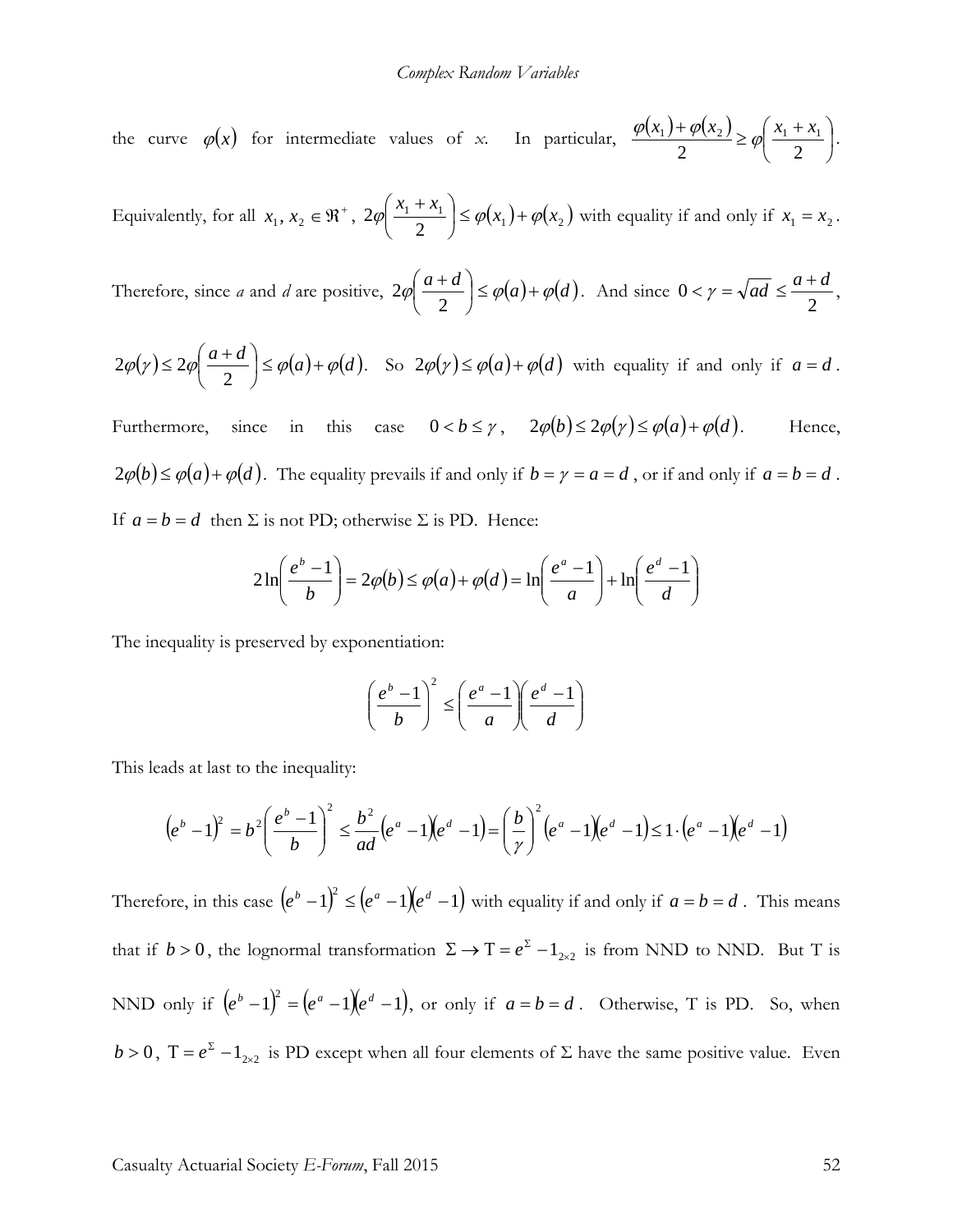the curve $\varphi(x)$ for intermediate values of *x*. In particular, $\dfrac{\varphi(x_1)+\varphi(x_2)}{2} \geq \varphi\left(\dfrac{x_1+x_1}{2}\right)$.

Equivalently, for all $x_1, x_2 \in \Re^+$, $2\varphi\left(\dfrac{x_1+x_1}{2}\right) \leq \varphi(x_1)+\varphi(x_2)$ with equality if and only if $x_1 = x_2$.

Therefore, since *a* and *d* are positive, $2\varphi\left(\dfrac{a+d}{2}\right) \leq \varphi(a)+\varphi(d)$. And since $0 < \gamma = \sqrt{ad} \leq \dfrac{a+d}{2}$,

$2\varphi(\gamma) \leq 2\varphi\left(\dfrac{a+d}{2}\right) \leq \varphi(a)+\varphi(d)$. So $2\varphi(\gamma) \leq \varphi(a)+\varphi(d)$ with equality if and only if $a = d$.

Furthermore, since in this case $0 < b \leq \gamma$, $2\varphi(b) \leq 2\varphi(\gamma) \leq \varphi(a)+\varphi(d)$. Hence, $2\varphi(b) \leq \varphi(a)+\varphi(d)$. The equality prevails if and only if $b = \gamma = a = d$, or if and only if $a = b = d$. If $a = b = d$ then Σ is not PD; otherwise Σ is PD. Hence:

$$2\ln\left(\frac{e^b-1}{b}\right) = 2\varphi(b) \leq \varphi(a)+\varphi(d) = \ln\left(\frac{e^a-1}{a}\right)+\ln\left(\frac{e^d-1}{d}\right)$$

The inequality is preserved by exponentiation:

$$\left(\frac{e^b-1}{b}\right)^2 \leq \left(\frac{e^a-1}{a}\right)\left(\frac{e^d-1}{d}\right)$$

This leads at last to the inequality:

$$\left(e^b-1\right)^2 = b^2\left(\frac{e^b-1}{b}\right)^2 \leq \frac{b^2}{ad}\left(e^a-1\right)\left(e^d-1\right) = \left(\frac{b}{\gamma}\right)^2\left(e^a-1\right)\left(e^d-1\right) \leq 1\cdot\left(e^a-1\right)\left(e^d-1\right)$$

Therefore, in this case $\left(e^b-1\right)^2 \leq \left(e^a-1\right)\left(e^d-1\right)$ with equality if and only if $a = b = d$. This means that if $b > 0$, the lognormal transformation $\Sigma \rightarrow \mathrm{T} = e^{\Sigma} - 1_{2\times2}$ is from NND to NND. But T is NND only if $\left(e^b-1\right)^2 = \left(e^a-1\right)\left(e^d-1\right)$, or only if $a = b = d$. Otherwise, T is PD. So, when $b > 0$, $\mathrm{T} = e^{\Sigma} - 1_{2\times2}$ is PD except when all four elements of Σ have the same positive value. Even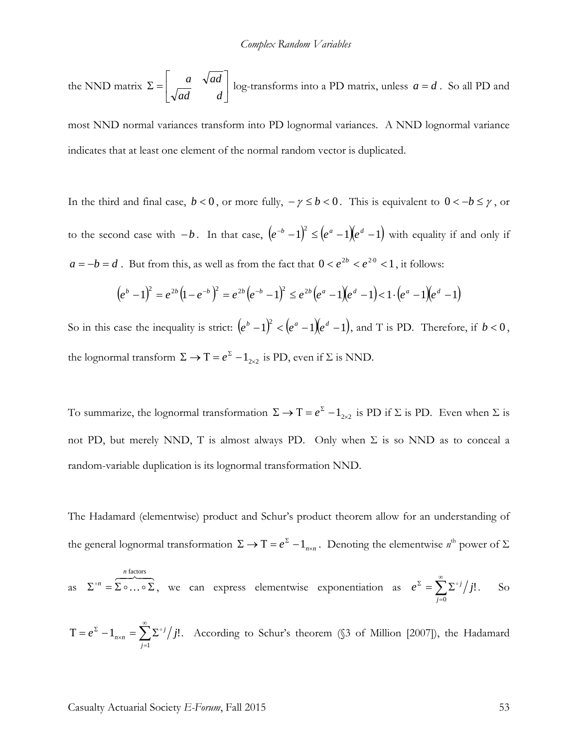the NND matrix $\Sigma = \begin{bmatrix} a & \sqrt{ad} \\ \sqrt{ad} & d \end{bmatrix}$ log-transforms into a PD matrix, unless $a = d$. So all PD and most NND normal variances transform into PD lognormal variances. A NND lognormal variance indicates that at least one element of the normal random vector is duplicated.

In the third and final case, $b < 0$, or more fully, $-\gamma \le b < 0$. This is equivalent to $0 < -b \le \gamma$, or to the second case with $-b$. In that case, $\left(e^{-b} - 1\right)^2 \le \left(e^a - 1\right)\left(e^d - 1\right)$ with equality if and only if $a = -b = d$. But from this, as well as from the fact that $0 < e^{2b} < e^{2\cdot 0} < 1$, it follows:

$$\left(e^b - 1\right)^2 = e^{2b}\left(1 - e^{-b}\right)^2 = e^{2b}\left(e^{-b} - 1\right)^2 \le e^{2b}\left(e^a - 1\right)\left(e^d - 1\right) < 1 \cdot \left(e^a - 1\right)\left(e^d - 1\right)$$

So in this case the inequality is strict: $\left(e^b - 1\right)^2 < \left(e^a - 1\right)\left(e^d - 1\right)$, and Τ is PD. Therefore, if $b < 0$, the lognormal transform $\Sigma \to \mathrm{T} = e^{\Sigma} - 1_{2\times 2}$ is PD, even if Σ is NND.

To summarize, the lognormal transformation $\Sigma \to \mathrm{T} = e^{\Sigma} - 1_{2\times 2}$ is PD if Σ is PD. Even when Σ is not PD, but merely NND, Τ is almost always PD. Only when Σ is so NND as to conceal a random-variable duplication is its lognormal transformation NND.

The Hadamard (elementwise) product and Schur's product theorem allow for an understanding of the general lognormal transformation $\Sigma \to \mathrm{T} = e^{\Sigma} - 1_{n\times n}$. Denoting the elementwise *n*th power of Σ as $\Sigma^{\circ n} = \overbrace{\Sigma \circ \ldots \circ \Sigma}^{n \text{ factors}}$, we can express elementwise exponentiation as $e^{\Sigma} = \sum_{j=0}^{\infty} \Sigma^{\circ j} / j!$. So $\mathrm{T} = e^{\Sigma} - 1_{n\times n} = \sum_{j=1}^{\infty} \Sigma^{\circ j} / j!$. According to Schur's theorem (§3 of Million [2007]), the Hadamard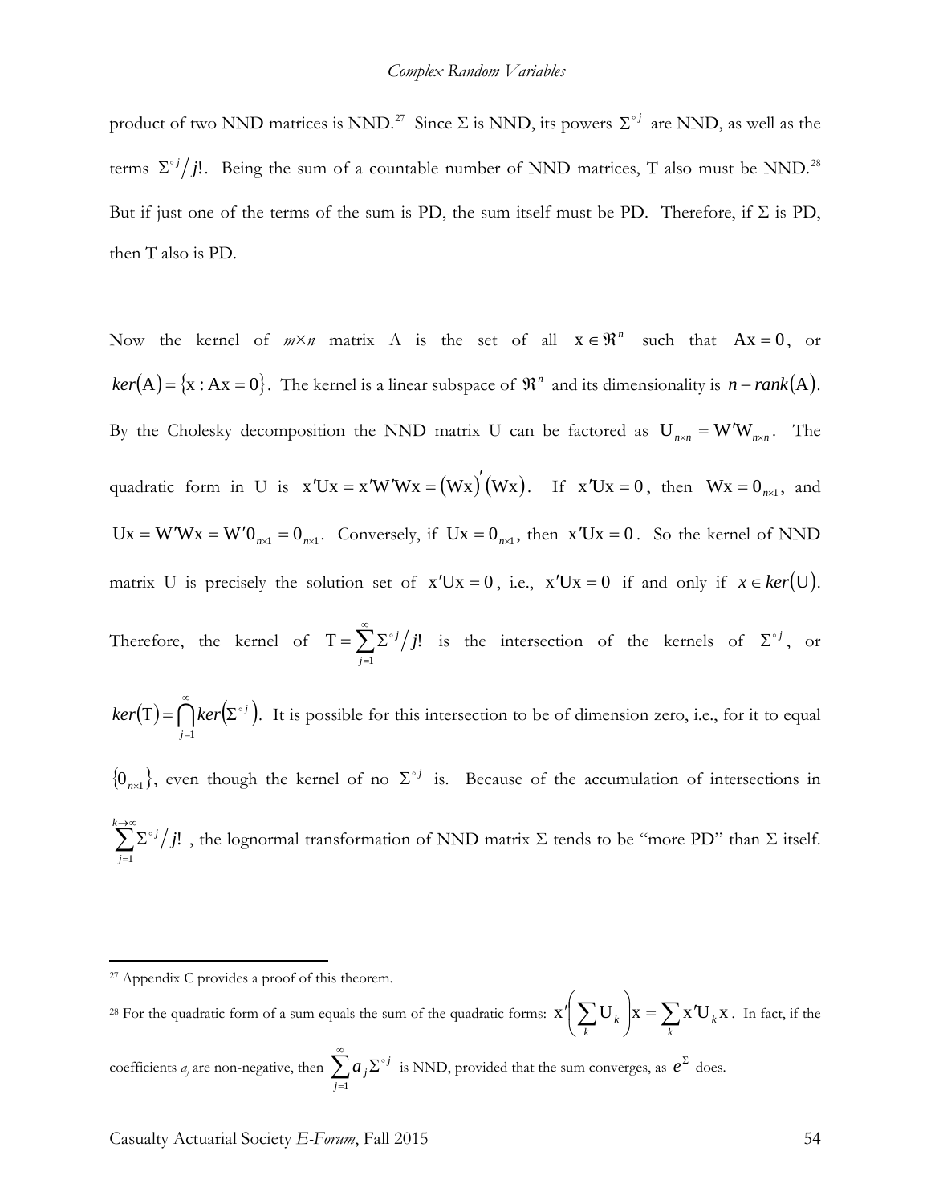product of two NND matrices is NND.[27] Since $\Sigma$ is NND, its powers $\Sigma^{\circ j}$ are NND, as well as the terms $\Sigma^{\circ j}/j!$. Being the sum of a countable number of NND matrices, T also must be NND.[28] But if just one of the terms of the sum is PD, the sum itself must be PD. Therefore, if $\Sigma$ is PD, then T also is PD.

Now the kernel of $m \times n$ matrix A is the set of all $\mathrm{x} \in \Re^n$ such that $\mathrm{Ax} = 0$, or $ker(\mathrm{A}) = \{\mathrm{x} : \mathrm{Ax} = 0\}$. The kernel is a linear subspace of $\Re^n$ and its dimensionality is $n - rank(\mathrm{A})$. By the Cholesky decomposition the NND matrix U can be factored as $\mathrm{U}_{n \times n} = \mathrm{W}'\mathrm{W}_{n \times n}$. The quadratic form in U is $\mathrm{x}'\mathrm{Ux} = \mathrm{x}'\mathrm{W}'\mathrm{Wx} = (\mathrm{Wx})'(\mathrm{Wx})$. If $\mathrm{x}'\mathrm{Ux} = 0$, then $\mathrm{Wx} = 0_{n \times 1}$, and $\mathrm{Ux} = \mathrm{W}'\mathrm{Wx} = \mathrm{W}'0_{n \times 1} = 0_{n \times 1}$. Conversely, if $\mathrm{Ux} = 0_{n \times 1}$, then $\mathrm{x}'\mathrm{Ux} = 0$. So the kernel of NND matrix U is precisely the solution set of $\mathrm{x}'\mathrm{Ux} = 0$, i.e., $\mathrm{x}'\mathrm{Ux} = 0$ if and only if $x \in ker(\mathrm{U})$. Therefore, the kernel of $\mathrm{T} = \sum_{j=1}^{\infty} \Sigma^{\circ j}/j!$ is the intersection of the kernels of $\Sigma^{\circ j}$, or $ker(\mathrm{T}) = \bigcap_{j=1}^{\infty} ker(\Sigma^{\circ j})$. It is possible for this intersection to be of dimension zero, i.e., for it to equal $\{0_{n \times 1}\}$, even though the kernel of no $\Sigma^{\circ j}$ is. Because of the accumulation of intersections in $\sum_{j=1}^{k \to \infty} \Sigma^{\circ j}/j!$, the lognormal transformation of NND matrix $\Sigma$ tends to be "more PD" than $\Sigma$ itself.

---

[27] Appendix C provides a proof of this theorem.

[28] For the quadratic form of a sum equals the sum of the quadratic forms: $\mathrm{x}'\left(\sum_k \mathrm{U}_k\right)\mathrm{x} = \sum_k \mathrm{x}'\mathrm{U}_k\mathrm{x}$. In fact, if the coefficients $a_j$ are non-negative, then $\sum_{j=1}^{\infty} a_j \Sigma^{\circ j}$ is NND, provided that the sum converges, as $e^{\Sigma}$ does.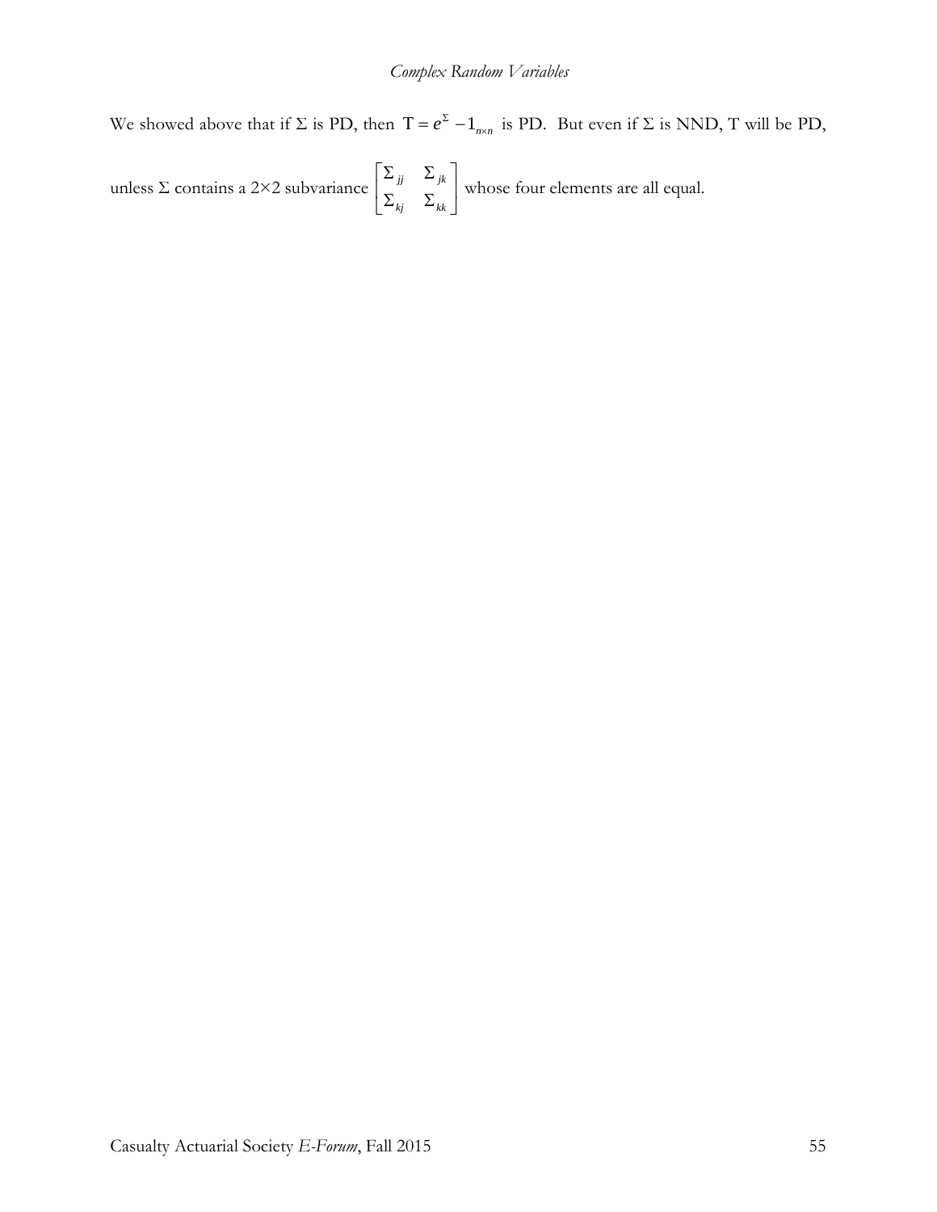We showed above that if $\Sigma$ is PD, then $\mathrm{T} = e^{\Sigma} - 1_{n \times n}$ is PD. But even if $\Sigma$ is NND, T will be PD, unless $\Sigma$ contains a 2×2 subvariance $\begin{bmatrix} \Sigma_{jj} & \Sigma_{jk} \\ \Sigma_{kj} & \Sigma_{kk} \end{bmatrix}$ whose four elements are all equal.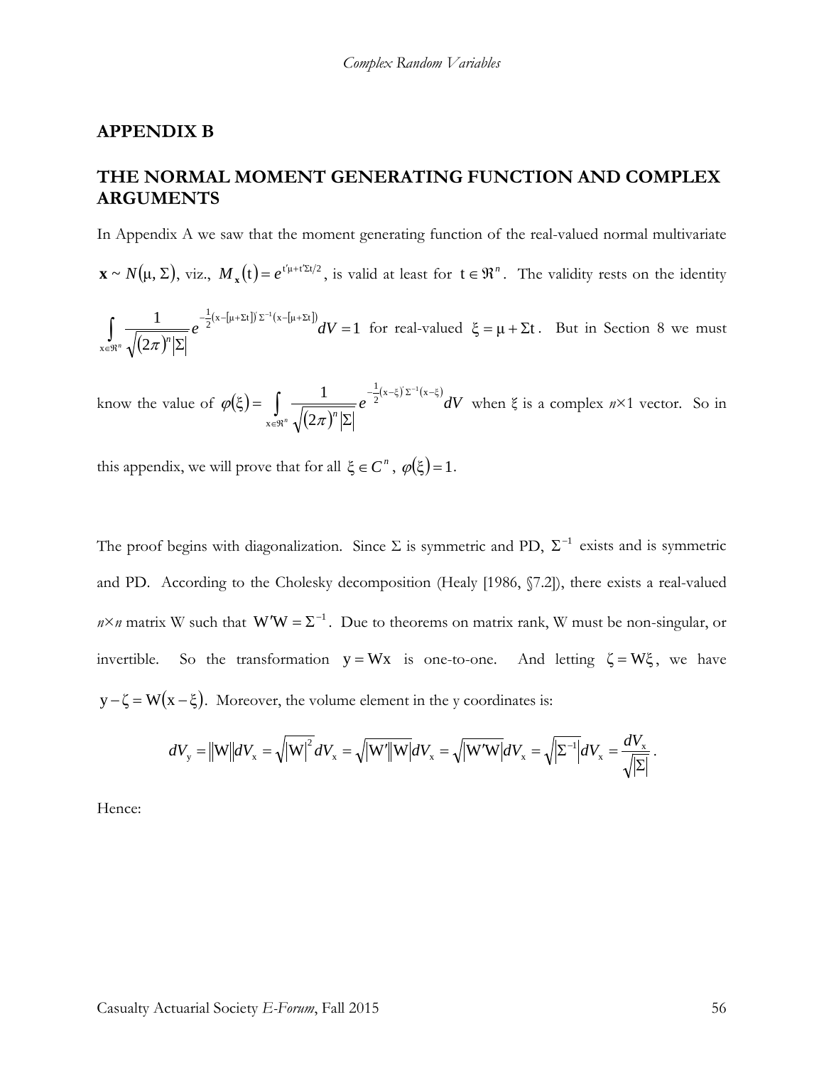## APPENDIX B

## THE NORMAL MOMENT GENERATING FUNCTION AND COMPLEX ARGUMENTS

In Appendix A we saw that the moment generating function of the real-valued normal multivariate $\mathbf{x} \sim N(\mu, \Sigma)$, viz., $M_{\mathbf{x}}(\mathrm{t}) = e^{\mathrm{t}'\mu + \mathrm{t}'\Sigma\mathrm{t}/2}$, is valid at least for $\mathrm{t} \in \Re^n$. The validity rests on the identity $\int\limits_{\mathrm{x}\in\Re^n} \frac{1}{\sqrt{(2\pi)^n |\Sigma|}} e^{-\frac{1}{2}(\mathrm{x}-[\mu+\Sigma\mathrm{t}])'\Sigma^{-1}(\mathrm{x}-[\mu+\Sigma\mathrm{t}])} dV = 1$ for real-valued $\xi = \mu + \Sigma\mathrm{t}$. But in Section 8 we must know the value of $\varphi(\xi) = \int\limits_{\mathrm{x}\in\Re^n} \frac{1}{\sqrt{(2\pi)^n |\Sigma|}} e^{-\frac{1}{2}(\mathrm{x}-\xi)'\Sigma^{-1}(\mathrm{x}-\xi)} dV$ when $\xi$ is a complex $n\times 1$ vector. So in this appendix, we will prove that for all $\xi \in C^n$, $\varphi(\xi) = 1$.

The proof begins with diagonalization. Since $\Sigma$ is symmetric and PD, $\Sigma^{-1}$ exists and is symmetric and PD. According to the Cholesky decomposition (Healy [1986, §7.2]), there exists a real-valued $n\times n$ matrix W such that $\mathrm{W}'\mathrm{W} = \Sigma^{-1}$. Due to theorems on matrix rank, W must be non-singular, or invertible. So the transformation $\mathrm{y} = \mathrm{W}\mathrm{x}$ is one-to-one. And letting $\zeta = \mathrm{W}\xi$, we have $\mathrm{y} - \zeta = \mathrm{W}(\mathrm{x} - \xi)$. Moreover, the volume element in the y coordinates is:

$$dV_{\mathrm{y}} = \|\mathrm{W}\| dV_{\mathrm{x}} = \sqrt{|\mathrm{W}|^2}\, dV_{\mathrm{x}} = \sqrt{|\mathrm{W}'||\mathrm{W}|}\, dV_{\mathrm{x}} = \sqrt{|\mathrm{W}'\mathrm{W}|}\, dV_{\mathrm{x}} = \sqrt{|\Sigma^{-1}|}\, dV_{\mathrm{x}} = \frac{dV_{\mathrm{x}}}{\sqrt{|\Sigma|}}.$$

Hence: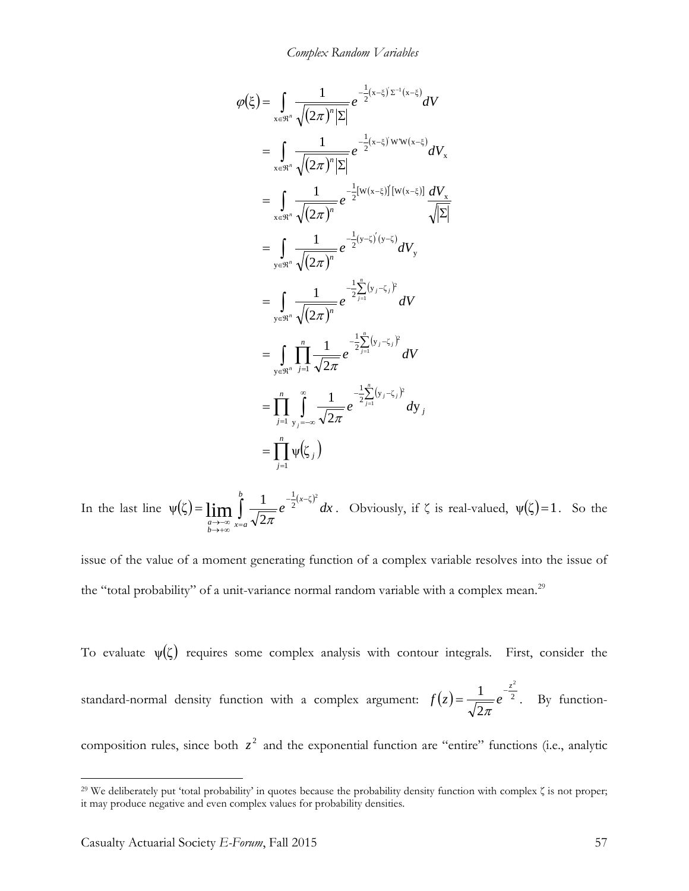$$
\begin{aligned}
\varphi(\xi) &= \int_{\mathrm{x}\in\Re^n} \frac{1}{\sqrt{(2\pi)^n|\Sigma|}} e^{-\frac{1}{2}(\mathrm{x}-\xi)'\Sigma^{-1}(\mathrm{x}-\xi)} dV \\
&= \int_{\mathrm{x}\in\Re^n} \frac{1}{\sqrt{(2\pi)^n|\Sigma|}} e^{-\frac{1}{2}(\mathrm{x}-\xi)'\mathrm{W}'\mathrm{W}(\mathrm{x}-\xi)} dV_{\mathrm{x}} \\
&= \int_{\mathrm{x}\in\Re^n} \frac{1}{\sqrt{(2\pi)^n}} e^{-\frac{1}{2}[\mathrm{W}(\mathrm{x}-\xi)]'[\mathrm{W}(\mathrm{x}-\xi)]} \frac{dV_{\mathrm{x}}}{\sqrt{|\Sigma|}} \\
&= \int_{\mathrm{y}\in\Re^n} \frac{1}{\sqrt{(2\pi)^n}} e^{-\frac{1}{2}(\mathrm{y}-\zeta)'(\mathrm{y}-\zeta)} dV_{\mathrm{y}} \\
&= \int_{\mathrm{y}\in\Re^n} \frac{1}{\sqrt{(2\pi)^n}} e^{-\frac{1}{2}\sum_{j=1}^{n}(\mathrm{y}_j-\zeta_j)^2} dV \\
&= \int_{\mathrm{y}\in\Re^n} \prod_{j=1}^{n} \frac{1}{\sqrt{2\pi}} e^{-\frac{1}{2}\sum_{j=1}^{n}(\mathrm{y}_j-\zeta_j)^2} dV \\
&= \prod_{j=1}^{n} \int_{\mathrm{y}_j=-\infty}^{\infty} \frac{1}{\sqrt{2\pi}} e^{-\frac{1}{2}\sum_{j=1}^{n}(\mathrm{y}_j-\zeta_j)^2} d\mathrm{y}_j \\
&= \prod_{j=1}^{n} \psi(\zeta_j)
\end{aligned}
$$

In the last line $\psi(\zeta) = \lim_{\substack{a\to-\infty \\ b\to+\infty}} \int_{x=a}^{b} \frac{1}{\sqrt{2\pi}} e^{-\frac{1}{2}(x-\zeta)^2} dx$. Obviously, if ζ is real-valued, $\psi(\zeta) = 1$. So the issue of the value of a moment generating function of a complex variable resolves into the issue of the "total probability" of a unit-variance normal random variable with a complex mean.[29]

To evaluate $\psi(\zeta)$ requires some complex analysis with contour integrals. First, consider the standard-normal density function with a complex argument: $f(z) = \frac{1}{\sqrt{2\pi}} e^{-\frac{z^2}{2}}$. By function-composition rules, since both $z^2$ and the exponential function are "entire" functions (i.e., analytic

---

[29] We deliberately put 'total probability' in quotes because the probability density function with complex ζ is not proper; it may produce negative and even complex values for probability densities.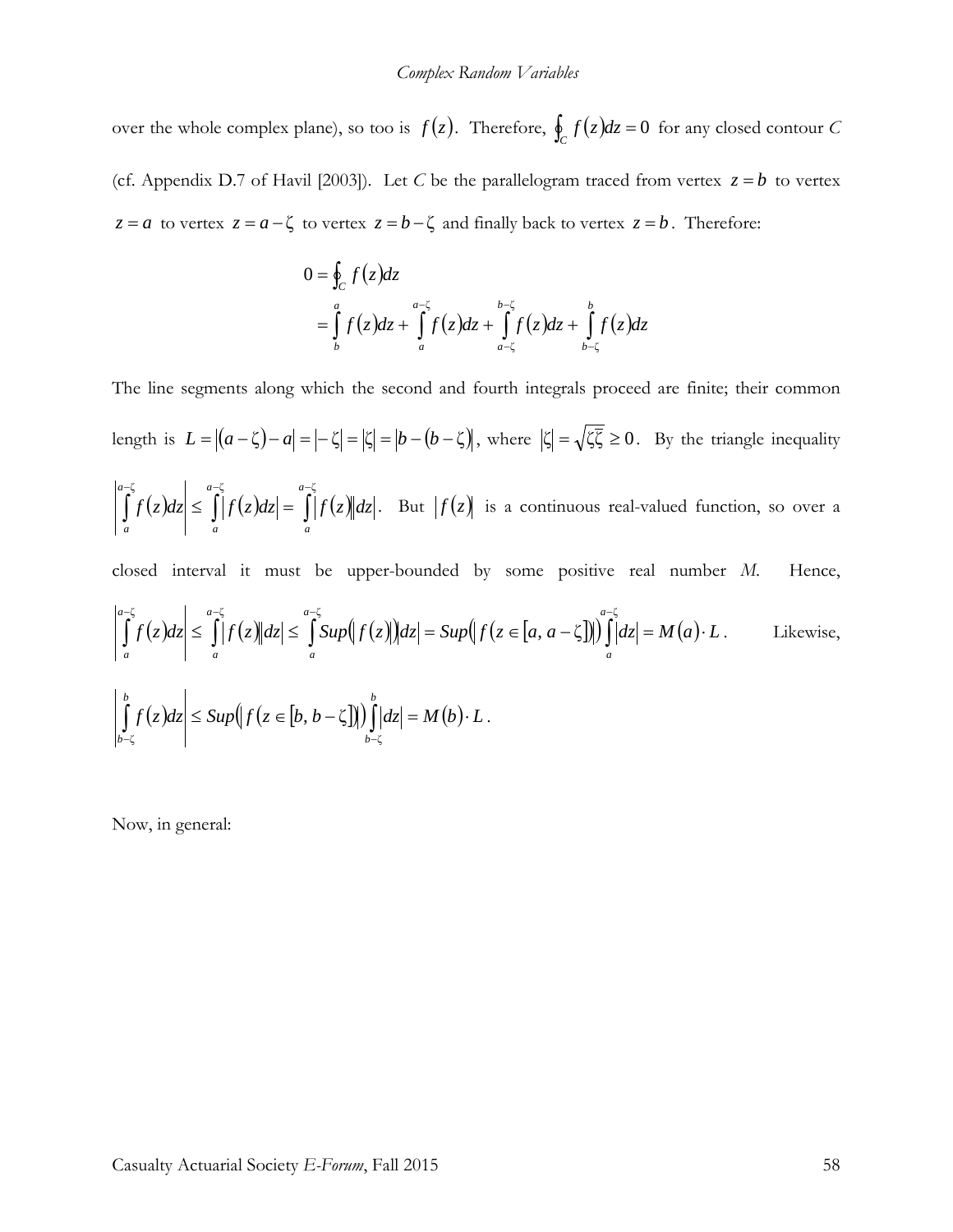over the whole complex plane), so too is $f(z)$. Therefore, $\oint_C f(z)dz = 0$ for any closed contour $C$ (cf. Appendix D.7 of Havil [2003]). Let $C$ be the parallelogram traced from vertex $z = b$ to vertex $z = a$ to vertex $z = a - \zeta$ to vertex $z = b - \zeta$ and finally back to vertex $z = b$. Therefore:

$$
\begin{aligned}
0 &= \oint_C f(z)dz \\
&= \int_b^a f(z)dz + \int_a^{a-\zeta} f(z)dz + \int_{a-\zeta}^{b-\zeta} f(z)dz + \int_{b-\zeta}^{b} f(z)dz
\end{aligned}
$$

The line segments along which the second and fourth integrals proceed are finite; their common length is $L = |(a-\zeta) - a| = |-\zeta| = |\zeta| = |b - (b - \zeta)|$, where $|\zeta| = \sqrt{\zeta\bar{\zeta}} \geq 0$. By the triangle inequality $\left| \int_a^{a-\zeta} f(z)dz \right| \leq \int_a^{a-\zeta} |f(z)dz| = \int_a^{a-\zeta} |f(z)||dz|$. But $|f(z)|$ is a continuous real-valued function, so over a closed interval it must be upper-bounded by some positive real number $M$. Hence, $\left| \int_a^{a-\zeta} f(z)dz \right| \leq \int_a^{a-\zeta} |f(z)||dz| \leq \int_a^{a-\zeta} Sup(|f(z)|)|dz| = Sup(|f(z \in [a, a-\zeta])|) \int_a^{a-\zeta} |dz| = M(a) \cdot L$. Likewise, $\left| \int_{b-\zeta}^{b} f(z)dz \right| \leq Sup(|f(z \in [b, b-\zeta])|) \int_{b-\zeta}^{b} |dz| = M(b) \cdot L$.

Now, in general: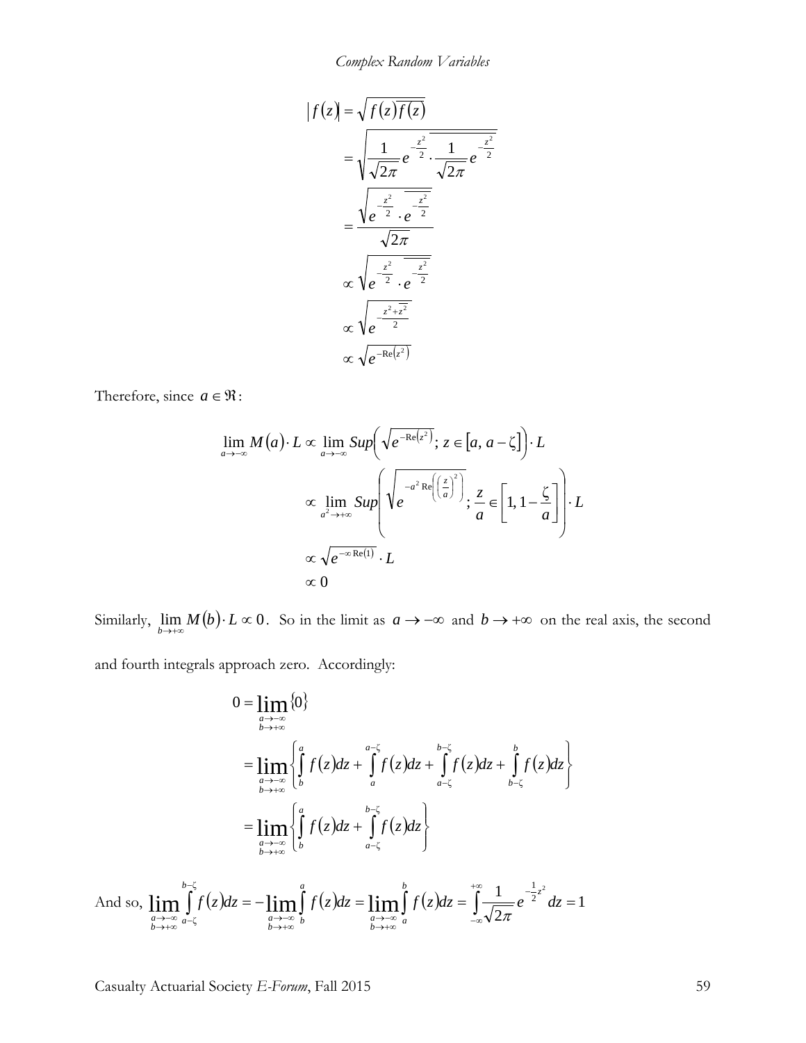$$
\begin{aligned}
|f(z)| &= \sqrt{f(z)\overline{f(z)}} \\
&= \sqrt{\frac{1}{\sqrt{2\pi}}e^{-\frac{z^2}{2}} \cdot \overline{\frac{1}{\sqrt{2\pi}}e^{-\frac{z^2}{2}}}} \\
&= \frac{\sqrt{e^{-\frac{z^2}{2}} \cdot \overline{e^{-\frac{z^2}{2}}}}}{\sqrt{2\pi}} \\
&\propto \sqrt{e^{-\frac{z^2}{2}} \cdot \overline{e^{-\frac{z^2}{2}}}} \\
&\propto \sqrt{e^{-\frac{z^2+\overline{z}^2}{2}}} \\
&\propto \sqrt{e^{-\mathrm{Re}\left(z^2\right)}}
\end{aligned}
$$

Therefore, since $a \in \Re$:

$$
\begin{aligned}
\lim_{a \to -\infty} M(a) \cdot L &\propto \lim_{a \to -\infty} Sup\left(\sqrt{e^{-\mathrm{Re}\left(z^2\right)}};\, z \in [a,\, a-\zeta]\right) \cdot L \\
&\propto \lim_{a^2 \to +\infty} Sup\left(\sqrt{e^{-a^2 \mathrm{Re}\left(\left(\frac{z}{a}\right)^2\right)}};\, \frac{z}{a} \in \left[1,\, 1-\frac{\zeta}{a}\right]\right) \cdot L \\
&\propto \sqrt{e^{-\infty \, \mathrm{Re}(1)}} \cdot L \\
&\propto 0
\end{aligned}
$$

Similarly, $\lim_{b \to +\infty} M(b) \cdot L \propto 0$. So in the limit as $a \to -\infty$ and $b \to +\infty$ on the real axis, the second and fourth integrals approach zero. Accordingly:

$$
\begin{aligned}
0 &= \lim_{\substack{a \to -\infty \\ b \to +\infty}} \{0\} \\
&= \lim_{\substack{a \to -\infty \\ b \to +\infty}} \left\{ \int_b^a f(z)dz + \int_a^{a-\zeta} f(z)dz + \int_{a-\zeta}^{b-\zeta} f(z)dz + \int_{b-\zeta}^{b} f(z)dz \right\} \\
&= \lim_{\substack{a \to -\infty \\ b \to +\infty}} \left\{ \int_b^a f(z)dz + \int_{a-\zeta}^{b-\zeta} f(z)dz \right\}
\end{aligned}
$$

And so, $\lim_{\substack{a \to -\infty \\ b \to +\infty}} \int_{a-\zeta}^{b-\zeta} f(z)dz = -\lim_{\substack{a \to -\infty \\ b \to +\infty}} \int_b^a f(z)dz = \lim_{\substack{a \to -\infty \\ b \to +\infty}} \int_a^b f(z)dz = \int_{-\infty}^{+\infty} \frac{1}{\sqrt{2\pi}} e^{-\frac{1}{2}z^2} dz = 1$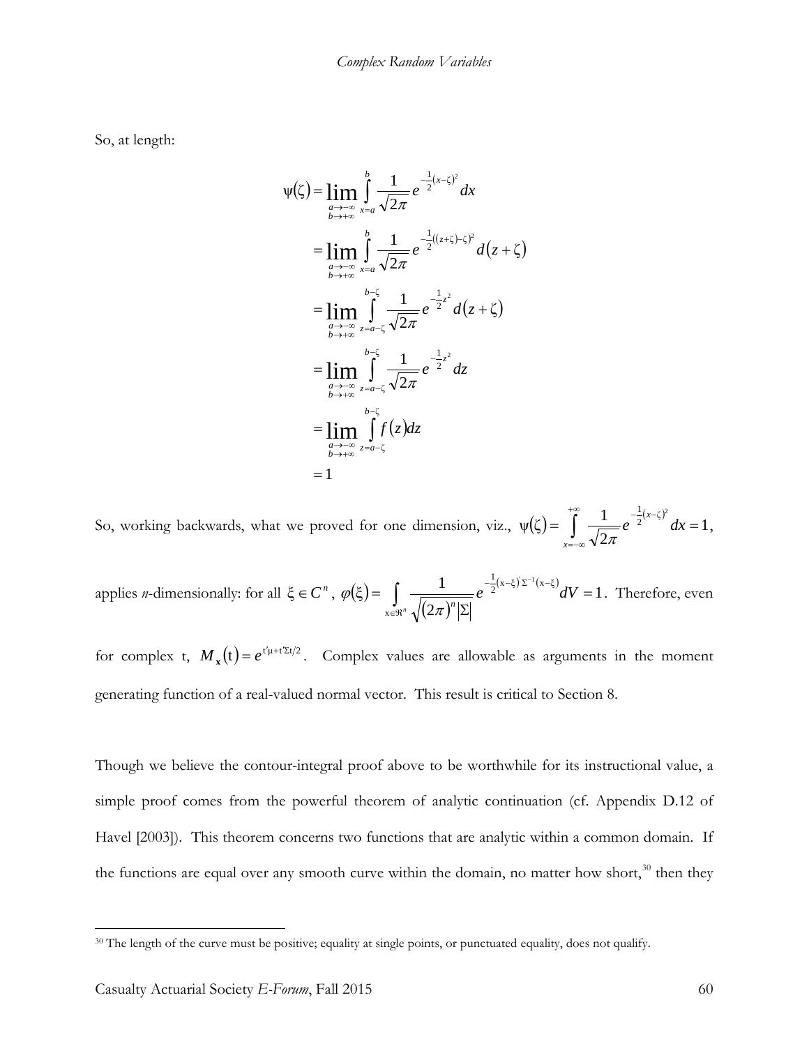So, at length:

$$
\begin{aligned}
\psi(\zeta) &= \lim_{\substack{a\to-\infty \\ b\to+\infty}} \int_{x=a}^{b} \frac{1}{\sqrt{2\pi}} e^{-\frac{1}{2}(x-\zeta)^2} dx \\
&= \lim_{\substack{a\to-\infty \\ b\to+\infty}} \int_{x=a}^{b} \frac{1}{\sqrt{2\pi}} e^{-\frac{1}{2}((z+\zeta)-\zeta)^2} d(z+\zeta) \\
&= \lim_{\substack{a\to-\infty \\ b\to+\infty}} \int_{z=a-\zeta}^{b-\zeta} \frac{1}{\sqrt{2\pi}} e^{-\frac{1}{2}z^2} d(z+\zeta) \\
&= \lim_{\substack{a\to-\infty \\ b\to+\infty}} \int_{z=a-\zeta}^{b-\zeta} \frac{1}{\sqrt{2\pi}} e^{-\frac{1}{2}z^2} dz \\
&= \lim_{\substack{a\to-\infty \\ b\to+\infty}} \int_{z=a-\zeta}^{b-\zeta} f(z) dz \\
&= 1
\end{aligned}
$$

So, working backwards, what we proved for one dimension, viz., $\psi(\zeta) = \int_{x=-\infty}^{+\infty} \frac{1}{\sqrt{2\pi}} e^{-\frac{1}{2}(x-\zeta)^2} dx = 1$, applies *n*-dimensionally: for all $\xi \in C^n$, $\varphi(\xi) = \int_{\mathrm{x}\in\Re^n} \frac{1}{\sqrt{(2\pi)^n |\Sigma|}} e^{-\frac{1}{2}(\mathrm{x}-\xi)'\Sigma^{-1}(\mathrm{x}-\xi)} dV = 1$. Therefore, even for complex t, $M_{\mathbf{x}}(\mathrm{t}) = e^{\mathrm{t}'\mu + \mathrm{t}'\Sigma\mathrm{t}/2}$. Complex values are allowable as arguments in the moment generating function of a real-valued normal vector. This result is critical to Section 8.

Though we believe the contour-integral proof above to be worthwhile for its instructional value, a simple proof comes from the powerful theorem of analytic continuation (cf. Appendix D.12 of Havel [2003]). This theorem concerns two functions that are analytic within a common domain. If the functions are equal over any smooth curve within the domain, no matter how short,[30] then they

[30] The length of the curve must be positive; equality at single points, or punctuated equality, does not qualify.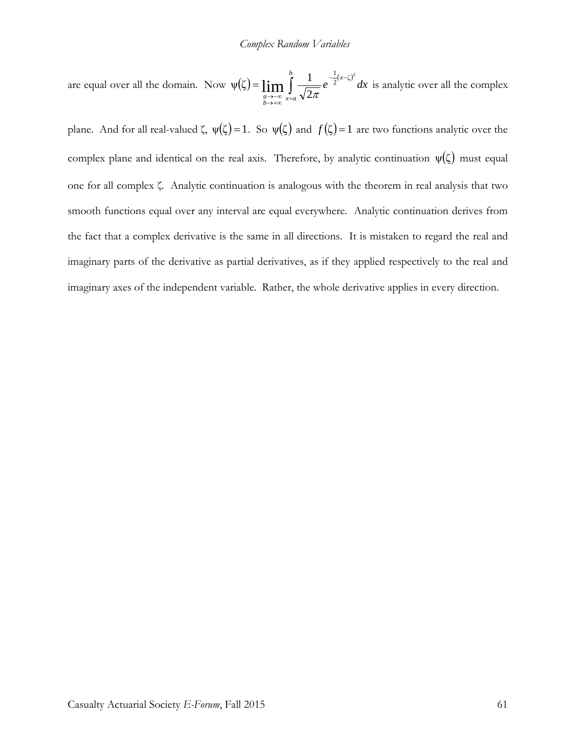are equal over all the domain. Now $\psi(\zeta) = \lim_{\substack{a \to -\infty \\ b \to +\infty}} \int_{x=a}^{b} \frac{1}{\sqrt{2\pi}} e^{-\frac{1}{2}(x-\zeta)^2} dx$ is analytic over all the complex plane. And for all real-valued ζ, $\psi(\zeta) = 1$. So $\psi(\zeta)$ and $f(\zeta) = 1$ are two functions analytic over the complex plane and identical on the real axis. Therefore, by analytic continuation $\psi(\zeta)$ must equal one for all complex ζ. Analytic continuation is analogous with the theorem in real analysis that two smooth functions equal over any interval are equal everywhere. Analytic continuation derives from the fact that a complex derivative is the same in all directions. It is mistaken to regard the real and imaginary parts of the derivative as partial derivatives, as if they applied respectively to the real and imaginary axes of the independent variable. Rather, the whole derivative applies in every direction.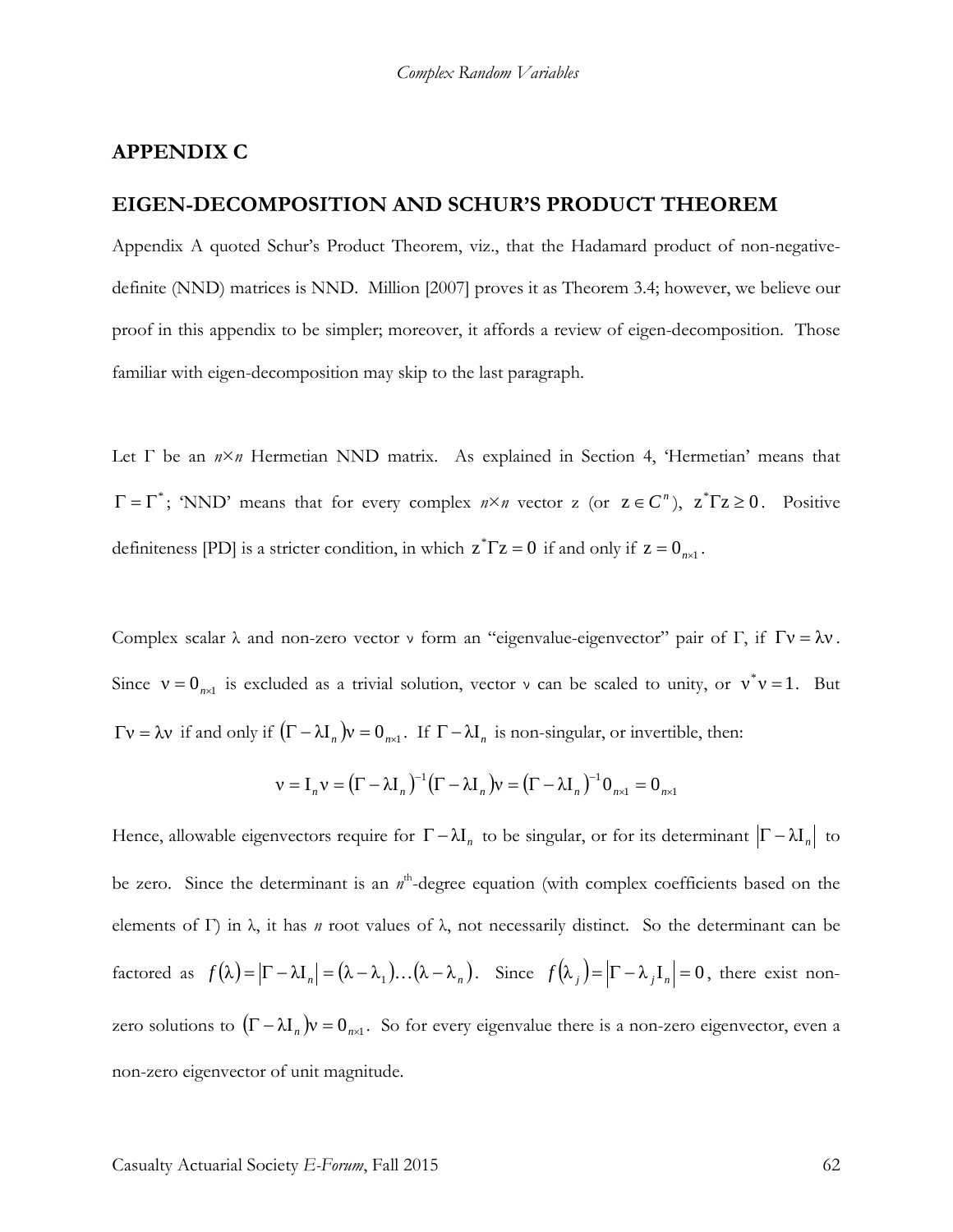## APPENDIX C

## EIGEN-DECOMPOSITION AND SCHUR'S PRODUCT THEOREM

Appendix A quoted Schur's Product Theorem, viz., that the Hadamard product of non-negative-definite (NND) matrices is NND. Million [2007] proves it as Theorem 3.4; however, we believe our proof in this appendix to be simpler; moreover, it affords a review of eigen-decomposition. Those familiar with eigen-decomposition may skip to the last paragraph.

Let Γ be an $n \times n$ Hermetian NND matrix. As explained in Section 4, 'Hermetian' means that $\Gamma = \Gamma^*$; 'NND' means that for every complex $n \times n$ vector z (or $z \in C^n$), $z^* \Gamma z \geq 0$. Positive definiteness [PD] is a stricter condition, in which $z^* \Gamma z = 0$ if and only if $z = 0_{n \times 1}$.

Complex scalar λ and non-zero vector ν form an "eigenvalue-eigenvector" pair of Γ, if $\Gamma \nu = \lambda \nu$. Since $\nu = 0_{n \times 1}$ is excluded as a trivial solution, vector ν can be scaled to unity, or $\nu^* \nu = 1$. But $\Gamma \nu = \lambda \nu$ if and only if $(\Gamma - \lambda I_n)\nu = 0_{n \times 1}$. If $\Gamma - \lambda I_n$ is non-singular, or invertible, then:

$$\nu = I_n \nu = (\Gamma - \lambda I_n)^{-1}(\Gamma - \lambda I_n)\nu = (\Gamma - \lambda I_n)^{-1} 0_{n \times 1} = 0_{n \times 1}$$

Hence, allowable eigenvectors require for $\Gamma - \lambda I_n$ to be singular, or for its determinant $|\Gamma - \lambda I_n|$ to be zero. Since the determinant is an $n^{\text{th}}$-degree equation (with complex coefficients based on the elements of Γ) in λ, it has $n$ root values of λ, not necessarily distinct. So the determinant can be factored as $f(\lambda) = |\Gamma - \lambda I_n| = (\lambda - \lambda_1)\ldots(\lambda - \lambda_n)$. Since $f(\lambda_j) = |\Gamma - \lambda_j I_n| = 0$, there exist non-zero solutions to $(\Gamma - \lambda I_n)\nu = 0_{n \times 1}$. So for every eigenvalue there is a non-zero eigenvector, even a non-zero eigenvector of unit magnitude.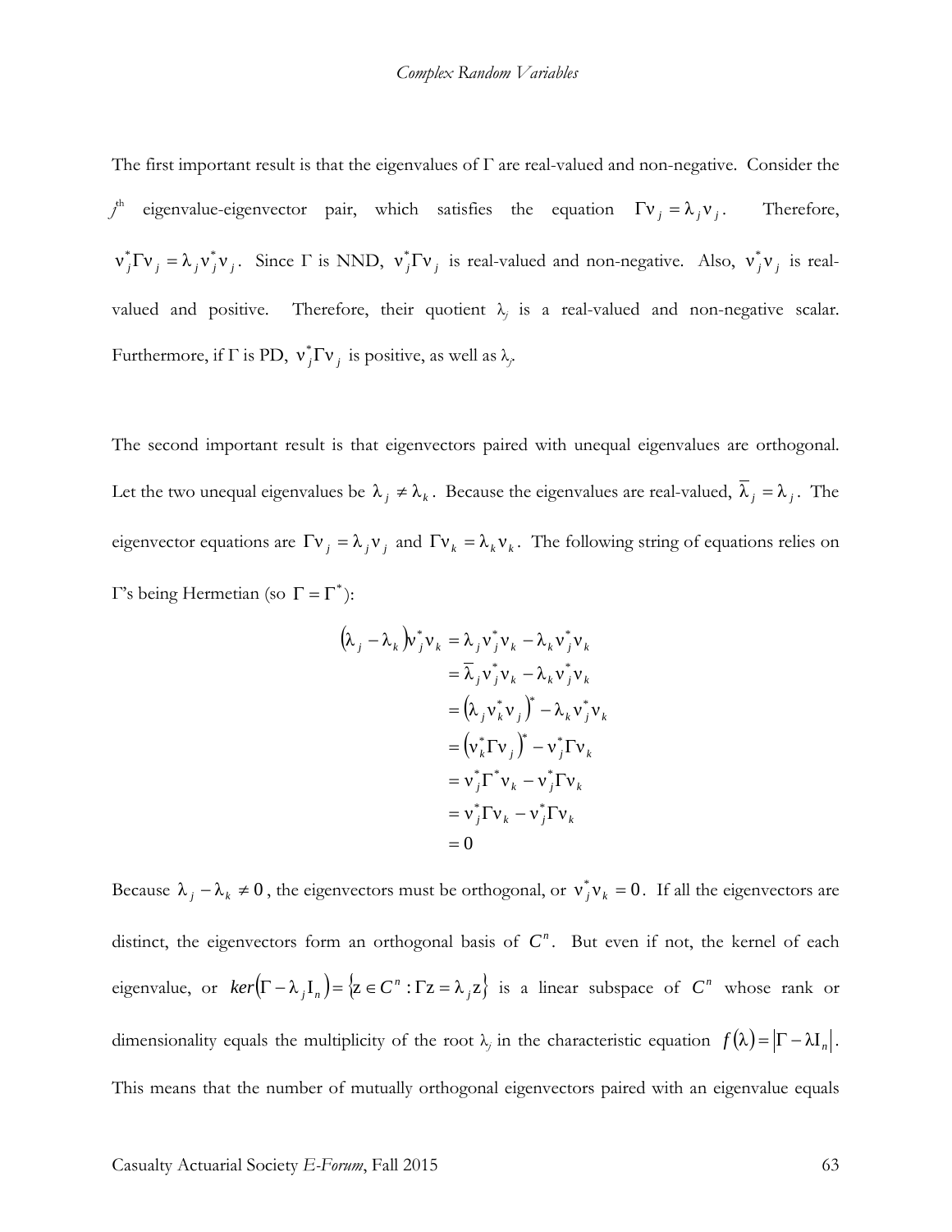The first important result is that the eigenvalues of $\Gamma$ are real-valued and non-negative. Consider the $j^{th}$ eigenvalue-eigenvector pair, which satisfies the equation $\Gamma \nu_j = \lambda_j \nu_j$. Therefore, $\nu_j^* \Gamma \nu_j = \lambda_j \nu_j^* \nu_j$. Since $\Gamma$ is NND, $\nu_j^* \Gamma \nu_j$ is real-valued and non-negative. Also, $\nu_j^* \nu_j$ is real-valued and positive. Therefore, their quotient $\lambda_j$ is a real-valued and non-negative scalar. Furthermore, if $\Gamma$ is PD, $\nu_j^* \Gamma \nu_j$ is positive, as well as $\lambda_j$.

The second important result is that eigenvectors paired with unequal eigenvalues are orthogonal. Let the two unequal eigenvalues be $\lambda_j \neq \lambda_k$. Because the eigenvalues are real-valued, $\overline{\lambda}_j = \lambda_j$. The eigenvector equations are $\Gamma \nu_j = \lambda_j \nu_j$ and $\Gamma \nu_k = \lambda_k \nu_k$. The following string of equations relies on $\Gamma$'s being Hermetian (so $\Gamma = \Gamma^*$):

$$
\begin{aligned}
(\lambda_j - \lambda_k)\nu_j^* \nu_k &= \lambda_j \nu_j^* \nu_k - \lambda_k \nu_j^* \nu_k \\
&= \overline{\lambda}_j \nu_j^* \nu_k - \lambda_k \nu_j^* \nu_k \\
&= \left(\lambda_j \nu_k^* \nu_j\right)^* - \lambda_k \nu_j^* \nu_k \\
&= \left(\nu_k^* \Gamma \nu_j\right)^* - \nu_j^* \Gamma \nu_k \\
&= \nu_j^* \Gamma^* \nu_k - \nu_j^* \Gamma \nu_k \\
&= \nu_j^* \Gamma \nu_k - \nu_j^* \Gamma \nu_k \\
&= 0
\end{aligned}
$$

Because $\lambda_j - \lambda_k \neq 0$, the eigenvectors must be orthogonal, or $\nu_j^* \nu_k = 0$. If all the eigenvectors are distinct, the eigenvectors form an orthogonal basis of $C^n$. But even if not, the kernel of each eigenvalue, or $ker(\Gamma - \lambda_j I_n) = \{z \in C^n : \Gamma z = \lambda_j z\}$ is a linear subspace of $C^n$ whose rank or dimensionality equals the multiplicity of the root $\lambda_j$ in the characteristic equation $f(\lambda) = |\Gamma - \lambda I_n|$. This means that the number of mutually orthogonal eigenvectors paired with an eigenvalue equals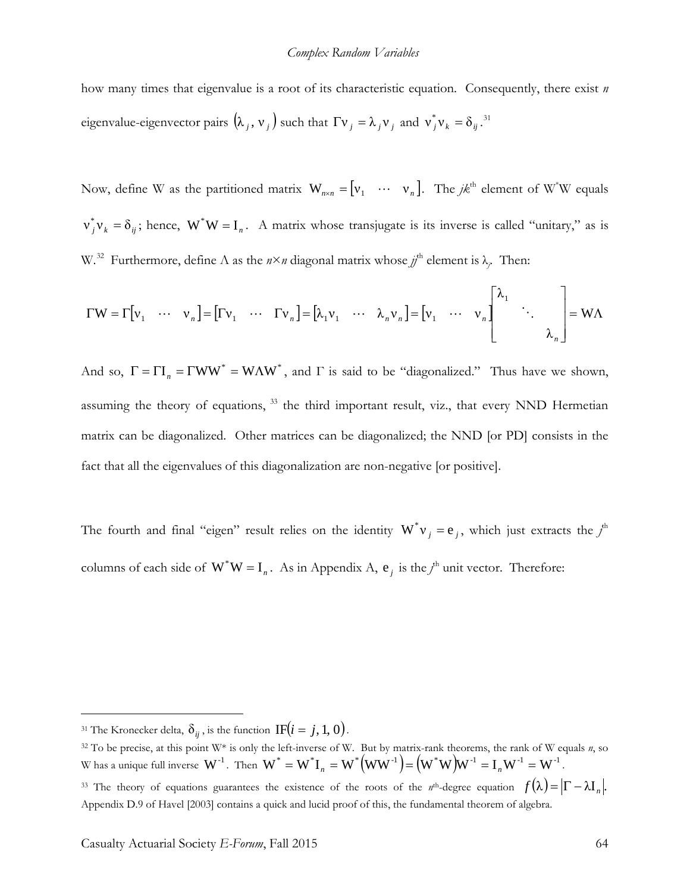how many times that eigenvalue is a root of its characteristic equation. Consequently, there exist $n$ eigenvalue-eigenvector pairs $(\lambda_j, \nu_j)$ such that $\Gamma \nu_j = \lambda_j \nu_j$ and $\nu_j^* \nu_k = \delta_{ij}$.[31]

Now, define W as the partitioned matrix $W_{n \times n} = [\nu_1 \quad \cdots \quad \nu_n]$. The $jk^{\text{th}}$ element of $W^*W$ equals $\nu_j^* \nu_k = \delta_{ij}$; hence, $W^* W = I_n$. A matrix whose transjugate is its inverse is called "unitary," as is W.[32] Furthermore, define $\Lambda$ as the $n \times n$ diagonal matrix whose $jj^{\text{th}}$ element is $\lambda_j$. Then:

$$\Gamma W = \Gamma [\nu_1 \quad \cdots \quad \nu_n] = [\Gamma \nu_1 \quad \cdots \quad \Gamma \nu_n] = [\lambda_1 \nu_1 \quad \cdots \quad \lambda_n \nu_n] = [\nu_1 \quad \cdots \quad \nu_n] \begin{bmatrix} \lambda_1 & & \\ & \ddots & \\ & & \lambda_n \end{bmatrix} = W\Lambda$$

And so, $\Gamma = \Gamma I_n = \Gamma W W^* = W \Lambda W^*$, and $\Gamma$ is said to be "diagonalized." Thus have we shown, assuming the theory of equations,[33] the third important result, viz., that every NND Hermetian matrix can be diagonalized. Other matrices can be diagonalized; the NND [or PD] consists in the fact that all the eigenvalues of this diagonalization are non-negative [or positive].

The fourth and final "eigen" result relies on the identity $W^* \nu_j = e_j$, which just extracts the $j^{\text{th}}$ columns of each side of $W^* W = I_n$. As in Appendix A, $e_j$ is the $j^{\text{th}}$ unit vector. Therefore:

---

[31] The Kronecker delta, $\delta_{ij}$, is the function $\text{IF}(i = j, 1, 0)$.

[32] To be precise, at this point W* is only the left-inverse of W. But by matrix-rank theorems, the rank of W equals $n$, so W has a unique full inverse $W^{-1}$. Then $W^* = W^* I_n = W^* (W W^{-1}) = (W^* W) W^{-1} = I_n W^{-1} = W^{-1}$.

[33] The theory of equations guarantees the existence of the roots of the $n^{\text{th}}$-degree equation $f(\lambda) = |\Gamma - \lambda I_n|$. Appendix D.9 of Havel [2003] contains a quick and lucid proof of this, the fundamental theorem of algebra.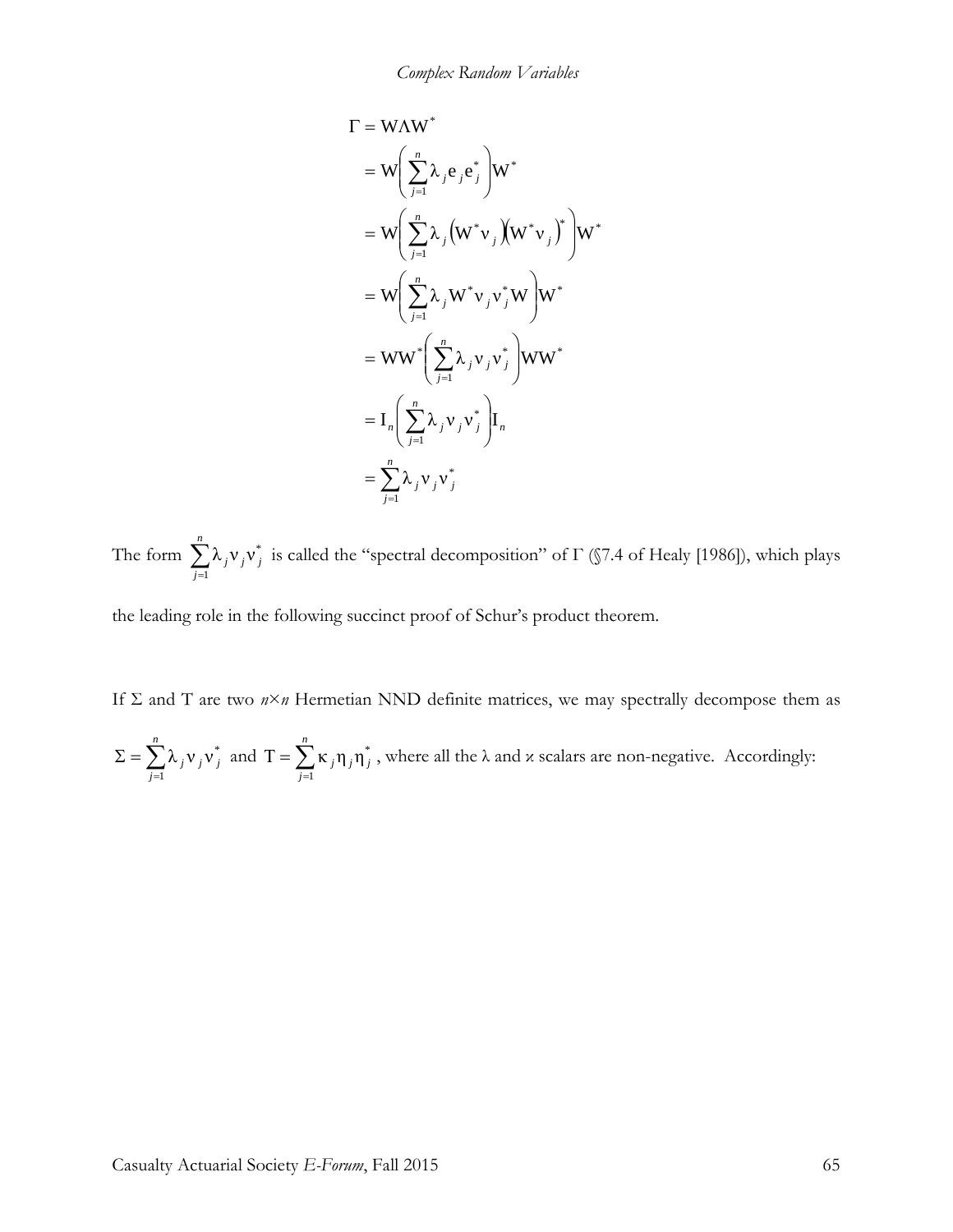$$
\begin{aligned}
\Gamma &= \mathrm{W}\Lambda\mathrm{W}^* \\
&= \mathrm{W}\left(\sum_{j=1}^{n}\lambda_j \mathrm{e}_j \mathrm{e}_j^*\right)\mathrm{W}^* \\
&= \mathrm{W}\left(\sum_{j=1}^{n}\lambda_j \left(\mathrm{W}^*\mathrm{v}_j\right)\left(\mathrm{W}^*\mathrm{v}_j\right)^*\right)\mathrm{W}^* \\
&= \mathrm{W}\left(\sum_{j=1}^{n}\lambda_j \mathrm{W}^*\mathrm{v}_j \mathrm{v}_j^*\mathrm{W}\right)\mathrm{W}^* \\
&= \mathrm{W}\mathrm{W}^*\left(\sum_{j=1}^{n}\lambda_j \mathrm{v}_j \mathrm{v}_j^*\right)\mathrm{W}\mathrm{W}^* \\
&= \mathrm{I}_n\left(\sum_{j=1}^{n}\lambda_j \mathrm{v}_j \mathrm{v}_j^*\right)\mathrm{I}_n \\
&= \sum_{j=1}^{n}\lambda_j \mathrm{v}_j \mathrm{v}_j^*
\end{aligned}
$$

The form $\sum_{j=1}^{n}\lambda_j \mathrm{v}_j \mathrm{v}_j^*$ is called the "spectral decomposition" of $\Gamma$ (§7.4 of Healy [1986]), which plays the leading role in the following succinct proof of Schur's product theorem.

If $\Sigma$ and $\mathrm{T}$ are two $n \times n$ Hermetian NND definite matrices, we may spectrally decompose them as $\Sigma = \sum_{j=1}^{n}\lambda_j \mathrm{v}_j \mathrm{v}_j^*$ and $\mathrm{T} = \sum_{j=1}^{n}\kappa_j \eta_j \eta_j^*$, where all the $\lambda$ and $\varkappa$ scalars are non-negative. Accordingly: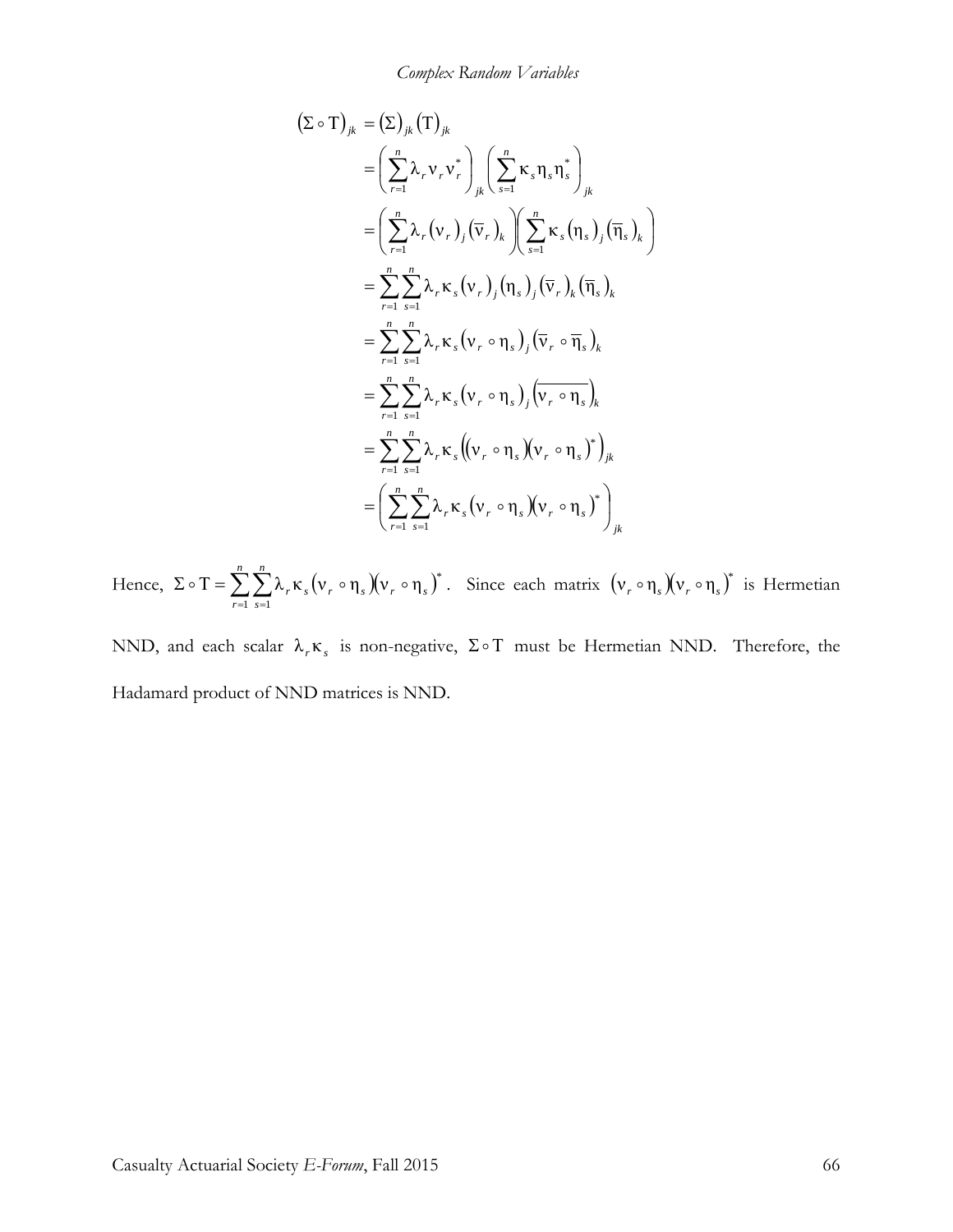$$
\begin{aligned}
(\Sigma \circ \mathrm{T})_{jk} &= (\Sigma)_{jk} (\mathrm{T})_{jk} \\
&= \left( \sum_{r=1}^{n} \lambda_r \nu_r \nu_r^* \right)_{jk} \left( \sum_{s=1}^{n} \kappa_s \eta_s \eta_s^* \right)_{jk} \\
&= \left( \sum_{r=1}^{n} \lambda_r (\nu_r)_j (\overline{\nu}_r)_k \right) \left( \sum_{s=1}^{n} \kappa_s (\eta_s)_j (\overline{\eta}_s)_k \right) \\
&= \sum_{r=1}^{n} \sum_{s=1}^{n} \lambda_r \kappa_s (\nu_r)_j (\eta_s)_j (\overline{\nu}_r)_k (\overline{\eta}_s)_k \\
&= \sum_{r=1}^{n} \sum_{s=1}^{n} \lambda_r \kappa_s (\nu_r \circ \eta_s)_j (\overline{\nu}_r \circ \overline{\eta}_s)_k \\
&= \sum_{r=1}^{n} \sum_{s=1}^{n} \lambda_r \kappa_s (\nu_r \circ \eta_s)_j \left( \overline{\nu_r \circ \eta_s} \right)_k \\
&= \sum_{r=1}^{n} \sum_{s=1}^{n} \lambda_r \kappa_s \left( (\nu_r \circ \eta_s)(\nu_r \circ \eta_s)^* \right)_{jk} \\
&= \left( \sum_{r=1}^{n} \sum_{s=1}^{n} \lambda_r \kappa_s (\nu_r \circ \eta_s)(\nu_r \circ \eta_s)^* \right)_{jk}
\end{aligned}
$$

Hence, $\Sigma \circ \mathrm{T} = \sum_{r=1}^{n} \sum_{s=1}^{n} \lambda_r \kappa_s (\nu_r \circ \eta_s)(\nu_r \circ \eta_s)^*$. Since each matrix $(\nu_r \circ \eta_s)(\nu_r \circ \eta_s)^*$ is Hermetian NND, and each scalar $\lambda_r \kappa_s$ is non-negative, $\Sigma \circ \mathrm{T}$ must be Hermetian NND. Therefore, the Hadamard product of NND matrices is NND.